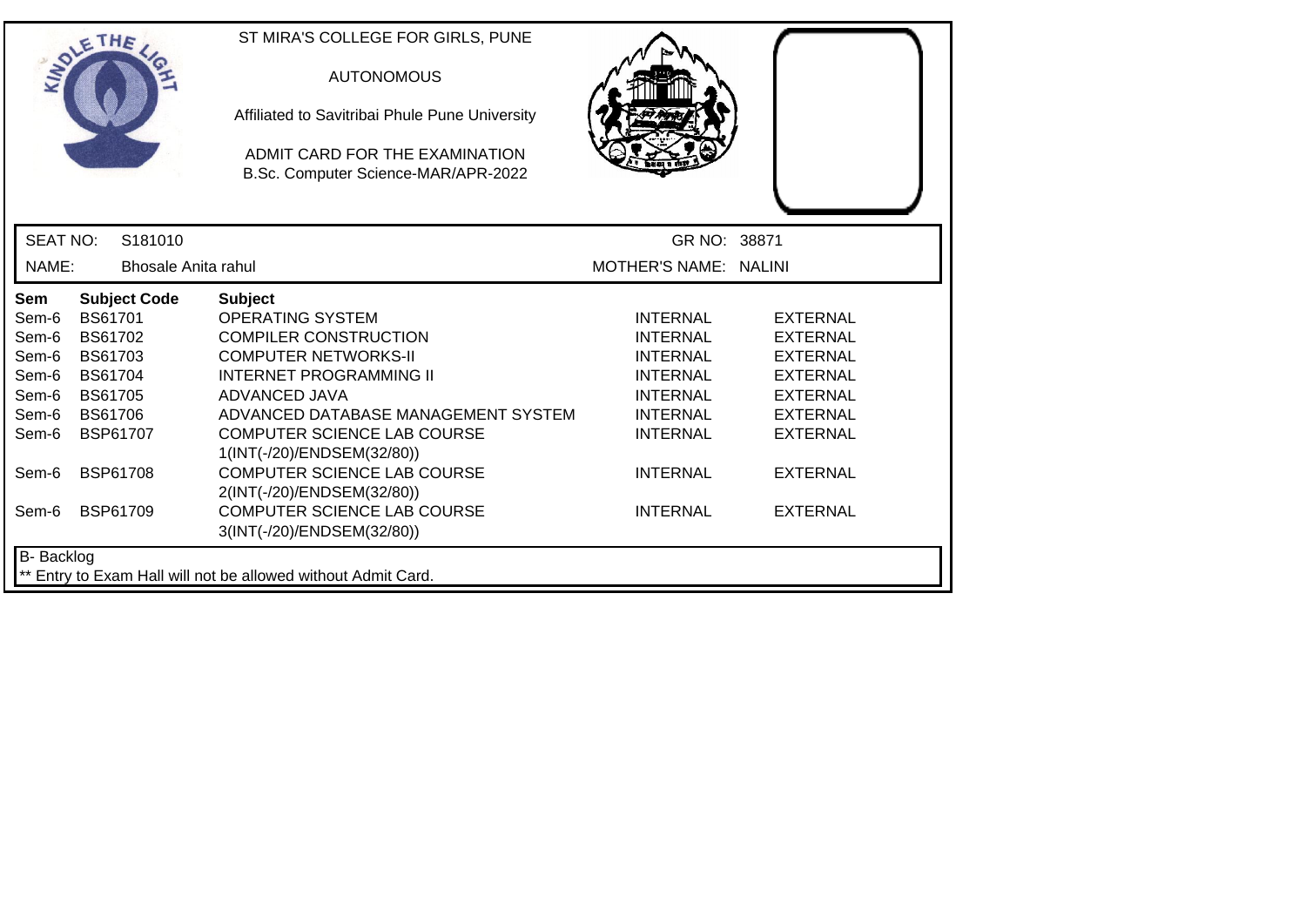ST MIRA'S COLLEGE FOR GIRLS, PUNE

AUTONOMOUS

Affiliated to Savitribai Phule Pune University

ADMIT CARD FOR THE EXAMINATION
B.Sc. Computer Science-MAR/APR-2022

| SEAT NO: | S181010 | GR NO: | 38871 |
|---|---|---|---|
| NAME: | Bhosale Anita rahul | MOTHER'S NAME: | NALINI |

| Sem | Subject Code | Subject | | |
|---|---|---|---|---|
| Sem-6 | BS61701 | OPERATING SYSTEM | INTERNAL | EXTERNAL |
| Sem-6 | BS61702 | COMPILER CONSTRUCTION | INTERNAL | EXTERNAL |
| Sem-6 | BS61703 | COMPUTER NETWORKS-II | INTERNAL | EXTERNAL |
| Sem-6 | BS61704 | INTERNET PROGRAMMING II | INTERNAL | EXTERNAL |
| Sem-6 | BS61705 | ADVANCED JAVA | INTERNAL | EXTERNAL |
| Sem-6 | BS61706 | ADVANCED DATABASE MANAGEMENT SYSTEM | INTERNAL | EXTERNAL |
| Sem-6 | BSP61707 | COMPUTER SCIENCE LAB COURSE 1(INT(-/20)/ENDSEM(32/80)) | INTERNAL | EXTERNAL |
| Sem-6 | BSP61708 | COMPUTER SCIENCE LAB COURSE 2(INT(-/20)/ENDSEM(32/80)) | INTERNAL | EXTERNAL |
| Sem-6 | BSP61709 | COMPUTER SCIENCE LAB COURSE 3(INT(-/20)/ENDSEM(32/80)) | INTERNAL | EXTERNAL |

B- Backlog

** Entry to Exam Hall will not be allowed without Admit Card.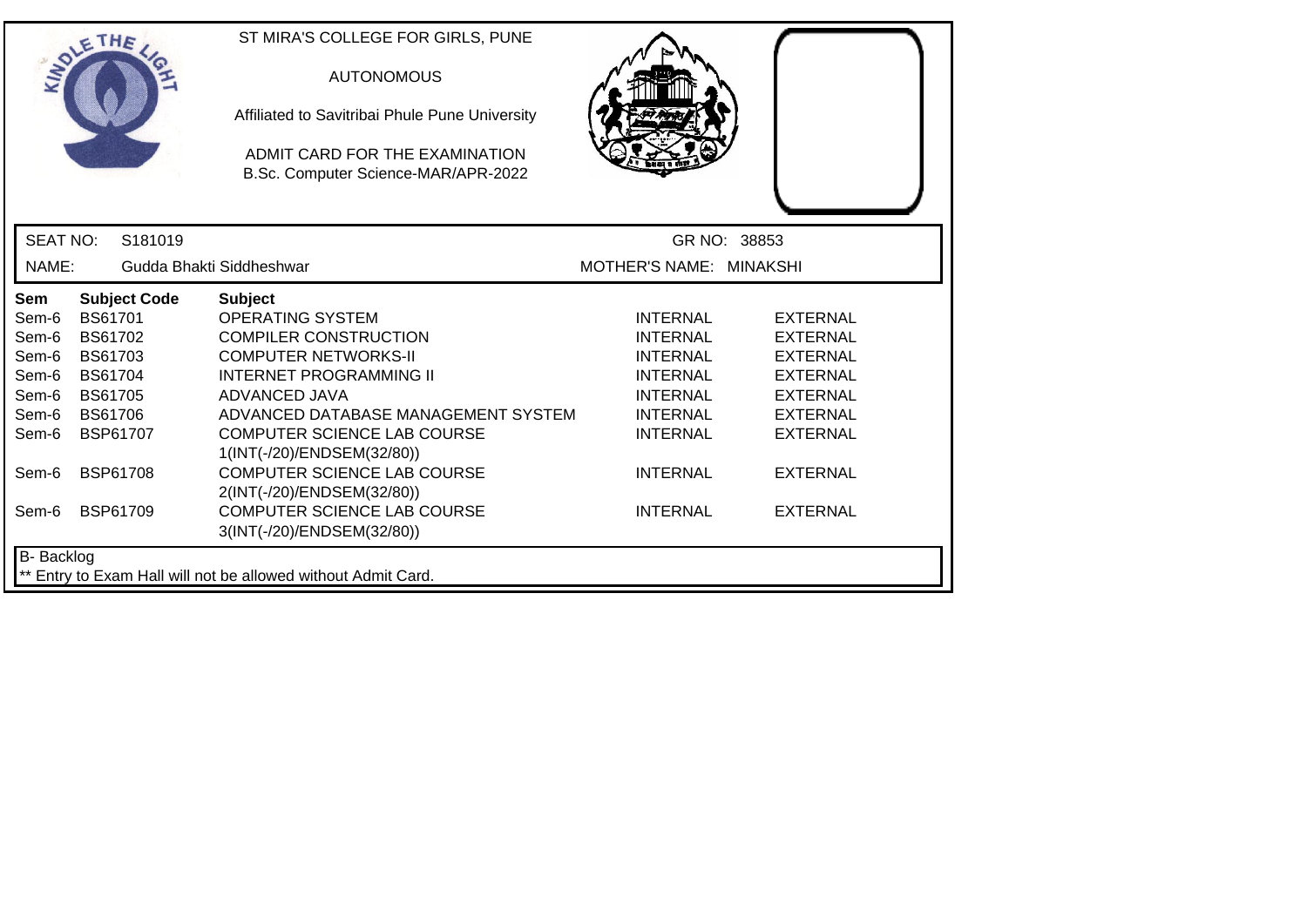ST MIRA'S COLLEGE FOR GIRLS, PUNE

AUTONOMOUS

Affiliated to Savitribai Phule Pune University

ADMIT CARD FOR THE EXAMINATION

B.Sc. Computer Science-MAR/APR-2022

SEAT NO: S181019 GR NO: 38853

NAME: Gudda Bhakti Siddheshwar MOTHER'S NAME: MINAKSHI

| Sem | Subject Code | Subject | | |
|---|---|---|---|---|
| Sem-6 | BS61701 | OPERATING SYSTEM | INTERNAL | EXTERNAL |
| Sem-6 | BS61702 | COMPILER CONSTRUCTION | INTERNAL | EXTERNAL |
| Sem-6 | BS61703 | COMPUTER NETWORKS-II | INTERNAL | EXTERNAL |
| Sem-6 | BS61704 | INTERNET PROGRAMMING II | INTERNAL | EXTERNAL |
| Sem-6 | BS61705 | ADVANCED JAVA | INTERNAL | EXTERNAL |
| Sem-6 | BS61706 | ADVANCED DATABASE MANAGEMENT SYSTEM | INTERNAL | EXTERNAL |
| Sem-6 | BSP61707 | COMPUTER SCIENCE LAB COURSE 1(INT(-/20)/ENDSEM(32/80)) | INTERNAL | EXTERNAL |
| Sem-6 | BSP61708 | COMPUTER SCIENCE LAB COURSE 2(INT(-/20)/ENDSEM(32/80)) | INTERNAL | EXTERNAL |
| Sem-6 | BSP61709 | COMPUTER SCIENCE LAB COURSE 3(INT(-/20)/ENDSEM(32/80)) | INTERNAL | EXTERNAL |

B- Backlog

** Entry to Exam Hall will not be allowed without Admit Card.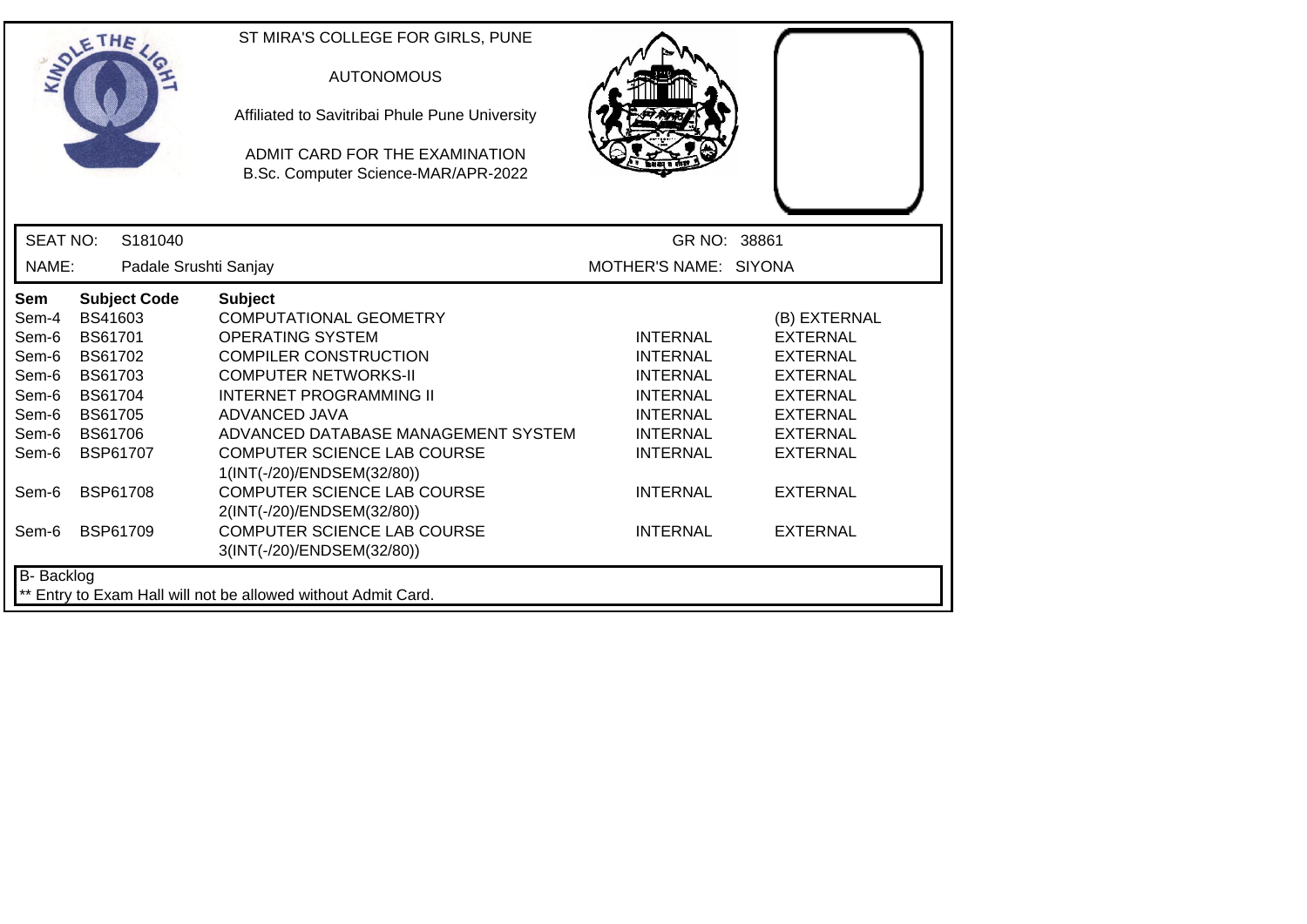ST MIRA'S COLLEGE FOR GIRLS, PUNE

AUTONOMOUS

Affiliated to Savitribai Phule Pune University

ADMIT CARD FOR THE EXAMINATION
B.Sc. Computer Science-MAR/APR-2022

| | | | |
|---|---|---|---|
| SEAT NO: | S181040 | GR NO: | 38861 |
| NAME: | Padale Srushti Sanjay | MOTHER'S NAME: | SIYONA |

| Sem | Subject Code | Subject | | |
|---|---|---|---|---|
| Sem-4 | BS41603 | COMPUTATIONAL GEOMETRY | | (B) EXTERNAL |
| Sem-6 | BS61701 | OPERATING SYSTEM | INTERNAL | EXTERNAL |
| Sem-6 | BS61702 | COMPILER CONSTRUCTION | INTERNAL | EXTERNAL |
| Sem-6 | BS61703 | COMPUTER NETWORKS-II | INTERNAL | EXTERNAL |
| Sem-6 | BS61704 | INTERNET PROGRAMMING II | INTERNAL | EXTERNAL |
| Sem-6 | BS61705 | ADVANCED JAVA | INTERNAL | EXTERNAL |
| Sem-6 | BS61706 | ADVANCED DATABASE MANAGEMENT SYSTEM | INTERNAL | EXTERNAL |
| Sem-6 | BSP61707 | COMPUTER SCIENCE LAB COURSE 1(INT(-/20)/ENDSEM(32/80)) | INTERNAL | EXTERNAL |
| Sem-6 | BSP61708 | COMPUTER SCIENCE LAB COURSE 2(INT(-/20)/ENDSEM(32/80)) | INTERNAL | EXTERNAL |
| Sem-6 | BSP61709 | COMPUTER SCIENCE LAB COURSE 3(INT(-/20)/ENDSEM(32/80)) | INTERNAL | EXTERNAL |

B- Backlog

** Entry to Exam Hall will not be allowed without Admit Card.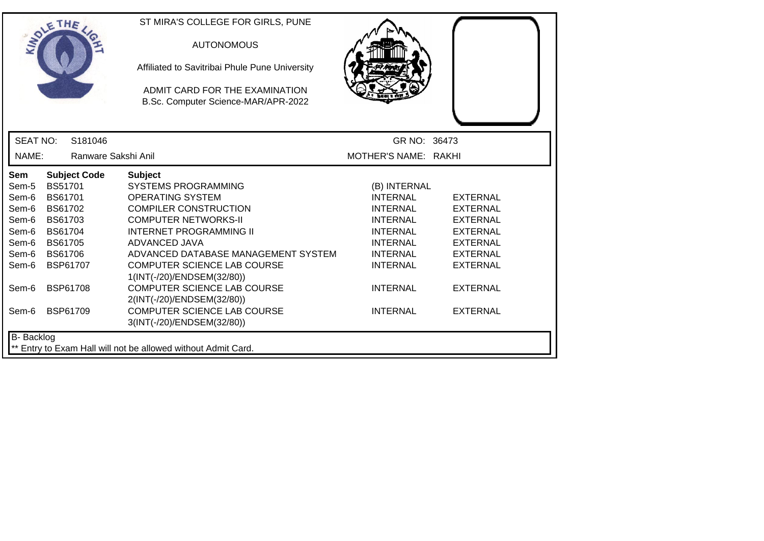ST MIRA'S COLLEGE FOR GIRLS, PUNE

AUTONOMOUS

Affiliated to Savitribai Phule Pune University

ADMIT CARD FOR THE EXAMINATION
B.Sc. Computer Science-MAR/APR-2022

SEAT NO: S181046 GR NO: 36473

NAME: Ranware Sakshi Anil MOTHER'S NAME: RAKHI

| Sem | Subject Code | Subject | | |
|---|---|---|---|---|
| Sem-5 | BS51701 | SYSTEMS PROGRAMMING | (B) INTERNAL | |
| Sem-6 | BS61701 | OPERATING SYSTEM | INTERNAL | EXTERNAL |
| Sem-6 | BS61702 | COMPILER CONSTRUCTION | INTERNAL | EXTERNAL |
| Sem-6 | BS61703 | COMPUTER NETWORKS-II | INTERNAL | EXTERNAL |
| Sem-6 | BS61704 | INTERNET PROGRAMMING II | INTERNAL | EXTERNAL |
| Sem-6 | BS61705 | ADVANCED JAVA | INTERNAL | EXTERNAL |
| Sem-6 | BS61706 | ADVANCED DATABASE MANAGEMENT SYSTEM | INTERNAL | EXTERNAL |
| Sem-6 | BSP61707 | COMPUTER SCIENCE LAB COURSE 1(INT(-/20)/ENDSEM(32/80)) | INTERNAL | EXTERNAL |
| Sem-6 | BSP61708 | COMPUTER SCIENCE LAB COURSE 2(INT(-/20)/ENDSEM(32/80)) | INTERNAL | EXTERNAL |
| Sem-6 | BSP61709 | COMPUTER SCIENCE LAB COURSE 3(INT(-/20)/ENDSEM(32/80)) | INTERNAL | EXTERNAL |

B- Backlog

** Entry to Exam Hall will not be allowed without Admit Card.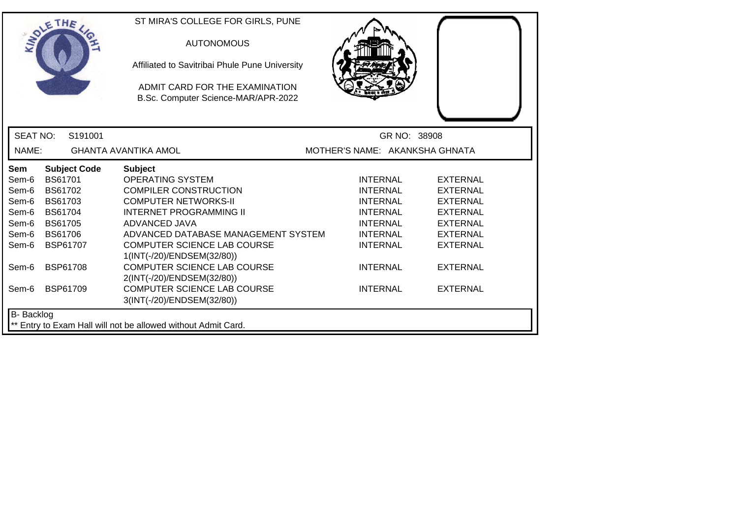ST MIRA'S COLLEGE FOR GIRLS, PUNE

AUTONOMOUS

Affiliated to Savitribai Phule Pune University

ADMIT CARD FOR THE EXAMINATION
B.Sc. Computer Science-MAR/APR-2022

SEAT NO: S191001 GR NO: 38908

NAME: GHANTA AVANTIKA AMOL MOTHER'S NAME: AKANKSHA GHNATA

| Sem | Subject Code | Subject | | |
|---|---|---|---|---|
| Sem-6 | BS61701 | OPERATING SYSTEM | INTERNAL | EXTERNAL |
| Sem-6 | BS61702 | COMPILER CONSTRUCTION | INTERNAL | EXTERNAL |
| Sem-6 | BS61703 | COMPUTER NETWORKS-II | INTERNAL | EXTERNAL |
| Sem-6 | BS61704 | INTERNET PROGRAMMING II | INTERNAL | EXTERNAL |
| Sem-6 | BS61705 | ADVANCED JAVA | INTERNAL | EXTERNAL |
| Sem-6 | BS61706 | ADVANCED DATABASE MANAGEMENT SYSTEM | INTERNAL | EXTERNAL |
| Sem-6 | BSP61707 | COMPUTER SCIENCE LAB COURSE 1(INT(-/20)/ENDSEM(32/80)) | INTERNAL | EXTERNAL |
| Sem-6 | BSP61708 | COMPUTER SCIENCE LAB COURSE 2(INT(-/20)/ENDSEM(32/80)) | INTERNAL | EXTERNAL |
| Sem-6 | BSP61709 | COMPUTER SCIENCE LAB COURSE 3(INT(-/20)/ENDSEM(32/80)) | INTERNAL | EXTERNAL |

B- Backlog

** Entry to Exam Hall will not be allowed without Admit Card.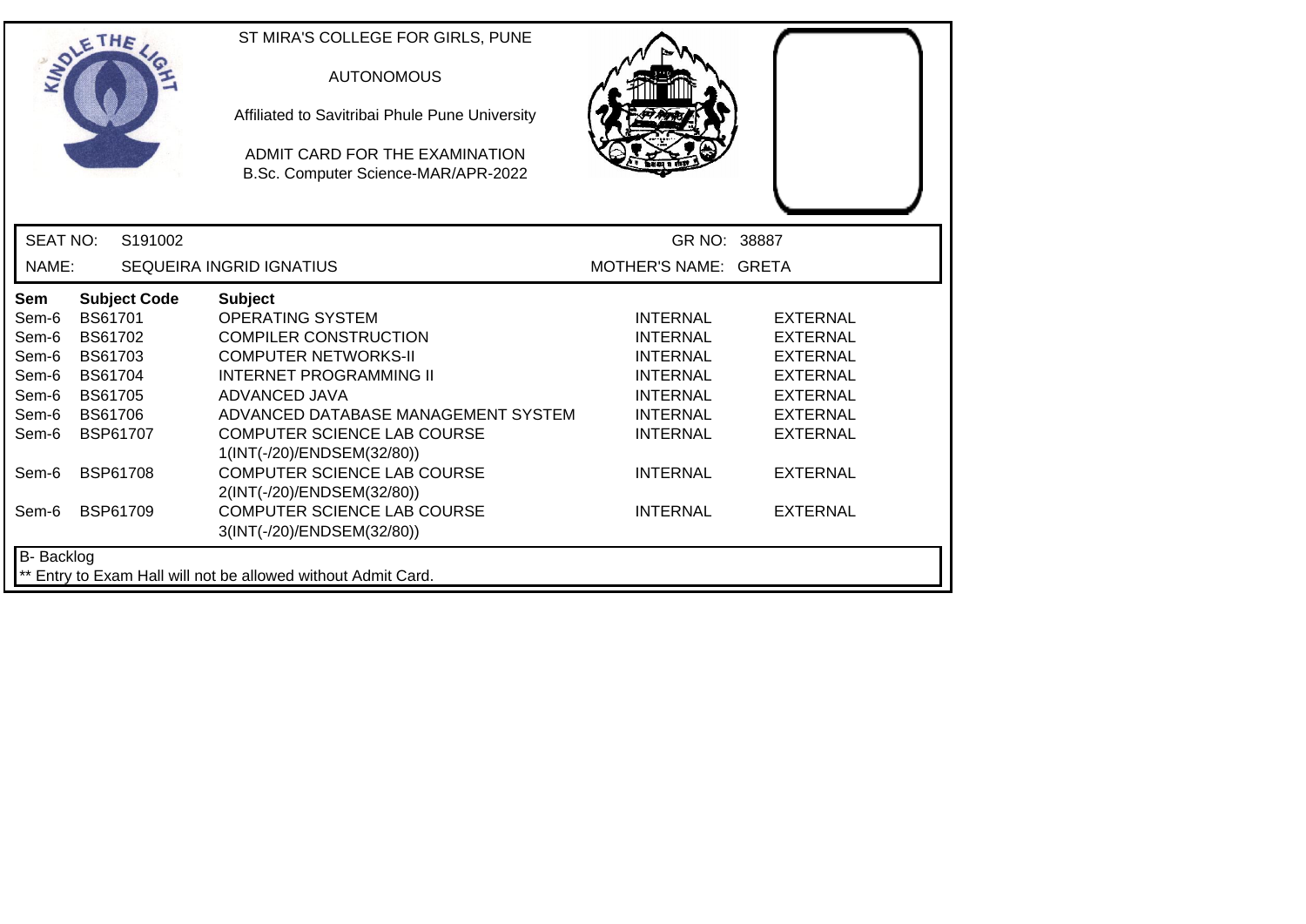ST MIRA'S COLLEGE FOR GIRLS, PUNE

AUTONOMOUS

Affiliated to Savitribai Phule Pune University

ADMIT CARD FOR THE EXAMINATION
B.Sc. Computer Science-MAR/APR-2022

SEAT NO: S191002 GR NO: 38887

NAME: SEQUEIRA INGRID IGNATIUS MOTHER'S NAME: GRETA

| Sem | Subject Code | Subject | | |
|---|---|---|---|---|
| Sem-6 | BS61701 | OPERATING SYSTEM | INTERNAL | EXTERNAL |
| Sem-6 | BS61702 | COMPILER CONSTRUCTION | INTERNAL | EXTERNAL |
| Sem-6 | BS61703 | COMPUTER NETWORKS-II | INTERNAL | EXTERNAL |
| Sem-6 | BS61704 | INTERNET PROGRAMMING II | INTERNAL | EXTERNAL |
| Sem-6 | BS61705 | ADVANCED JAVA | INTERNAL | EXTERNAL |
| Sem-6 | BS61706 | ADVANCED DATABASE MANAGEMENT SYSTEM | INTERNAL | EXTERNAL |
| Sem-6 | BSP61707 | COMPUTER SCIENCE LAB COURSE 1(INT(-/20)/ENDSEM(32/80)) | INTERNAL | EXTERNAL |
| Sem-6 | BSP61708 | COMPUTER SCIENCE LAB COURSE 2(INT(-/20)/ENDSEM(32/80)) | INTERNAL | EXTERNAL |
| Sem-6 | BSP61709 | COMPUTER SCIENCE LAB COURSE 3(INT(-/20)/ENDSEM(32/80)) | INTERNAL | EXTERNAL |

B- Backlog

** Entry to Exam Hall will not be allowed without Admit Card.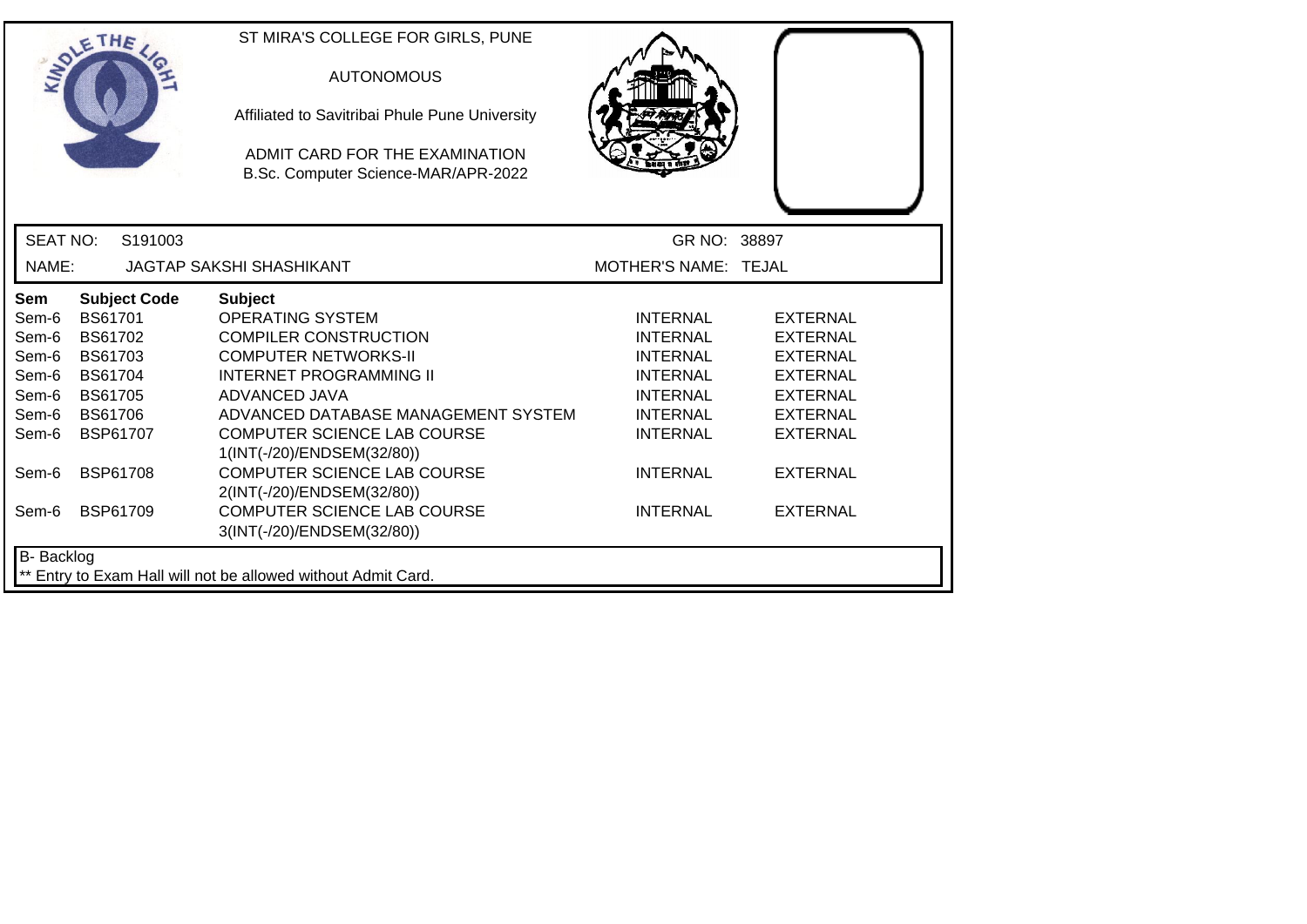ST MIRA'S COLLEGE FOR GIRLS, PUNE

AUTONOMOUS

Affiliated to Savitribai Phule Pune University

ADMIT CARD FOR THE EXAMINATION
B.Sc. Computer Science-MAR/APR-2022

SEAT NO: S191003 | GR NO: 38897

NAME: JAGTAP SAKSHI SHASHIKANT | MOTHER'S NAME: TEJAL

| Sem | Subject Code | Subject | | |
|---|---|---|---|---|
| Sem-6 | BS61701 | OPERATING SYSTEM | INTERNAL | EXTERNAL |
| Sem-6 | BS61702 | COMPILER CONSTRUCTION | INTERNAL | EXTERNAL |
| Sem-6 | BS61703 | COMPUTER NETWORKS-II | INTERNAL | EXTERNAL |
| Sem-6 | BS61704 | INTERNET PROGRAMMING II | INTERNAL | EXTERNAL |
| Sem-6 | BS61705 | ADVANCED JAVA | INTERNAL | EXTERNAL |
| Sem-6 | BS61706 | ADVANCED DATABASE MANAGEMENT SYSTEM | INTERNAL | EXTERNAL |
| Sem-6 | BSP61707 | COMPUTER SCIENCE LAB COURSE 1(INT(-/20)/ENDSEM(32/80)) | INTERNAL | EXTERNAL |
| Sem-6 | BSP61708 | COMPUTER SCIENCE LAB COURSE 2(INT(-/20)/ENDSEM(32/80)) | INTERNAL | EXTERNAL |
| Sem-6 | BSP61709 | COMPUTER SCIENCE LAB COURSE 3(INT(-/20)/ENDSEM(32/80)) | INTERNAL | EXTERNAL |

B- Backlog

** Entry to Exam Hall will not be allowed without Admit Card.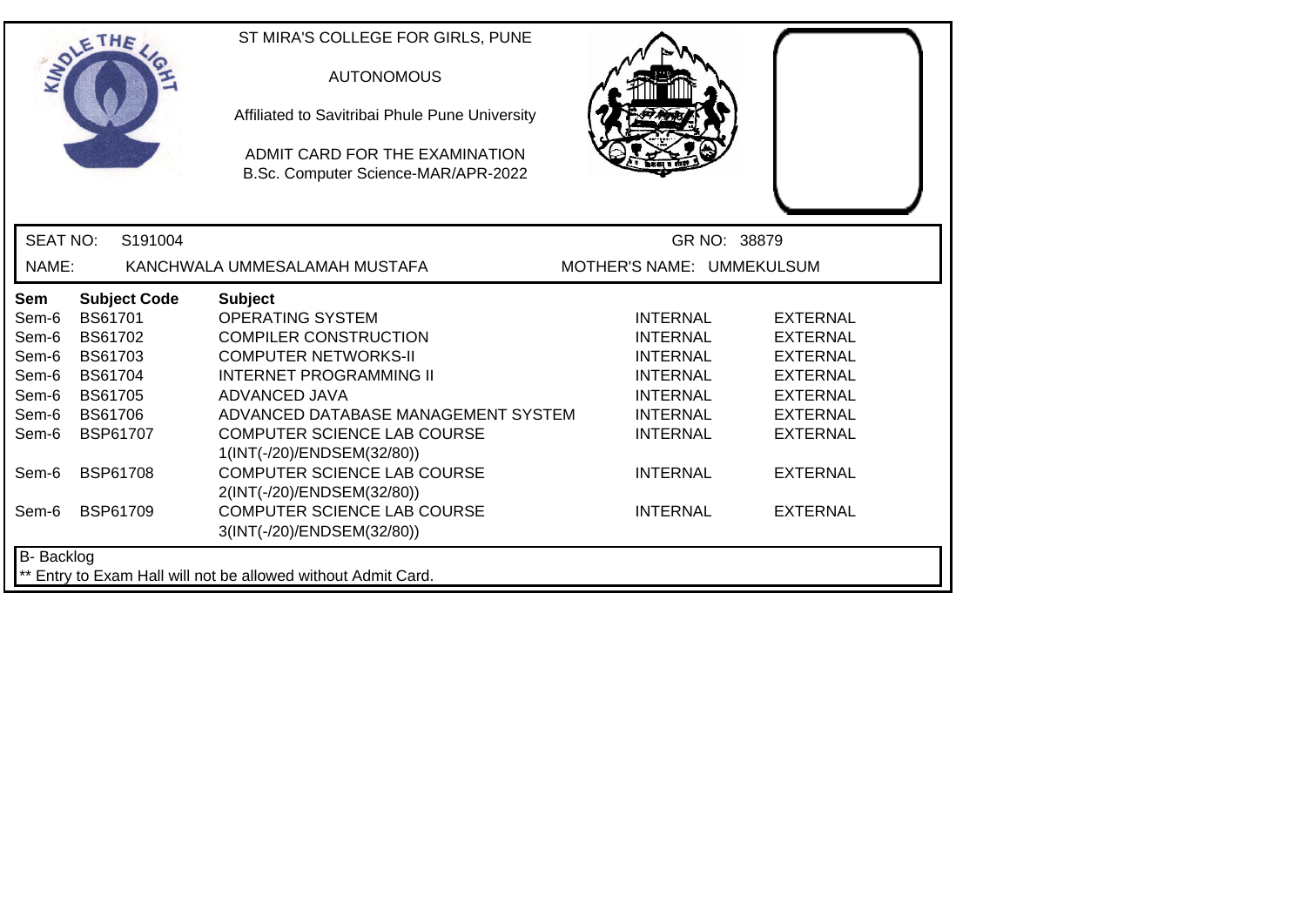ST MIRA'S COLLEGE FOR GIRLS, PUNE

AUTONOMOUS

Affiliated to Savitribai Phule Pune University

ADMIT CARD FOR THE EXAMINATION
B.Sc. Computer Science-MAR/APR-2022

SEAT NO: S191004 GR NO: 38879

NAME: KANCHWALA UMMESALAMAH MUSTAFA MOTHER'S NAME: UMMEKULSUM

| Sem | Subject Code | Subject | | |
|---|---|---|---|---|
| Sem-6 | BS61701 | OPERATING SYSTEM | INTERNAL | EXTERNAL |
| Sem-6 | BS61702 | COMPILER CONSTRUCTION | INTERNAL | EXTERNAL |
| Sem-6 | BS61703 | COMPUTER NETWORKS-II | INTERNAL | EXTERNAL |
| Sem-6 | BS61704 | INTERNET PROGRAMMING II | INTERNAL | EXTERNAL |
| Sem-6 | BS61705 | ADVANCED JAVA | INTERNAL | EXTERNAL |
| Sem-6 | BS61706 | ADVANCED DATABASE MANAGEMENT SYSTEM | INTERNAL | EXTERNAL |
| Sem-6 | BSP61707 | COMPUTER SCIENCE LAB COURSE 1(INT(-/20)/ENDSEM(32/80)) | INTERNAL | EXTERNAL |
| Sem-6 | BSP61708 | COMPUTER SCIENCE LAB COURSE 2(INT(-/20)/ENDSEM(32/80)) | INTERNAL | EXTERNAL |
| Sem-6 | BSP61709 | COMPUTER SCIENCE LAB COURSE 3(INT(-/20)/ENDSEM(32/80)) | INTERNAL | EXTERNAL |

B- Backlog

** Entry to Exam Hall will not be allowed without Admit Card.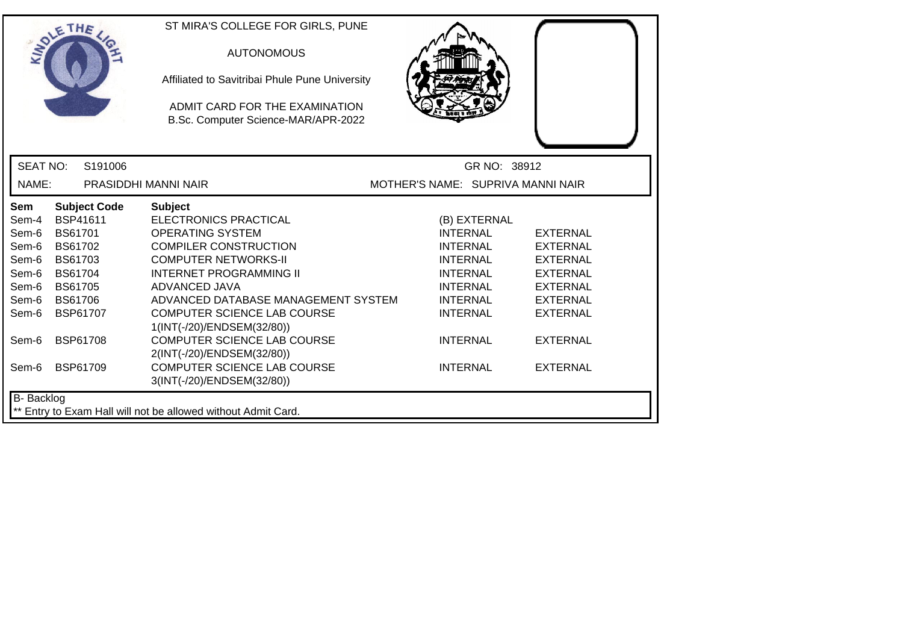ST MIRA'S COLLEGE FOR GIRLS, PUNE

AUTONOMOUS

Affiliated to Savitribai Phule Pune University

ADMIT CARD FOR THE EXAMINATION
B.Sc. Computer Science-MAR/APR-2022

SEAT NO: S191006 | GR NO: 38912

NAME: PRASIDDHI MANNI NAIR | MOTHER'S NAME: SUPRIVA MANNI NAIR

| Sem | Subject Code | Subject | | |
|---|---|---|---|---|
| Sem-4 | BSP41611 | ELECTRONICS PRACTICAL | (B) EXTERNAL | |
| Sem-6 | BS61701 | OPERATING SYSTEM | INTERNAL | EXTERNAL |
| Sem-6 | BS61702 | COMPILER CONSTRUCTION | INTERNAL | EXTERNAL |
| Sem-6 | BS61703 | COMPUTER NETWORKS-II | INTERNAL | EXTERNAL |
| Sem-6 | BS61704 | INTERNET PROGRAMMING II | INTERNAL | EXTERNAL |
| Sem-6 | BS61705 | ADVANCED JAVA | INTERNAL | EXTERNAL |
| Sem-6 | BS61706 | ADVANCED DATABASE MANAGEMENT SYSTEM | INTERNAL | EXTERNAL |
| Sem-6 | BSP61707 | COMPUTER SCIENCE LAB COURSE 1(INT(-/20)/ENDSEM(32/80)) | INTERNAL | EXTERNAL |
| Sem-6 | BSP61708 | COMPUTER SCIENCE LAB COURSE 2(INT(-/20)/ENDSEM(32/80)) | INTERNAL | EXTERNAL |
| Sem-6 | BSP61709 | COMPUTER SCIENCE LAB COURSE 3(INT(-/20)/ENDSEM(32/80)) | INTERNAL | EXTERNAL |

B- Backlog

** Entry to Exam Hall will not be allowed without Admit Card.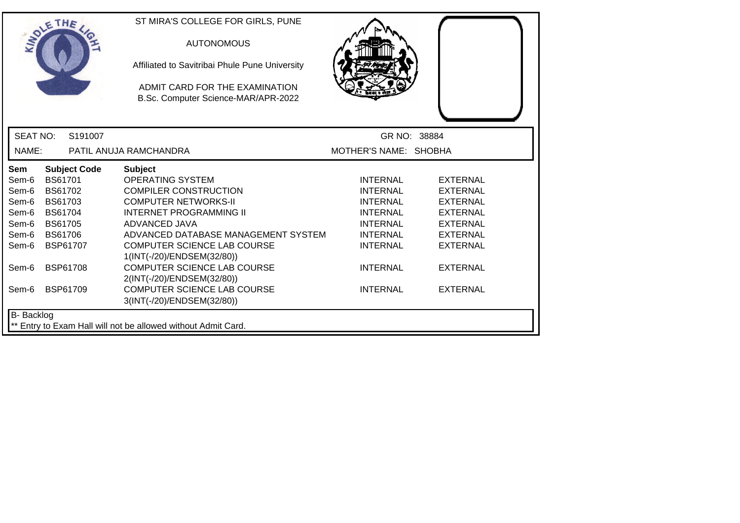ST MIRA'S COLLEGE FOR GIRLS, PUNE

AUTONOMOUS

Affiliated to Savitribai Phule Pune University

ADMIT CARD FOR THE EXAMINATION
B.Sc. Computer Science-MAR/APR-2022

SEAT NO: S191007 GR NO: 38884

NAME: PATIL ANUJA RAMCHANDRA MOTHER'S NAME: SHOBHA

| Sem | Subject Code | Subject | | |
|---|---|---|---|---|
| Sem-6 | BS61701 | OPERATING SYSTEM | INTERNAL | EXTERNAL |
| Sem-6 | BS61702 | COMPILER CONSTRUCTION | INTERNAL | EXTERNAL |
| Sem-6 | BS61703 | COMPUTER NETWORKS-II | INTERNAL | EXTERNAL |
| Sem-6 | BS61704 | INTERNET PROGRAMMING II | INTERNAL | EXTERNAL |
| Sem-6 | BS61705 | ADVANCED JAVA | INTERNAL | EXTERNAL |
| Sem-6 | BS61706 | ADVANCED DATABASE MANAGEMENT SYSTEM | INTERNAL | EXTERNAL |
| Sem-6 | BSP61707 | COMPUTER SCIENCE LAB COURSE 1(INT(-/20)/ENDSEM(32/80)) | INTERNAL | EXTERNAL |
| Sem-6 | BSP61708 | COMPUTER SCIENCE LAB COURSE 2(INT(-/20)/ENDSEM(32/80)) | INTERNAL | EXTERNAL |
| Sem-6 | BSP61709 | COMPUTER SCIENCE LAB COURSE 3(INT(-/20)/ENDSEM(32/80)) | INTERNAL | EXTERNAL |

B- Backlog

** Entry to Exam Hall will not be allowed without Admit Card.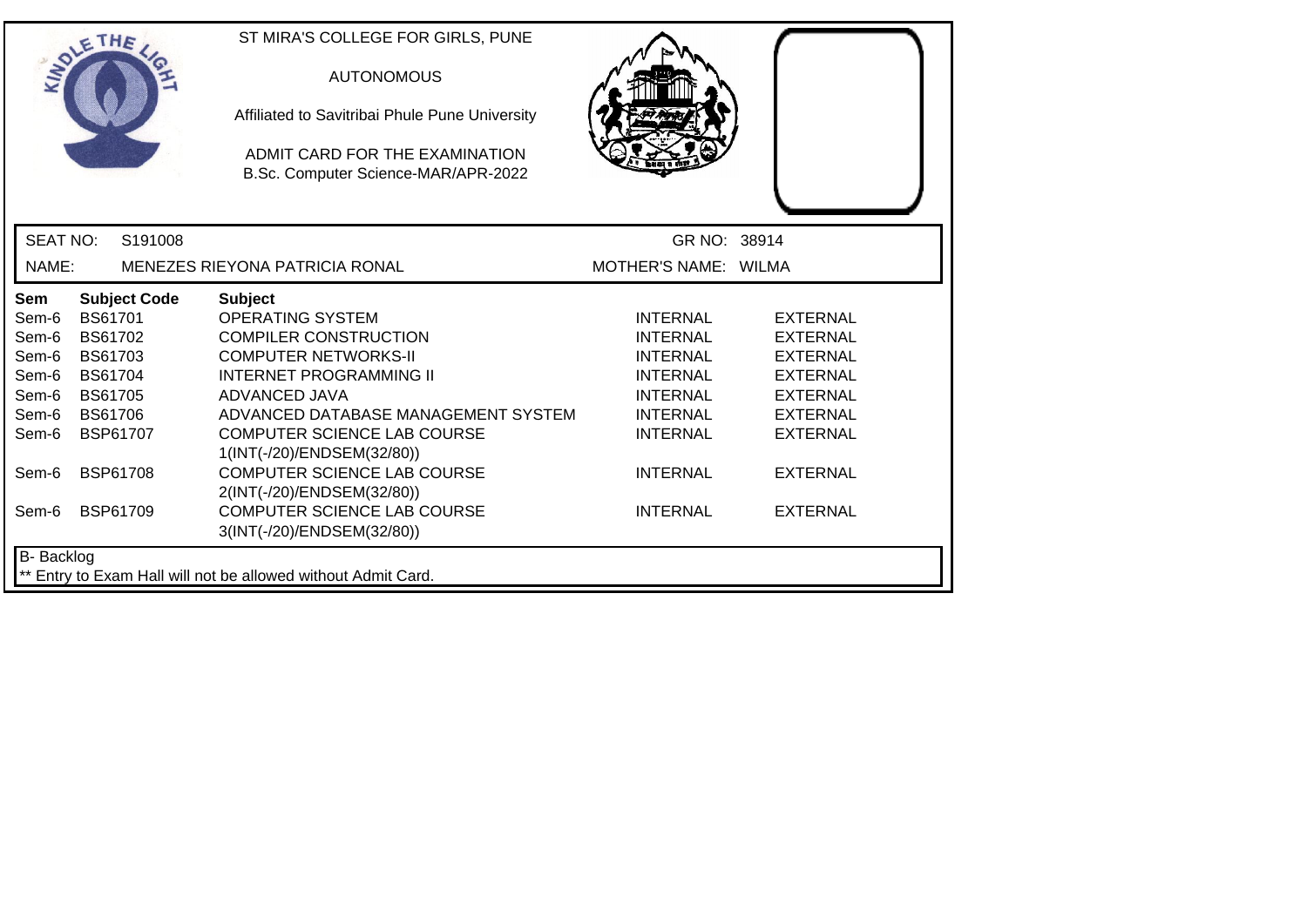ST MIRA'S COLLEGE FOR GIRLS, PUNE

AUTONOMOUS

Affiliated to Savitribai Phule Pune University

ADMIT CARD FOR THE EXAMINATION
B.Sc. Computer Science-MAR/APR-2022

SEAT NO: S191008 GR NO: 38914

NAME: MENEZES RIEYONA PATRICIA RONAL MOTHER'S NAME: WILMA

| Sem | Subject Code | Subject | | |
|---|---|---|---|---|
| Sem-6 | BS61701 | OPERATING SYSTEM | INTERNAL | EXTERNAL |
| Sem-6 | BS61702 | COMPILER CONSTRUCTION | INTERNAL | EXTERNAL |
| Sem-6 | BS61703 | COMPUTER NETWORKS-II | INTERNAL | EXTERNAL |
| Sem-6 | BS61704 | INTERNET PROGRAMMING II | INTERNAL | EXTERNAL |
| Sem-6 | BS61705 | ADVANCED JAVA | INTERNAL | EXTERNAL |
| Sem-6 | BS61706 | ADVANCED DATABASE MANAGEMENT SYSTEM | INTERNAL | EXTERNAL |
| Sem-6 | BSP61707 | COMPUTER SCIENCE LAB COURSE 1(INT(-/20)/ENDSEM(32/80)) | INTERNAL | EXTERNAL |
| Sem-6 | BSP61708 | COMPUTER SCIENCE LAB COURSE 2(INT(-/20)/ENDSEM(32/80)) | INTERNAL | EXTERNAL |
| Sem-6 | BSP61709 | COMPUTER SCIENCE LAB COURSE 3(INT(-/20)/ENDSEM(32/80)) | INTERNAL | EXTERNAL |

B- Backlog

** Entry to Exam Hall will not be allowed without Admit Card.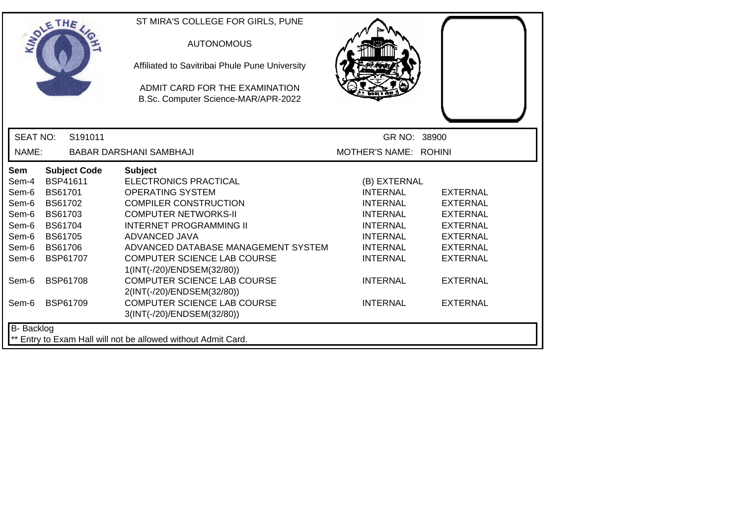ST MIRA'S COLLEGE FOR GIRLS, PUNE

AUTONOMOUS

Affiliated to Savitribai Phule Pune University

ADMIT CARD FOR THE EXAMINATION
B.Sc. Computer Science-MAR/APR-2022

SEAT NO: S191011 GR NO: 38900

NAME: BABAR DARSHANI SAMBHAJI MOTHER'S NAME: ROHINI

| Sem | Subject Code | Subject | | |
|---|---|---|---|---|
| Sem-4 | BSP41611 | ELECTRONICS PRACTICAL | (B) EXTERNAL | |
| Sem-6 | BS61701 | OPERATING SYSTEM | INTERNAL | EXTERNAL |
| Sem-6 | BS61702 | COMPILER CONSTRUCTION | INTERNAL | EXTERNAL |
| Sem-6 | BS61703 | COMPUTER NETWORKS-II | INTERNAL | EXTERNAL |
| Sem-6 | BS61704 | INTERNET PROGRAMMING II | INTERNAL | EXTERNAL |
| Sem-6 | BS61705 | ADVANCED JAVA | INTERNAL | EXTERNAL |
| Sem-6 | BS61706 | ADVANCED DATABASE MANAGEMENT SYSTEM | INTERNAL | EXTERNAL |
| Sem-6 | BSP61707 | COMPUTER SCIENCE LAB COURSE 1(INT(-/20)/ENDSEM(32/80)) | INTERNAL | EXTERNAL |
| Sem-6 | BSP61708 | COMPUTER SCIENCE LAB COURSE 2(INT(-/20)/ENDSEM(32/80)) | INTERNAL | EXTERNAL |
| Sem-6 | BSP61709 | COMPUTER SCIENCE LAB COURSE 3(INT(-/20)/ENDSEM(32/80)) | INTERNAL | EXTERNAL |

B- Backlog

** Entry to Exam Hall will not be allowed without Admit Card.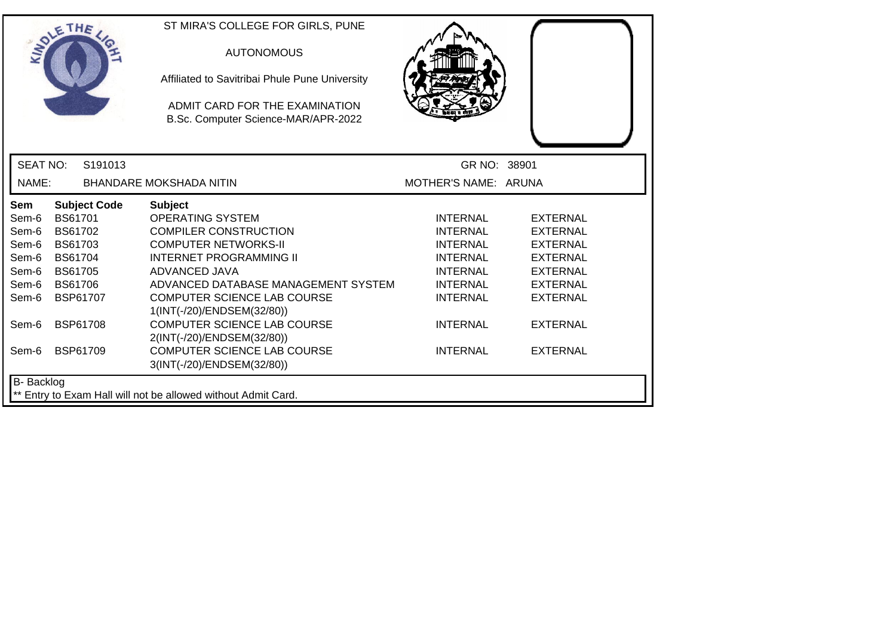ST MIRA'S COLLEGE FOR GIRLS, PUNE

AUTONOMOUS

Affiliated to Savitribai Phule Pune University

ADMIT CARD FOR THE EXAMINATION
B.Sc. Computer Science-MAR/APR-2022

SEAT NO: S191013 GR NO: 38901

NAME: BHANDARE MOKSHADA NITIN MOTHER'S NAME: ARUNA

| Sem | Subject Code | Subject | | |
|---|---|---|---|---|
| Sem-6 | BS61701 | OPERATING SYSTEM | INTERNAL | EXTERNAL |
| Sem-6 | BS61702 | COMPILER CONSTRUCTION | INTERNAL | EXTERNAL |
| Sem-6 | BS61703 | COMPUTER NETWORKS-II | INTERNAL | EXTERNAL |
| Sem-6 | BS61704 | INTERNET PROGRAMMING II | INTERNAL | EXTERNAL |
| Sem-6 | BS61705 | ADVANCED JAVA | INTERNAL | EXTERNAL |
| Sem-6 | BS61706 | ADVANCED DATABASE MANAGEMENT SYSTEM | INTERNAL | EXTERNAL |
| Sem-6 | BSP61707 | COMPUTER SCIENCE LAB COURSE 1(INT(-/20)/ENDSEM(32/80)) | INTERNAL | EXTERNAL |
| Sem-6 | BSP61708 | COMPUTER SCIENCE LAB COURSE 2(INT(-/20)/ENDSEM(32/80)) | INTERNAL | EXTERNAL |
| Sem-6 | BSP61709 | COMPUTER SCIENCE LAB COURSE 3(INT(-/20)/ENDSEM(32/80)) | INTERNAL | EXTERNAL |

B- Backlog

** Entry to Exam Hall will not be allowed without Admit Card.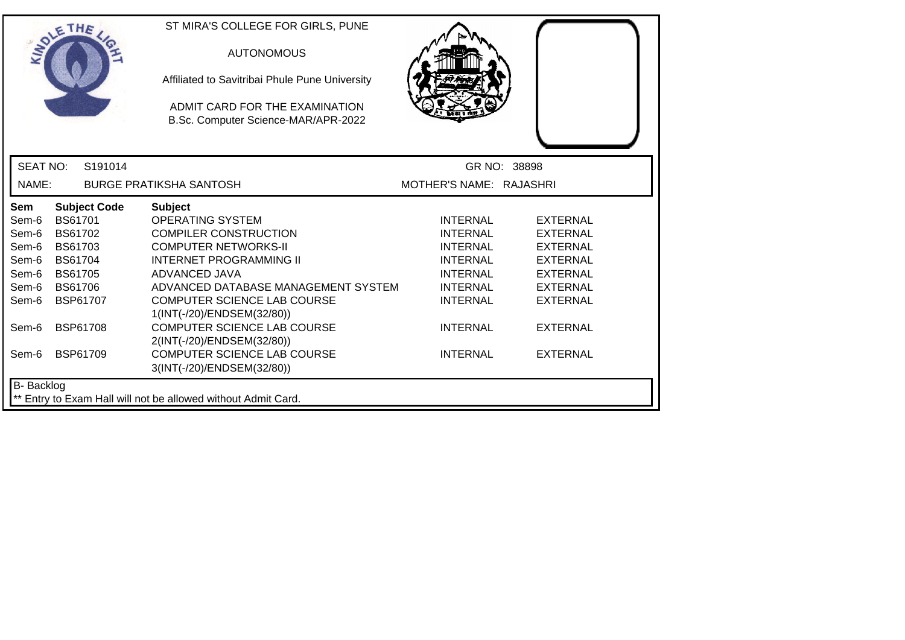ST MIRA'S COLLEGE FOR GIRLS, PUNE

AUTONOMOUS

Affiliated to Savitribai Phule Pune University

ADMIT CARD FOR THE EXAMINATION
B.Sc. Computer Science-MAR/APR-2022

SEAT NO: S191014 GR NO: 38898

NAME: BURGE PRATIKSHA SANTOSH MOTHER'S NAME: RAJASHRI

| Sem | Subject Code | Subject | | |
|---|---|---|---|---|
| Sem-6 | BS61701 | OPERATING SYSTEM | INTERNAL | EXTERNAL |
| Sem-6 | BS61702 | COMPILER CONSTRUCTION | INTERNAL | EXTERNAL |
| Sem-6 | BS61703 | COMPUTER NETWORKS-II | INTERNAL | EXTERNAL |
| Sem-6 | BS61704 | INTERNET PROGRAMMING II | INTERNAL | EXTERNAL |
| Sem-6 | BS61705 | ADVANCED JAVA | INTERNAL | EXTERNAL |
| Sem-6 | BS61706 | ADVANCED DATABASE MANAGEMENT SYSTEM | INTERNAL | EXTERNAL |
| Sem-6 | BSP61707 | COMPUTER SCIENCE LAB COURSE 1(INT(-/20)/ENDSEM(32/80)) | INTERNAL | EXTERNAL |
| Sem-6 | BSP61708 | COMPUTER SCIENCE LAB COURSE 2(INT(-/20)/ENDSEM(32/80)) | INTERNAL | EXTERNAL |
| Sem-6 | BSP61709 | COMPUTER SCIENCE LAB COURSE 3(INT(-/20)/ENDSEM(32/80)) | INTERNAL | EXTERNAL |

B- Backlog

** Entry to Exam Hall will not be allowed without Admit Card.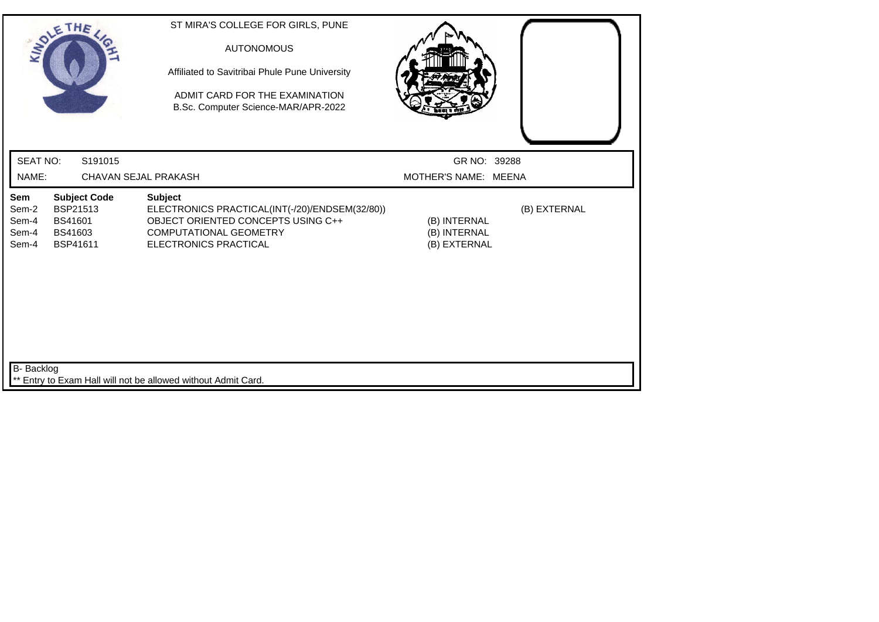ST MIRA'S COLLEGE FOR GIRLS, PUNE

AUTONOMOUS

Affiliated to Savitribai Phule Pune University

ADMIT CARD FOR THE EXAMINATION
B.Sc. Computer Science-MAR/APR-2022

SEAT NO: S191015 GR NO: 39288

NAME: CHAVAN SEJAL PRAKASH MOTHER'S NAME: MEENA

| Sem | Subject Code | Subject | | |
|---|---|---|---|---|
| Sem-2 | BSP21513 | ELECTRONICS PRACTICAL(INT(-/20)/ENDSEM(32/80)) | | (B) EXTERNAL |
| Sem-4 | BS41601 | OBJECT ORIENTED CONCEPTS USING C++ | (B) INTERNAL | |
| Sem-4 | BS41603 | COMPUTATIONAL GEOMETRY | (B) INTERNAL | |
| Sem-4 | BSP41611 | ELECTRONICS PRACTICAL | (B) EXTERNAL | |

B- Backlog

** Entry to Exam Hall will not be allowed without Admit Card.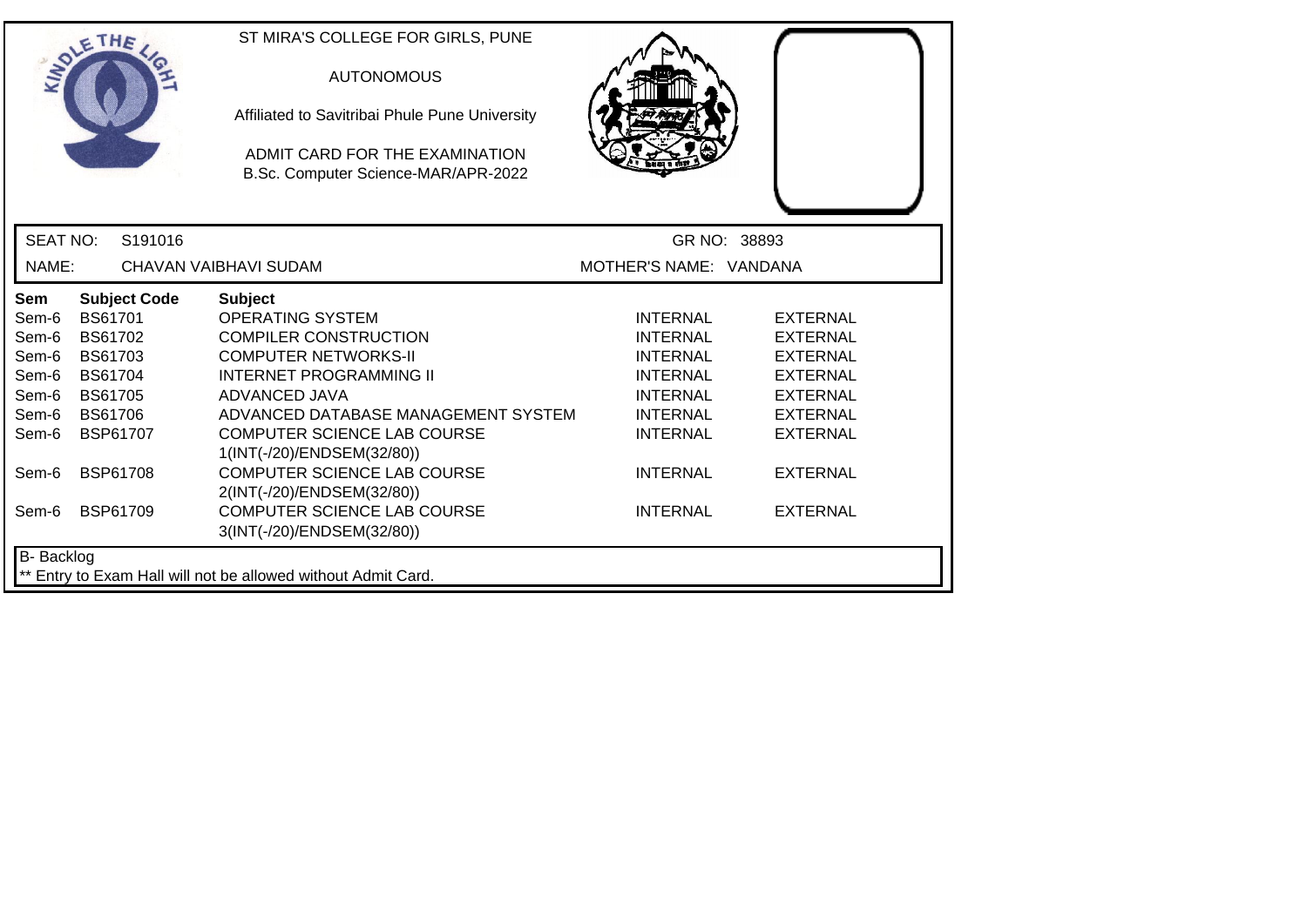ST MIRA'S COLLEGE FOR GIRLS, PUNE

AUTONOMOUS

Affiliated to Savitribai Phule Pune University

ADMIT CARD FOR THE EXAMINATION
B.Sc. Computer Science-MAR/APR-2022

SEAT NO: S191016 GR NO: 38893

NAME: CHAVAN VAIBHAVI SUDAM MOTHER'S NAME: VANDANA

| Sem | Subject Code | Subject | | |
|---|---|---|---|---|
| Sem-6 | BS61701 | OPERATING SYSTEM | INTERNAL | EXTERNAL |
| Sem-6 | BS61702 | COMPILER CONSTRUCTION | INTERNAL | EXTERNAL |
| Sem-6 | BS61703 | COMPUTER NETWORKS-II | INTERNAL | EXTERNAL |
| Sem-6 | BS61704 | INTERNET PROGRAMMING II | INTERNAL | EXTERNAL |
| Sem-6 | BS61705 | ADVANCED JAVA | INTERNAL | EXTERNAL |
| Sem-6 | BS61706 | ADVANCED DATABASE MANAGEMENT SYSTEM | INTERNAL | EXTERNAL |
| Sem-6 | BSP61707 | COMPUTER SCIENCE LAB COURSE 1(INT(-/20)/ENDSEM(32/80)) | INTERNAL | EXTERNAL |
| Sem-6 | BSP61708 | COMPUTER SCIENCE LAB COURSE 2(INT(-/20)/ENDSEM(32/80)) | INTERNAL | EXTERNAL |
| Sem-6 | BSP61709 | COMPUTER SCIENCE LAB COURSE 3(INT(-/20)/ENDSEM(32/80)) | INTERNAL | EXTERNAL |

B- Backlog

** Entry to Exam Hall will not be allowed without Admit Card.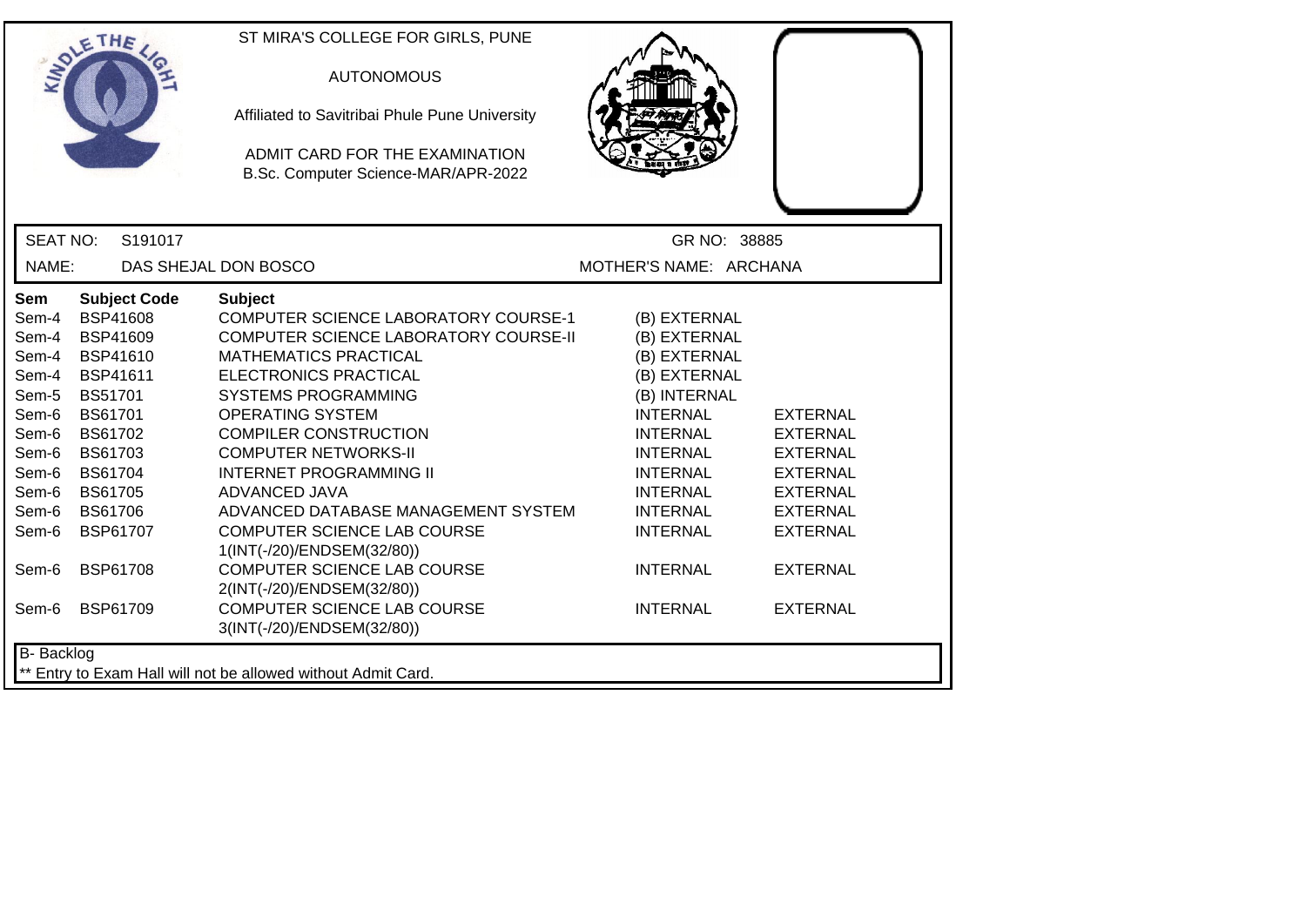ST MIRA'S COLLEGE FOR GIRLS, PUNE

AUTONOMOUS

Affiliated to Savitribai Phule Pune University

ADMIT CARD FOR THE EXAMINATION
B.Sc. Computer Science-MAR/APR-2022

SEAT NO: S191017 GR NO: 38885

NAME: DAS SHEJAL DON BOSCO MOTHER'S NAME: ARCHANA

| Sem | Subject Code | Subject | | |
|---|---|---|---|---|
| Sem-4 | BSP41608 | COMPUTER SCIENCE LABORATORY COURSE-1 | (B) EXTERNAL | |
| Sem-4 | BSP41609 | COMPUTER SCIENCE LABORATORY COURSE-II | (B) EXTERNAL | |
| Sem-4 | BSP41610 | MATHEMATICS PRACTICAL | (B) EXTERNAL | |
| Sem-4 | BSP41611 | ELECTRONICS PRACTICAL | (B) EXTERNAL | |
| Sem-5 | BS51701 | SYSTEMS PROGRAMMING | (B) INTERNAL | |
| Sem-6 | BS61701 | OPERATING SYSTEM | INTERNAL | EXTERNAL |
| Sem-6 | BS61702 | COMPILER CONSTRUCTION | INTERNAL | EXTERNAL |
| Sem-6 | BS61703 | COMPUTER NETWORKS-II | INTERNAL | EXTERNAL |
| Sem-6 | BS61704 | INTERNET PROGRAMMING II | INTERNAL | EXTERNAL |
| Sem-6 | BS61705 | ADVANCED JAVA | INTERNAL | EXTERNAL |
| Sem-6 | BS61706 | ADVANCED DATABASE MANAGEMENT SYSTEM | INTERNAL | EXTERNAL |
| Sem-6 | BSP61707 | COMPUTER SCIENCE LAB COURSE 1(INT(-/20)/ENDSEM(32/80)) | INTERNAL | EXTERNAL |
| Sem-6 | BSP61708 | COMPUTER SCIENCE LAB COURSE 2(INT(-/20)/ENDSEM(32/80)) | INTERNAL | EXTERNAL |
| Sem-6 | BSP61709 | COMPUTER SCIENCE LAB COURSE 3(INT(-/20)/ENDSEM(32/80)) | INTERNAL | EXTERNAL |

B- Backlog

** Entry to Exam Hall will not be allowed without Admit Card.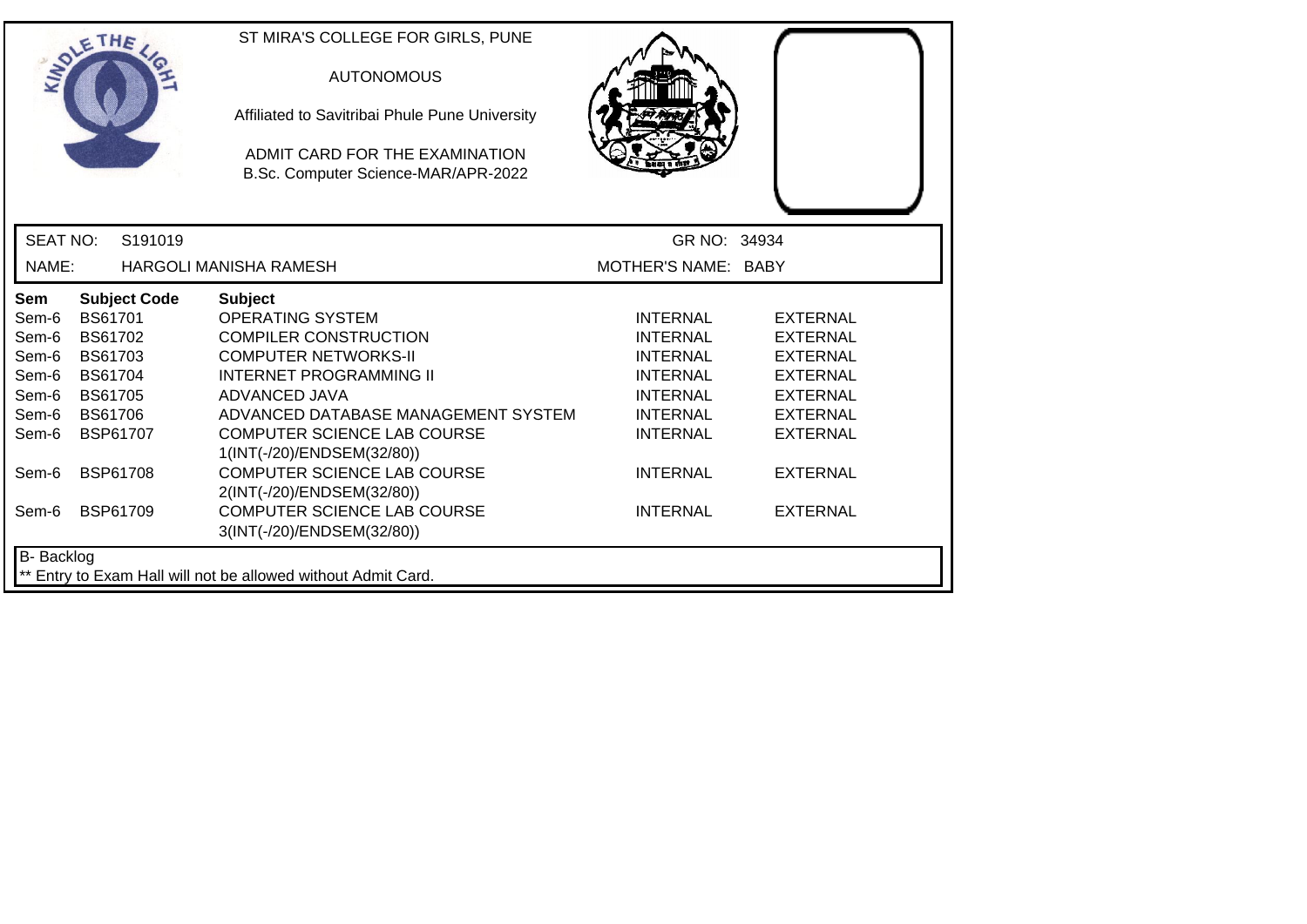ST MIRA'S COLLEGE FOR GIRLS, PUNE

AUTONOMOUS

Affiliated to Savitribai Phule Pune University

ADMIT CARD FOR THE EXAMINATION
B.Sc. Computer Science-MAR/APR-2022

| SEAT NO: | S191019 | GR NO: | 34934 |
|---|---|---|---|
| NAME: | HARGOLI MANISHA RAMESH | MOTHER'S NAME: | BABY |

| Sem | Subject Code | Subject | | |
|---|---|---|---|---|
| Sem-6 | BS61701 | OPERATING SYSTEM | INTERNAL | EXTERNAL |
| Sem-6 | BS61702 | COMPILER CONSTRUCTION | INTERNAL | EXTERNAL |
| Sem-6 | BS61703 | COMPUTER NETWORKS-II | INTERNAL | EXTERNAL |
| Sem-6 | BS61704 | INTERNET PROGRAMMING II | INTERNAL | EXTERNAL |
| Sem-6 | BS61705 | ADVANCED JAVA | INTERNAL | EXTERNAL |
| Sem-6 | BS61706 | ADVANCED DATABASE MANAGEMENT SYSTEM | INTERNAL | EXTERNAL |
| Sem-6 | BSP61707 | COMPUTER SCIENCE LAB COURSE 1(INT(-/20)/ENDSEM(32/80)) | INTERNAL | EXTERNAL |
| Sem-6 | BSP61708 | COMPUTER SCIENCE LAB COURSE 2(INT(-/20)/ENDSEM(32/80)) | INTERNAL | EXTERNAL |
| Sem-6 | BSP61709 | COMPUTER SCIENCE LAB COURSE 3(INT(-/20)/ENDSEM(32/80)) | INTERNAL | EXTERNAL |

B- Backlog

** Entry to Exam Hall will not be allowed without Admit Card.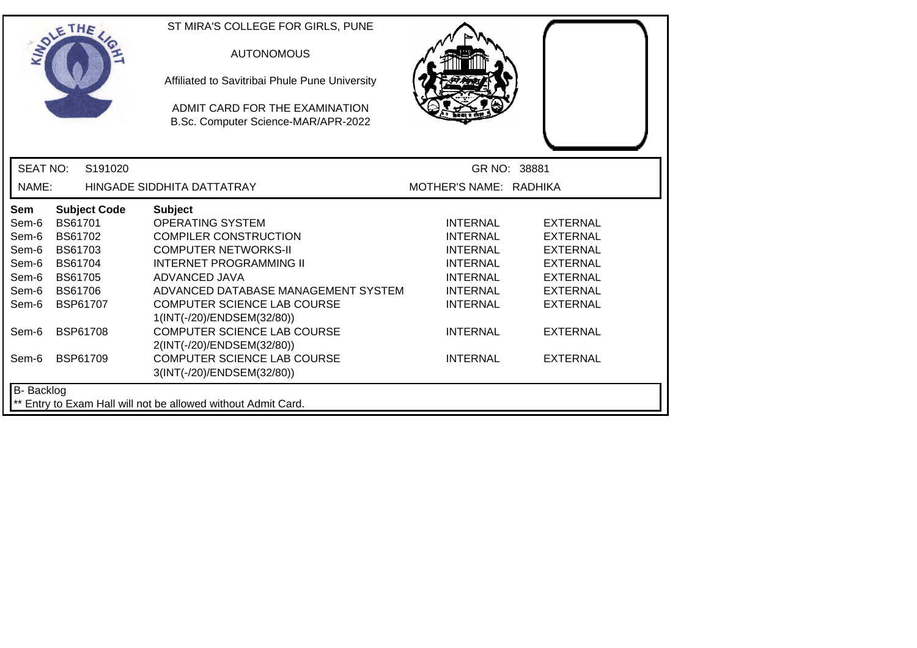ST MIRA'S COLLEGE FOR GIRLS, PUNE

AUTONOMOUS

Affiliated to Savitribai Phule Pune University

ADMIT CARD FOR THE EXAMINATION
B.Sc. Computer Science-MAR/APR-2022

SEAT NO: S191020 GR NO: 38881

NAME: HINGADE SIDDHITA DATTATRAY MOTHER'S NAME: RADHIKA

| Sem | Subject Code | Subject | | |
|---|---|---|---|---|
| Sem-6 | BS61701 | OPERATING SYSTEM | INTERNAL | EXTERNAL |
| Sem-6 | BS61702 | COMPILER CONSTRUCTION | INTERNAL | EXTERNAL |
| Sem-6 | BS61703 | COMPUTER NETWORKS-II | INTERNAL | EXTERNAL |
| Sem-6 | BS61704 | INTERNET PROGRAMMING II | INTERNAL | EXTERNAL |
| Sem-6 | BS61705 | ADVANCED JAVA | INTERNAL | EXTERNAL |
| Sem-6 | BS61706 | ADVANCED DATABASE MANAGEMENT SYSTEM | INTERNAL | EXTERNAL |
| Sem-6 | BSP61707 | COMPUTER SCIENCE LAB COURSE 1(INT(-/20)/ENDSEM(32/80)) | INTERNAL | EXTERNAL |
| Sem-6 | BSP61708 | COMPUTER SCIENCE LAB COURSE 2(INT(-/20)/ENDSEM(32/80)) | INTERNAL | EXTERNAL |
| Sem-6 | BSP61709 | COMPUTER SCIENCE LAB COURSE 3(INT(-/20)/ENDSEM(32/80)) | INTERNAL | EXTERNAL |

B- Backlog

** Entry to Exam Hall will not be allowed without Admit Card.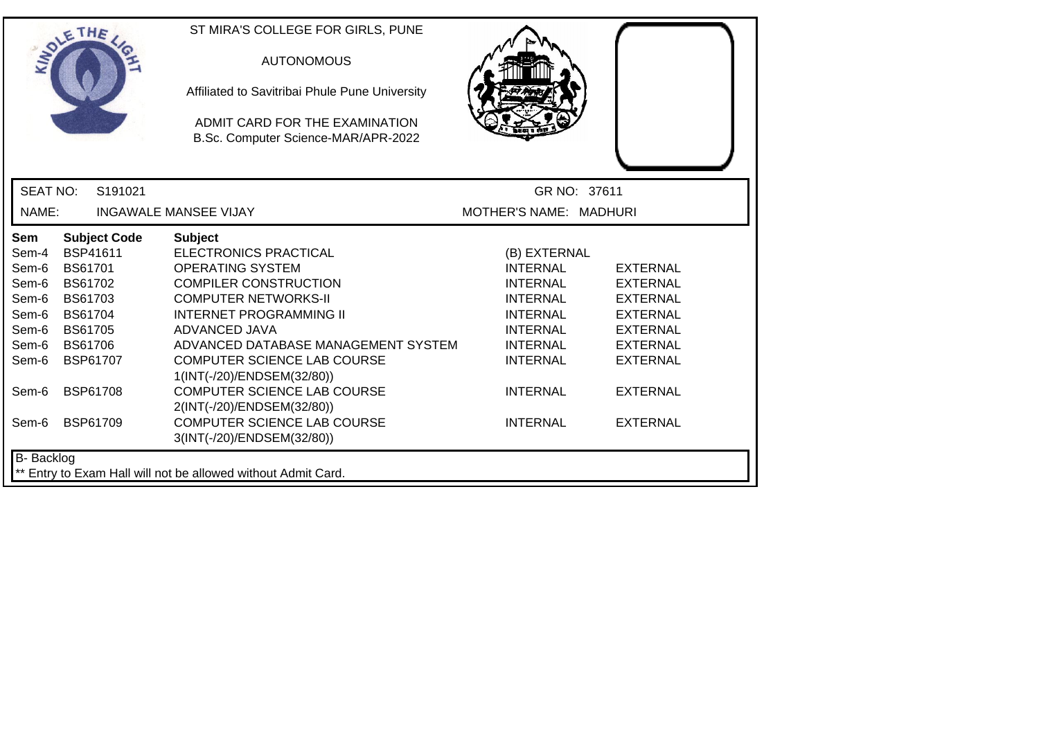ST MIRA'S COLLEGE FOR GIRLS, PUNE

AUTONOMOUS

Affiliated to Savitribai Phule Pune University

ADMIT CARD FOR THE EXAMINATION
B.Sc. Computer Science-MAR/APR-2022

SEAT NO: S191021 | GR NO: 37611

NAME: INGAWALE MANSEE VIJAY | MOTHER'S NAME: MADHURI

| Sem | Subject Code | Subject | | |
|---|---|---|---|---|
| Sem-4 | BSP41611 | ELECTRONICS PRACTICAL | (B) EXTERNAL | |
| Sem-6 | BS61701 | OPERATING SYSTEM | INTERNAL | EXTERNAL |
| Sem-6 | BS61702 | COMPILER CONSTRUCTION | INTERNAL | EXTERNAL |
| Sem-6 | BS61703 | COMPUTER NETWORKS-II | INTERNAL | EXTERNAL |
| Sem-6 | BS61704 | INTERNET PROGRAMMING II | INTERNAL | EXTERNAL |
| Sem-6 | BS61705 | ADVANCED JAVA | INTERNAL | EXTERNAL |
| Sem-6 | BS61706 | ADVANCED DATABASE MANAGEMENT SYSTEM | INTERNAL | EXTERNAL |
| Sem-6 | BSP61707 | COMPUTER SCIENCE LAB COURSE 1(INT(-/20)/ENDSEM(32/80)) | INTERNAL | EXTERNAL |
| Sem-6 | BSP61708 | COMPUTER SCIENCE LAB COURSE 2(INT(-/20)/ENDSEM(32/80)) | INTERNAL | EXTERNAL |
| Sem-6 | BSP61709 | COMPUTER SCIENCE LAB COURSE 3(INT(-/20)/ENDSEM(32/80)) | INTERNAL | EXTERNAL |

B- Backlog

** Entry to Exam Hall will not be allowed without Admit Card.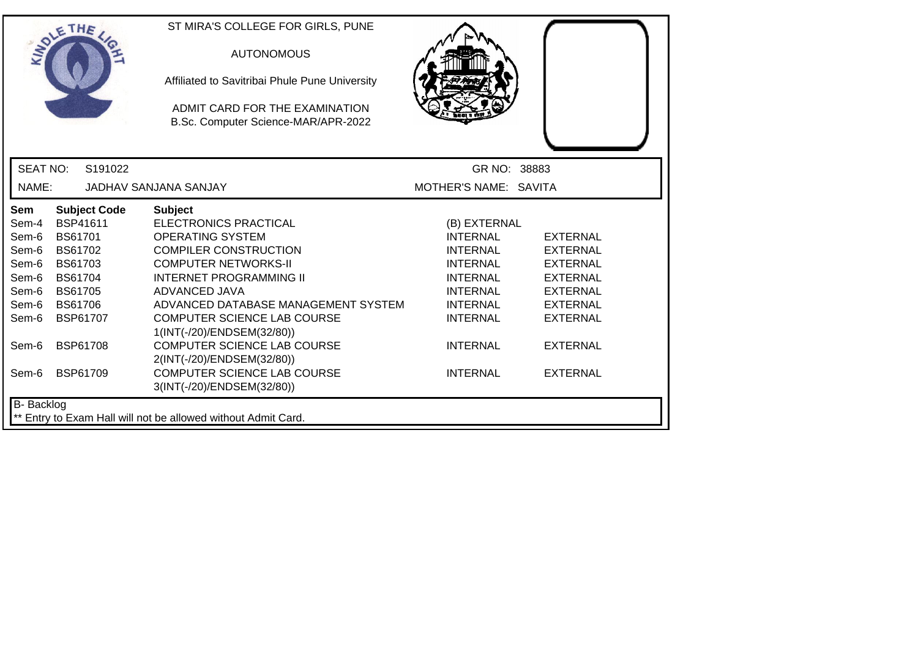ST MIRA'S COLLEGE FOR GIRLS, PUNE

AUTONOMOUS

Affiliated to Savitribai Phule Pune University

ADMIT CARD FOR THE EXAMINATION
B.Sc. Computer Science-MAR/APR-2022

SEAT NO: S191022 GR NO: 38883

NAME: JADHAV SANJANA SANJAY MOTHER'S NAME: SAVITA

| Sem | Subject Code | Subject | | |
|---|---|---|---|---|
| Sem-4 | BSP41611 | ELECTRONICS PRACTICAL | (B) EXTERNAL | |
| Sem-6 | BS61701 | OPERATING SYSTEM | INTERNAL | EXTERNAL |
| Sem-6 | BS61702 | COMPILER CONSTRUCTION | INTERNAL | EXTERNAL |
| Sem-6 | BS61703 | COMPUTER NETWORKS-II | INTERNAL | EXTERNAL |
| Sem-6 | BS61704 | INTERNET PROGRAMMING II | INTERNAL | EXTERNAL |
| Sem-6 | BS61705 | ADVANCED JAVA | INTERNAL | EXTERNAL |
| Sem-6 | BS61706 | ADVANCED DATABASE MANAGEMENT SYSTEM | INTERNAL | EXTERNAL |
| Sem-6 | BSP61707 | COMPUTER SCIENCE LAB COURSE 1(INT(-/20)/ENDSEM(32/80)) | INTERNAL | EXTERNAL |
| Sem-6 | BSP61708 | COMPUTER SCIENCE LAB COURSE 2(INT(-/20)/ENDSEM(32/80)) | INTERNAL | EXTERNAL |
| Sem-6 | BSP61709 | COMPUTER SCIENCE LAB COURSE 3(INT(-/20)/ENDSEM(32/80)) | INTERNAL | EXTERNAL |

B- Backlog

** Entry to Exam Hall will not be allowed without Admit Card.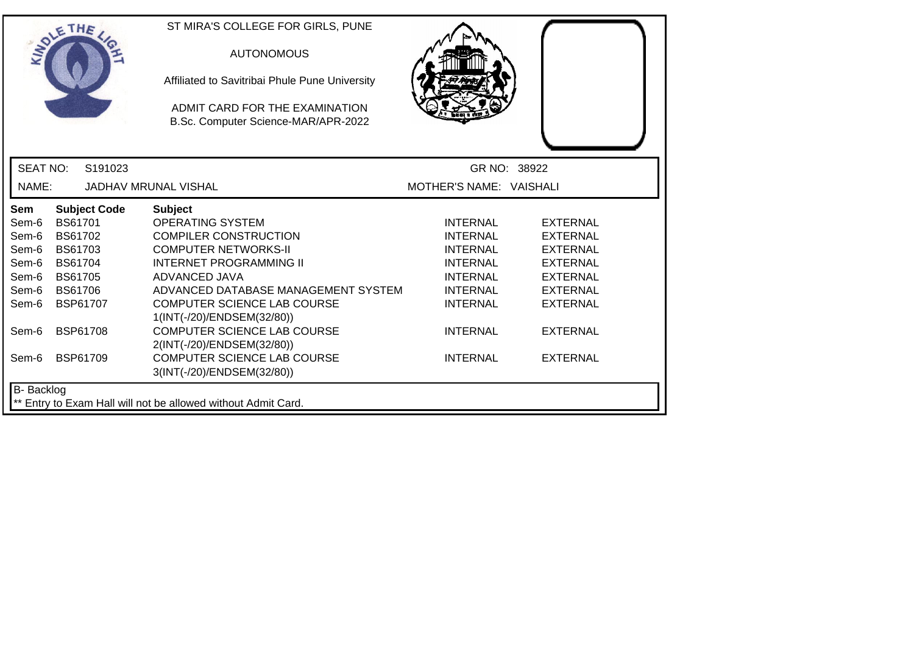ST MIRA'S COLLEGE FOR GIRLS, PUNE

AUTONOMOUS

Affiliated to Savitribai Phule Pune University

ADMIT CARD FOR THE EXAMINATION
B.Sc. Computer Science-MAR/APR-2022

SEAT NO: S191023 GR NO: 38922

NAME: JADHAV MRUNAL VISHAL MOTHER'S NAME: VAISHALI

| Sem | Subject Code | Subject | | |
|---|---|---|---|---|
| Sem-6 | BS61701 | OPERATING SYSTEM | INTERNAL | EXTERNAL |
| Sem-6 | BS61702 | COMPILER CONSTRUCTION | INTERNAL | EXTERNAL |
| Sem-6 | BS61703 | COMPUTER NETWORKS-II | INTERNAL | EXTERNAL |
| Sem-6 | BS61704 | INTERNET PROGRAMMING II | INTERNAL | EXTERNAL |
| Sem-6 | BS61705 | ADVANCED JAVA | INTERNAL | EXTERNAL |
| Sem-6 | BS61706 | ADVANCED DATABASE MANAGEMENT SYSTEM | INTERNAL | EXTERNAL |
| Sem-6 | BSP61707 | COMPUTER SCIENCE LAB COURSE 1(INT(-/20)/ENDSEM(32/80)) | INTERNAL | EXTERNAL |
| Sem-6 | BSP61708 | COMPUTER SCIENCE LAB COURSE 2(INT(-/20)/ENDSEM(32/80)) | INTERNAL | EXTERNAL |
| Sem-6 | BSP61709 | COMPUTER SCIENCE LAB COURSE 3(INT(-/20)/ENDSEM(32/80)) | INTERNAL | EXTERNAL |

B- Backlog

** Entry to Exam Hall will not be allowed without Admit Card.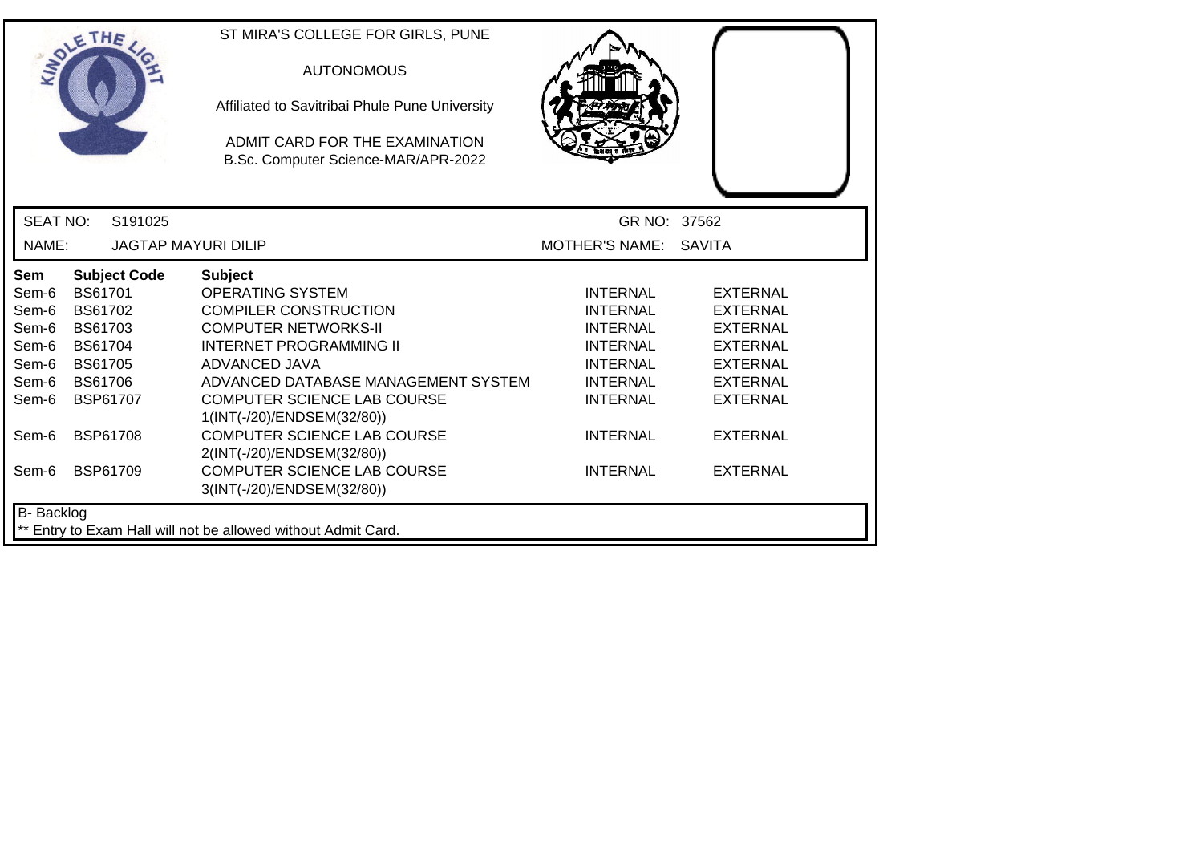ST MIRA'S COLLEGE FOR GIRLS, PUNE

AUTONOMOUS

Affiliated to Savitribai Phule Pune University

ADMIT CARD FOR THE EXAMINATION
B.Sc. Computer Science-MAR/APR-2022

SEAT NO: S191025 GR NO: 37562

NAME: JAGTAP MAYURI DILIP MOTHER'S NAME: SAVITA

| Sem | Subject Code | Subject | | |
|---|---|---|---|---|
| Sem-6 | BS61701 | OPERATING SYSTEM | INTERNAL | EXTERNAL |
| Sem-6 | BS61702 | COMPILER CONSTRUCTION | INTERNAL | EXTERNAL |
| Sem-6 | BS61703 | COMPUTER NETWORKS-II | INTERNAL | EXTERNAL |
| Sem-6 | BS61704 | INTERNET PROGRAMMING II | INTERNAL | EXTERNAL |
| Sem-6 | BS61705 | ADVANCED JAVA | INTERNAL | EXTERNAL |
| Sem-6 | BS61706 | ADVANCED DATABASE MANAGEMENT SYSTEM | INTERNAL | EXTERNAL |
| Sem-6 | BSP61707 | COMPUTER SCIENCE LAB COURSE 1(INT(-/20)/ENDSEM(32/80)) | INTERNAL | EXTERNAL |
| Sem-6 | BSP61708 | COMPUTER SCIENCE LAB COURSE 2(INT(-/20)/ENDSEM(32/80)) | INTERNAL | EXTERNAL |
| Sem-6 | BSP61709 | COMPUTER SCIENCE LAB COURSE 3(INT(-/20)/ENDSEM(32/80)) | INTERNAL | EXTERNAL |

B- Backlog

** Entry to Exam Hall will not be allowed without Admit Card.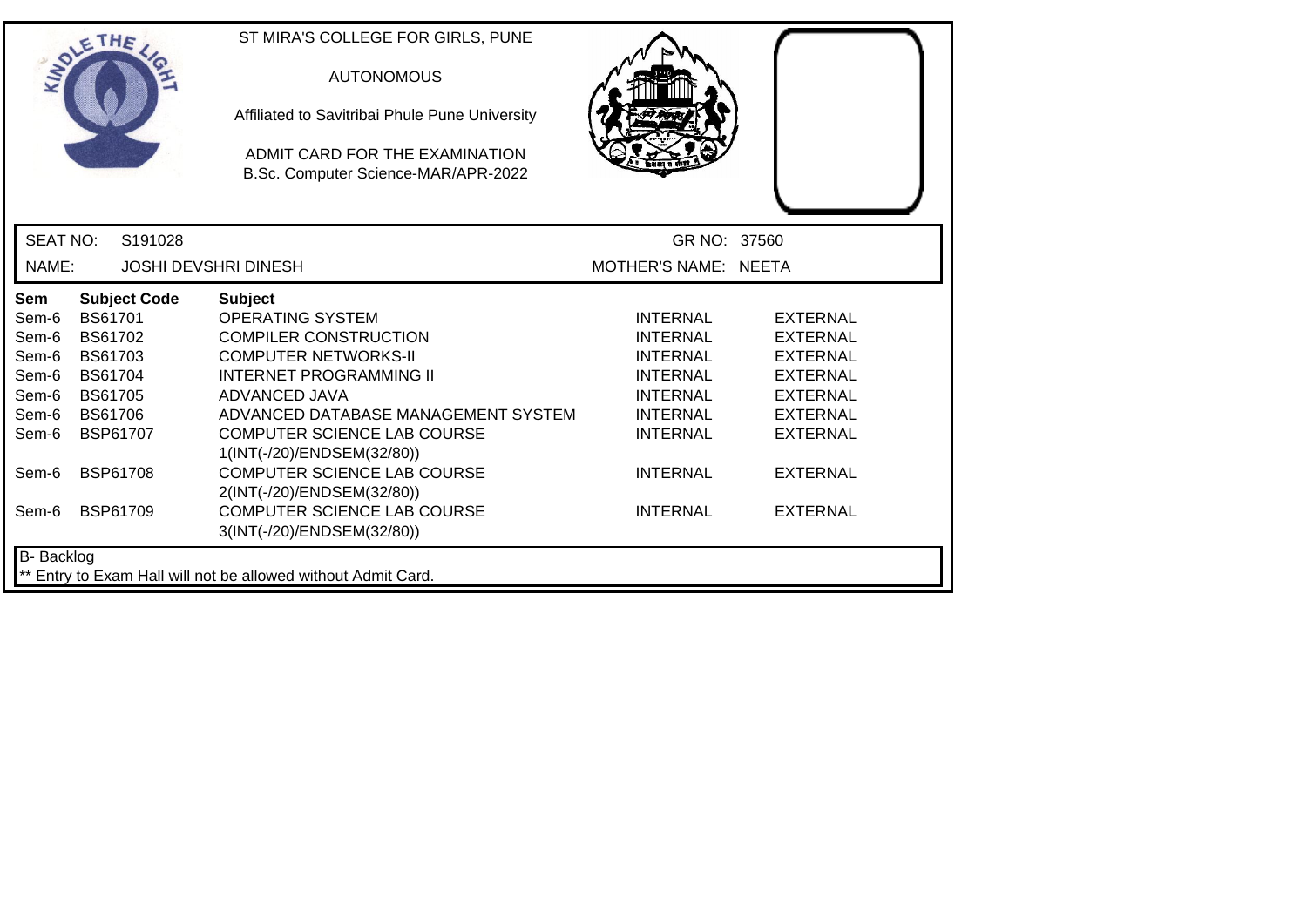ST MIRA'S COLLEGE FOR GIRLS, PUNE

AUTONOMOUS

Affiliated to Savitribai Phule Pune University

ADMIT CARD FOR THE EXAMINATION
B.Sc. Computer Science-MAR/APR-2022

SEAT NO: S191028 GR NO: 37560

NAME: JOSHI DEVSHRI DINESH MOTHER'S NAME: NEETA

| Sem | Subject Code | Subject | | |
|---|---|---|---|---|
| Sem-6 | BS61701 | OPERATING SYSTEM | INTERNAL | EXTERNAL |
| Sem-6 | BS61702 | COMPILER CONSTRUCTION | INTERNAL | EXTERNAL |
| Sem-6 | BS61703 | COMPUTER NETWORKS-II | INTERNAL | EXTERNAL |
| Sem-6 | BS61704 | INTERNET PROGRAMMING II | INTERNAL | EXTERNAL |
| Sem-6 | BS61705 | ADVANCED JAVA | INTERNAL | EXTERNAL |
| Sem-6 | BS61706 | ADVANCED DATABASE MANAGEMENT SYSTEM | INTERNAL | EXTERNAL |
| Sem-6 | BSP61707 | COMPUTER SCIENCE LAB COURSE 1(INT(-/20)/ENDSEM(32/80)) | INTERNAL | EXTERNAL |
| Sem-6 | BSP61708 | COMPUTER SCIENCE LAB COURSE 2(INT(-/20)/ENDSEM(32/80)) | INTERNAL | EXTERNAL |
| Sem-6 | BSP61709 | COMPUTER SCIENCE LAB COURSE 3(INT(-/20)/ENDSEM(32/80)) | INTERNAL | EXTERNAL |

B- Backlog

** Entry to Exam Hall will not be allowed without Admit Card.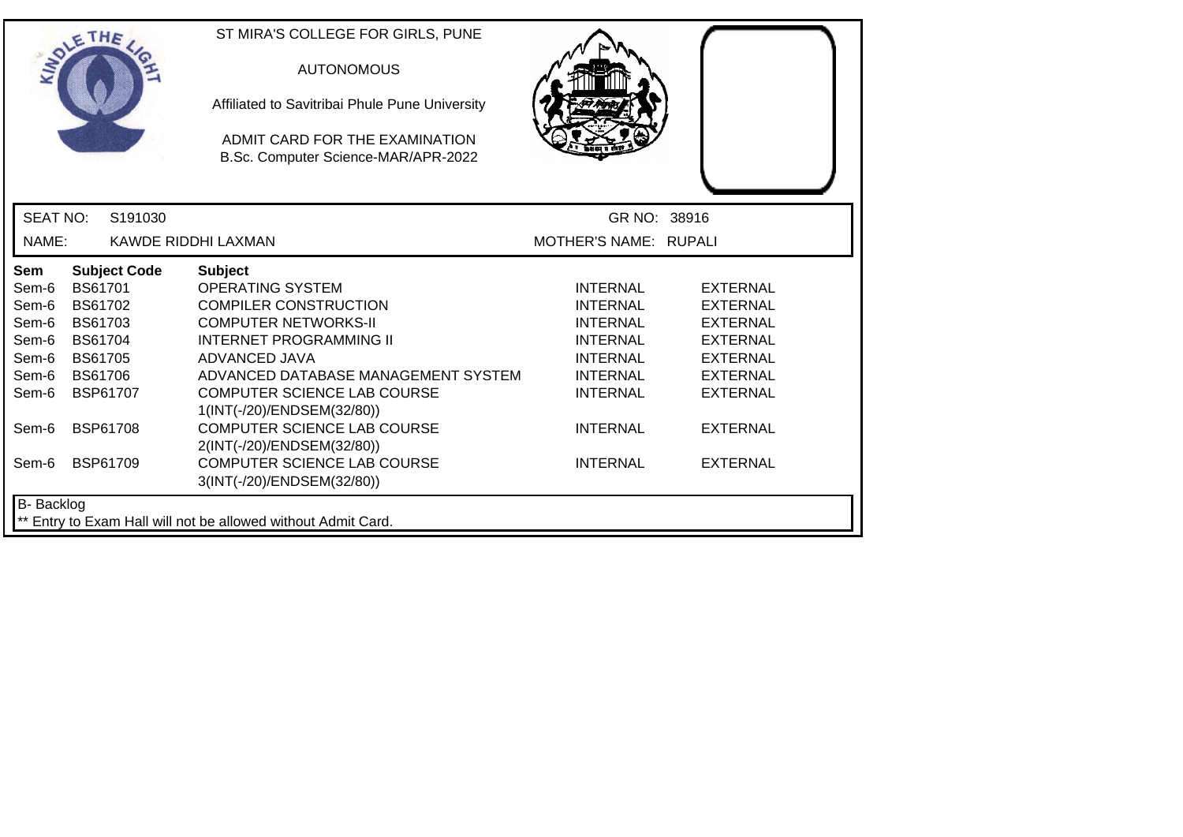ST MIRA'S COLLEGE FOR GIRLS, PUNE

AUTONOMOUS

Affiliated to Savitribai Phule Pune University

ADMIT CARD FOR THE EXAMINATION
B.Sc. Computer Science-MAR/APR-2022

SEAT NO: S191030 GR NO: 38916

NAME: KAWDE RIDDHI LAXMAN MOTHER'S NAME: RUPALI

| Sem | Subject Code | Subject | | |
|---|---|---|---|---|
| Sem-6 | BS61701 | OPERATING SYSTEM | INTERNAL | EXTERNAL |
| Sem-6 | BS61702 | COMPILER CONSTRUCTION | INTERNAL | EXTERNAL |
| Sem-6 | BS61703 | COMPUTER NETWORKS-II | INTERNAL | EXTERNAL |
| Sem-6 | BS61704 | INTERNET PROGRAMMING II | INTERNAL | EXTERNAL |
| Sem-6 | BS61705 | ADVANCED JAVA | INTERNAL | EXTERNAL |
| Sem-6 | BS61706 | ADVANCED DATABASE MANAGEMENT SYSTEM | INTERNAL | EXTERNAL |
| Sem-6 | BSP61707 | COMPUTER SCIENCE LAB COURSE 1(INT(-/20)/ENDSEM(32/80)) | INTERNAL | EXTERNAL |
| Sem-6 | BSP61708 | COMPUTER SCIENCE LAB COURSE 2(INT(-/20)/ENDSEM(32/80)) | INTERNAL | EXTERNAL |
| Sem-6 | BSP61709 | COMPUTER SCIENCE LAB COURSE 3(INT(-/20)/ENDSEM(32/80)) | INTERNAL | EXTERNAL |

B- Backlog

** Entry to Exam Hall will not be allowed without Admit Card.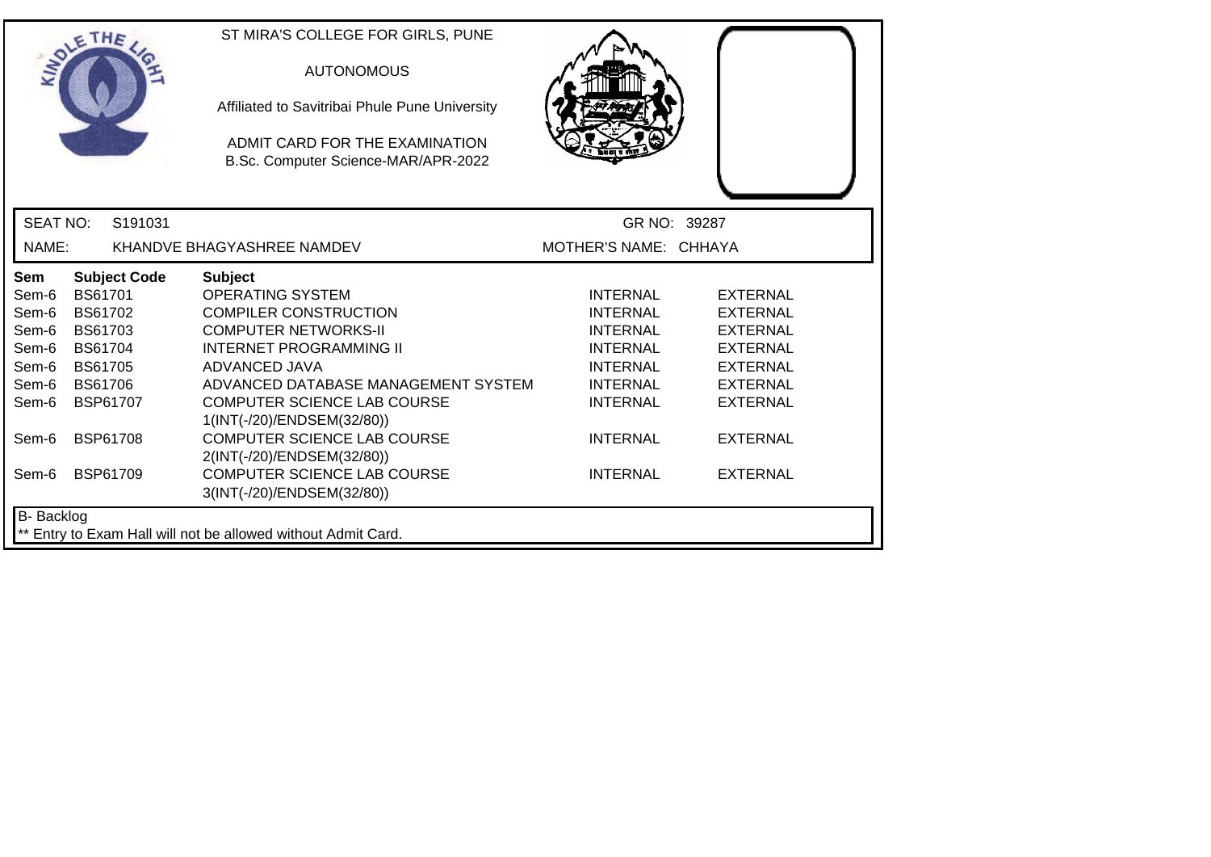ST MIRA'S COLLEGE FOR GIRLS, PUNE

AUTONOMOUS

Affiliated to Savitribai Phule Pune University

ADMIT CARD FOR THE EXAMINATION
B.Sc. Computer Science-MAR/APR-2022

SEAT NO: S191031 GR NO: 39287

NAME: KHANDVE BHAGYASHREE NAMDEV MOTHER'S NAME: CHHAYA

| Sem | Subject Code | Subject | | |
|---|---|---|---|---|
| Sem-6 | BS61701 | OPERATING SYSTEM | INTERNAL | EXTERNAL |
| Sem-6 | BS61702 | COMPILER CONSTRUCTION | INTERNAL | EXTERNAL |
| Sem-6 | BS61703 | COMPUTER NETWORKS-II | INTERNAL | EXTERNAL |
| Sem-6 | BS61704 | INTERNET PROGRAMMING II | INTERNAL | EXTERNAL |
| Sem-6 | BS61705 | ADVANCED JAVA | INTERNAL | EXTERNAL |
| Sem-6 | BS61706 | ADVANCED DATABASE MANAGEMENT SYSTEM | INTERNAL | EXTERNAL |
| Sem-6 | BSP61707 | COMPUTER SCIENCE LAB COURSE 1(INT(-/20)/ENDSEM(32/80)) | INTERNAL | EXTERNAL |
| Sem-6 | BSP61708 | COMPUTER SCIENCE LAB COURSE 2(INT(-/20)/ENDSEM(32/80)) | INTERNAL | EXTERNAL |
| Sem-6 | BSP61709 | COMPUTER SCIENCE LAB COURSE 3(INT(-/20)/ENDSEM(32/80)) | INTERNAL | EXTERNAL |

B- Backlog

** Entry to Exam Hall will not be allowed without Admit Card.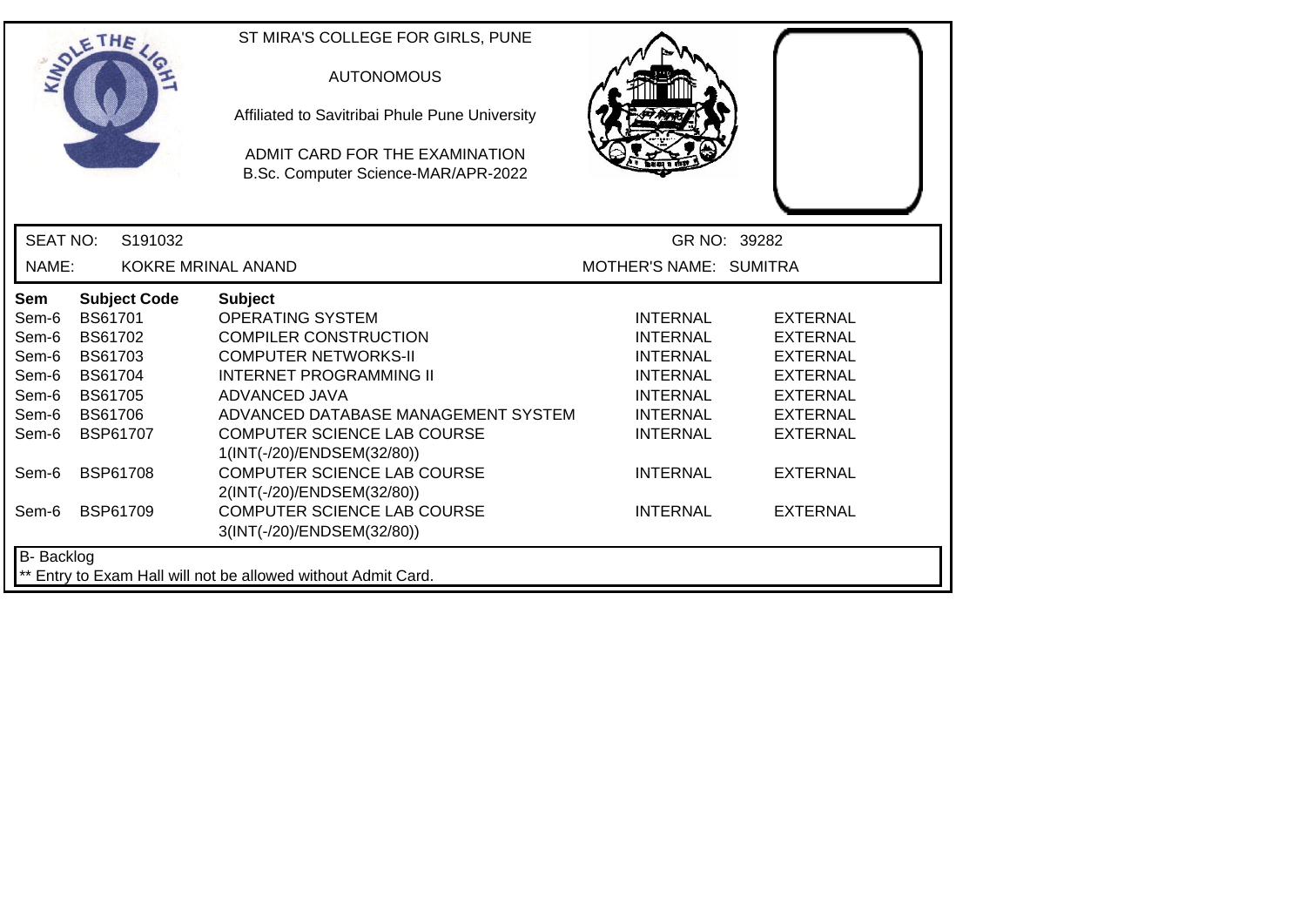ST MIRA'S COLLEGE FOR GIRLS, PUNE

AUTONOMOUS

Affiliated to Savitribai Phule Pune University

ADMIT CARD FOR THE EXAMINATION
B.Sc. Computer Science-MAR/APR-2022

SEAT NO: S191032 GR NO: 39282

NAME: KOKRE MRINAL ANAND MOTHER'S NAME: SUMITRA

| Sem | Subject Code | Subject | | |
|---|---|---|---|---|
| Sem-6 | BS61701 | OPERATING SYSTEM | INTERNAL | EXTERNAL |
| Sem-6 | BS61702 | COMPILER CONSTRUCTION | INTERNAL | EXTERNAL |
| Sem-6 | BS61703 | COMPUTER NETWORKS-II | INTERNAL | EXTERNAL |
| Sem-6 | BS61704 | INTERNET PROGRAMMING II | INTERNAL | EXTERNAL |
| Sem-6 | BS61705 | ADVANCED JAVA | INTERNAL | EXTERNAL |
| Sem-6 | BS61706 | ADVANCED DATABASE MANAGEMENT SYSTEM | INTERNAL | EXTERNAL |
| Sem-6 | BSP61707 | COMPUTER SCIENCE LAB COURSE 1(INT(-/20)/ENDSEM(32/80)) | INTERNAL | EXTERNAL |
| Sem-6 | BSP61708 | COMPUTER SCIENCE LAB COURSE 2(INT(-/20)/ENDSEM(32/80)) | INTERNAL | EXTERNAL |
| Sem-6 | BSP61709 | COMPUTER SCIENCE LAB COURSE 3(INT(-/20)/ENDSEM(32/80)) | INTERNAL | EXTERNAL |

B- Backlog

** Entry to Exam Hall will not be allowed without Admit Card.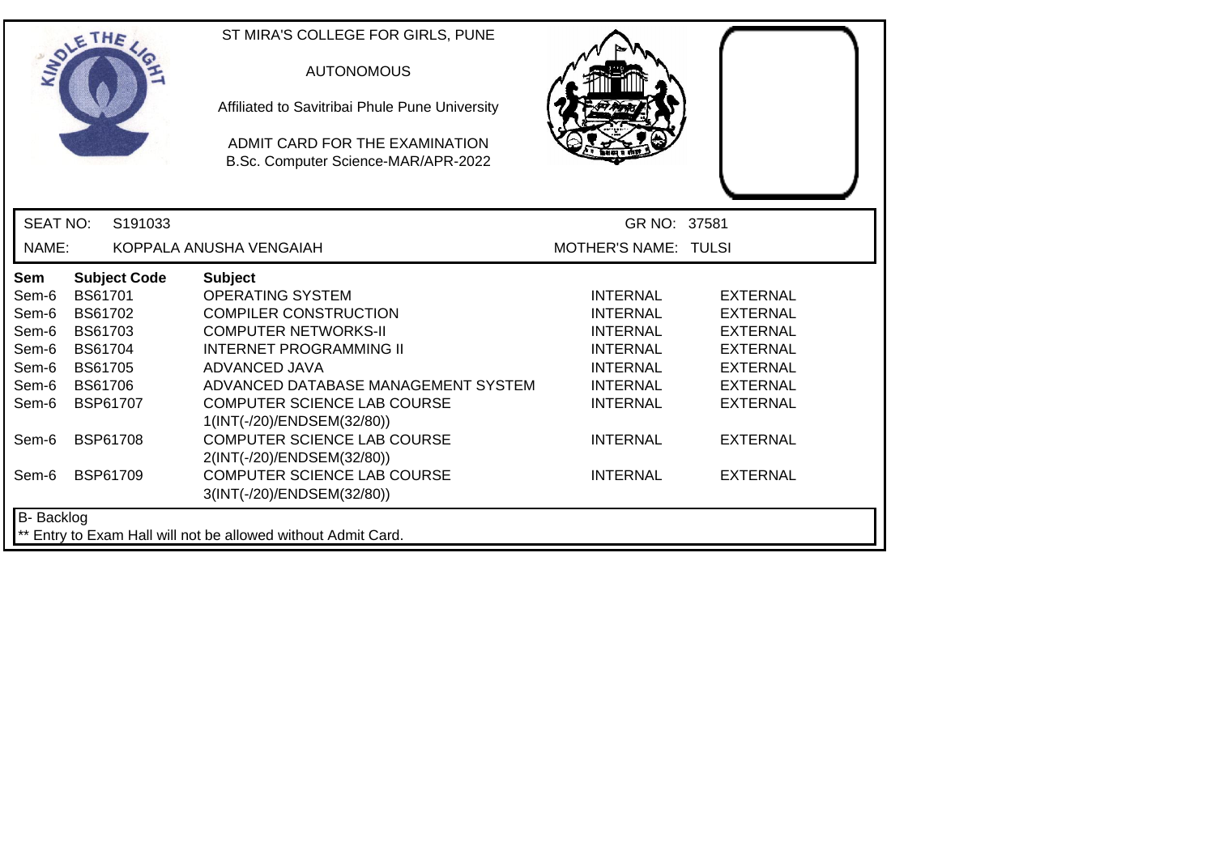ST MIRA'S COLLEGE FOR GIRLS, PUNE

AUTONOMOUS

Affiliated to Savitribai Phule Pune University

ADMIT CARD FOR THE EXAMINATION
B.Sc. Computer Science-MAR/APR-2022

SEAT NO: S191033 GR NO: 37581

NAME: KOPPALA ANUSHA VENGAIAH MOTHER'S NAME: TULSI

| Sem | Subject Code | Subject | | |
|---|---|---|---|---|
| Sem-6 | BS61701 | OPERATING SYSTEM | INTERNAL | EXTERNAL |
| Sem-6 | BS61702 | COMPILER CONSTRUCTION | INTERNAL | EXTERNAL |
| Sem-6 | BS61703 | COMPUTER NETWORKS-II | INTERNAL | EXTERNAL |
| Sem-6 | BS61704 | INTERNET PROGRAMMING II | INTERNAL | EXTERNAL |
| Sem-6 | BS61705 | ADVANCED JAVA | INTERNAL | EXTERNAL |
| Sem-6 | BS61706 | ADVANCED DATABASE MANAGEMENT SYSTEM | INTERNAL | EXTERNAL |
| Sem-6 | BSP61707 | COMPUTER SCIENCE LAB COURSE 1(INT(-/20)/ENDSEM(32/80)) | INTERNAL | EXTERNAL |
| Sem-6 | BSP61708 | COMPUTER SCIENCE LAB COURSE 2(INT(-/20)/ENDSEM(32/80)) | INTERNAL | EXTERNAL |
| Sem-6 | BSP61709 | COMPUTER SCIENCE LAB COURSE 3(INT(-/20)/ENDSEM(32/80)) | INTERNAL | EXTERNAL |

B- Backlog

** Entry to Exam Hall will not be allowed without Admit Card.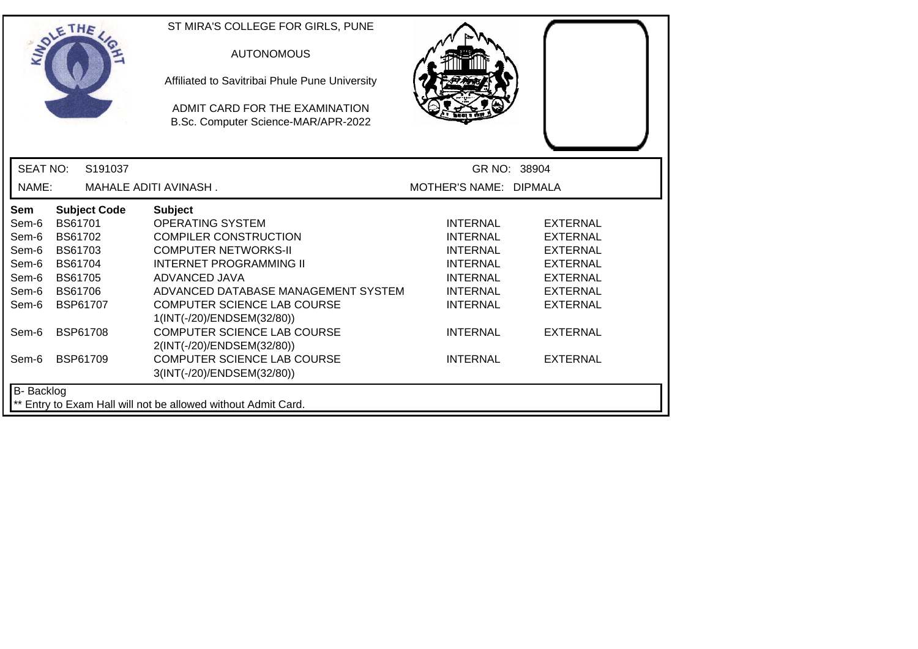ST MIRA'S COLLEGE FOR GIRLS, PUNE

AUTONOMOUS

Affiliated to Savitribai Phule Pune University

ADMIT CARD FOR THE EXAMINATION
B.Sc. Computer Science-MAR/APR-2022

SEAT NO: S191037 | GR NO: 38904

NAME: MAHALE ADITI AVINASH . | MOTHER'S NAME: DIPMALA

| Sem | Subject Code | Subject | | |
|---|---|---|---|---|
| Sem-6 | BS61701 | OPERATING SYSTEM | INTERNAL | EXTERNAL |
| Sem-6 | BS61702 | COMPILER CONSTRUCTION | INTERNAL | EXTERNAL |
| Sem-6 | BS61703 | COMPUTER NETWORKS-II | INTERNAL | EXTERNAL |
| Sem-6 | BS61704 | INTERNET PROGRAMMING II | INTERNAL | EXTERNAL |
| Sem-6 | BS61705 | ADVANCED JAVA | INTERNAL | EXTERNAL |
| Sem-6 | BS61706 | ADVANCED DATABASE MANAGEMENT SYSTEM | INTERNAL | EXTERNAL |
| Sem-6 | BSP61707 | COMPUTER SCIENCE LAB COURSE 1(INT(-/20)/ENDSEM(32/80)) | INTERNAL | EXTERNAL |
| Sem-6 | BSP61708 | COMPUTER SCIENCE LAB COURSE 2(INT(-/20)/ENDSEM(32/80)) | INTERNAL | EXTERNAL |
| Sem-6 | BSP61709 | COMPUTER SCIENCE LAB COURSE 3(INT(-/20)/ENDSEM(32/80)) | INTERNAL | EXTERNAL |

B- Backlog

** Entry to Exam Hall will not be allowed without Admit Card.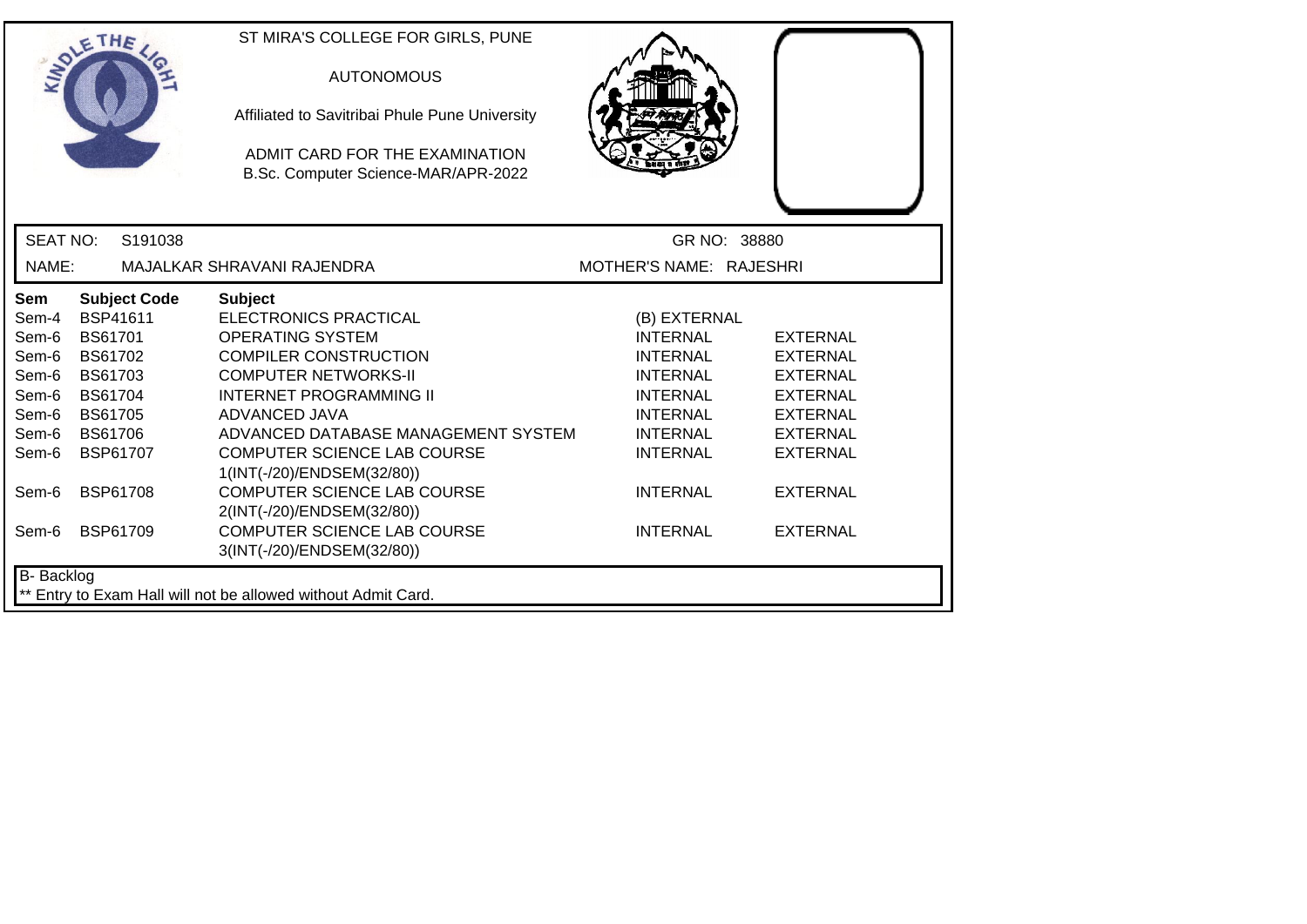ST MIRA'S COLLEGE FOR GIRLS, PUNE

AUTONOMOUS

Affiliated to Savitribai Phule Pune University

ADMIT CARD FOR THE EXAMINATION
B.Sc. Computer Science-MAR/APR-2022

SEAT NO: S191038 GR NO: 38880

NAME: MAJALKAR SHRAVANI RAJENDRA MOTHER'S NAME: RAJESHRI

| Sem | Subject Code | Subject | | |
|---|---|---|---|---|
| Sem-4 | BSP41611 | ELECTRONICS PRACTICAL | (B) EXTERNAL | |
| Sem-6 | BS61701 | OPERATING SYSTEM | INTERNAL | EXTERNAL |
| Sem-6 | BS61702 | COMPILER CONSTRUCTION | INTERNAL | EXTERNAL |
| Sem-6 | BS61703 | COMPUTER NETWORKS-II | INTERNAL | EXTERNAL |
| Sem-6 | BS61704 | INTERNET PROGRAMMING II | INTERNAL | EXTERNAL |
| Sem-6 | BS61705 | ADVANCED JAVA | INTERNAL | EXTERNAL |
| Sem-6 | BS61706 | ADVANCED DATABASE MANAGEMENT SYSTEM | INTERNAL | EXTERNAL |
| Sem-6 | BSP61707 | COMPUTER SCIENCE LAB COURSE 1(INT(-/20)/ENDSEM(32/80)) | INTERNAL | EXTERNAL |
| Sem-6 | BSP61708 | COMPUTER SCIENCE LAB COURSE 2(INT(-/20)/ENDSEM(32/80)) | INTERNAL | EXTERNAL |
| Sem-6 | BSP61709 | COMPUTER SCIENCE LAB COURSE 3(INT(-/20)/ENDSEM(32/80)) | INTERNAL | EXTERNAL |

B- Backlog

** Entry to Exam Hall will not be allowed without Admit Card.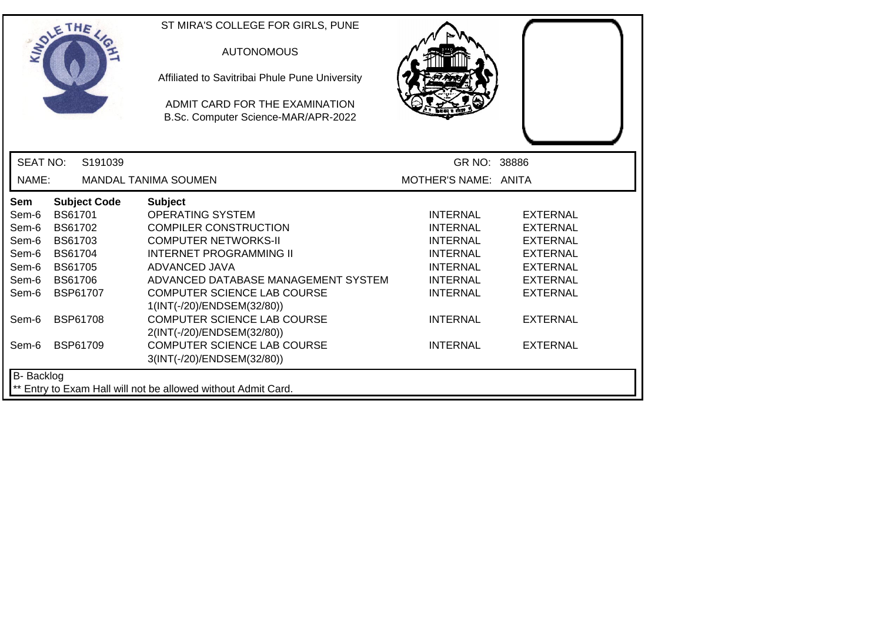ST MIRA'S COLLEGE FOR GIRLS, PUNE

AUTONOMOUS

Affiliated to Savitribai Phule Pune University

ADMIT CARD FOR THE EXAMINATION
B.Sc. Computer Science-MAR/APR-2022

SEAT NO: S191039 GR NO: 38886

NAME: MANDAL TANIMA SOUMEN MOTHER'S NAME: ANITA

| Sem | Subject Code | Subject | | |
|---|---|---|---|---|
| Sem-6 | BS61701 | OPERATING SYSTEM | INTERNAL | EXTERNAL |
| Sem-6 | BS61702 | COMPILER CONSTRUCTION | INTERNAL | EXTERNAL |
| Sem-6 | BS61703 | COMPUTER NETWORKS-II | INTERNAL | EXTERNAL |
| Sem-6 | BS61704 | INTERNET PROGRAMMING II | INTERNAL | EXTERNAL |
| Sem-6 | BS61705 | ADVANCED JAVA | INTERNAL | EXTERNAL |
| Sem-6 | BS61706 | ADVANCED DATABASE MANAGEMENT SYSTEM | INTERNAL | EXTERNAL |
| Sem-6 | BSP61707 | COMPUTER SCIENCE LAB COURSE 1(INT(-/20)/ENDSEM(32/80)) | INTERNAL | EXTERNAL |
| Sem-6 | BSP61708 | COMPUTER SCIENCE LAB COURSE 2(INT(-/20)/ENDSEM(32/80)) | INTERNAL | EXTERNAL |
| Sem-6 | BSP61709 | COMPUTER SCIENCE LAB COURSE 3(INT(-/20)/ENDSEM(32/80)) | INTERNAL | EXTERNAL |

B- Backlog

** Entry to Exam Hall will not be allowed without Admit Card.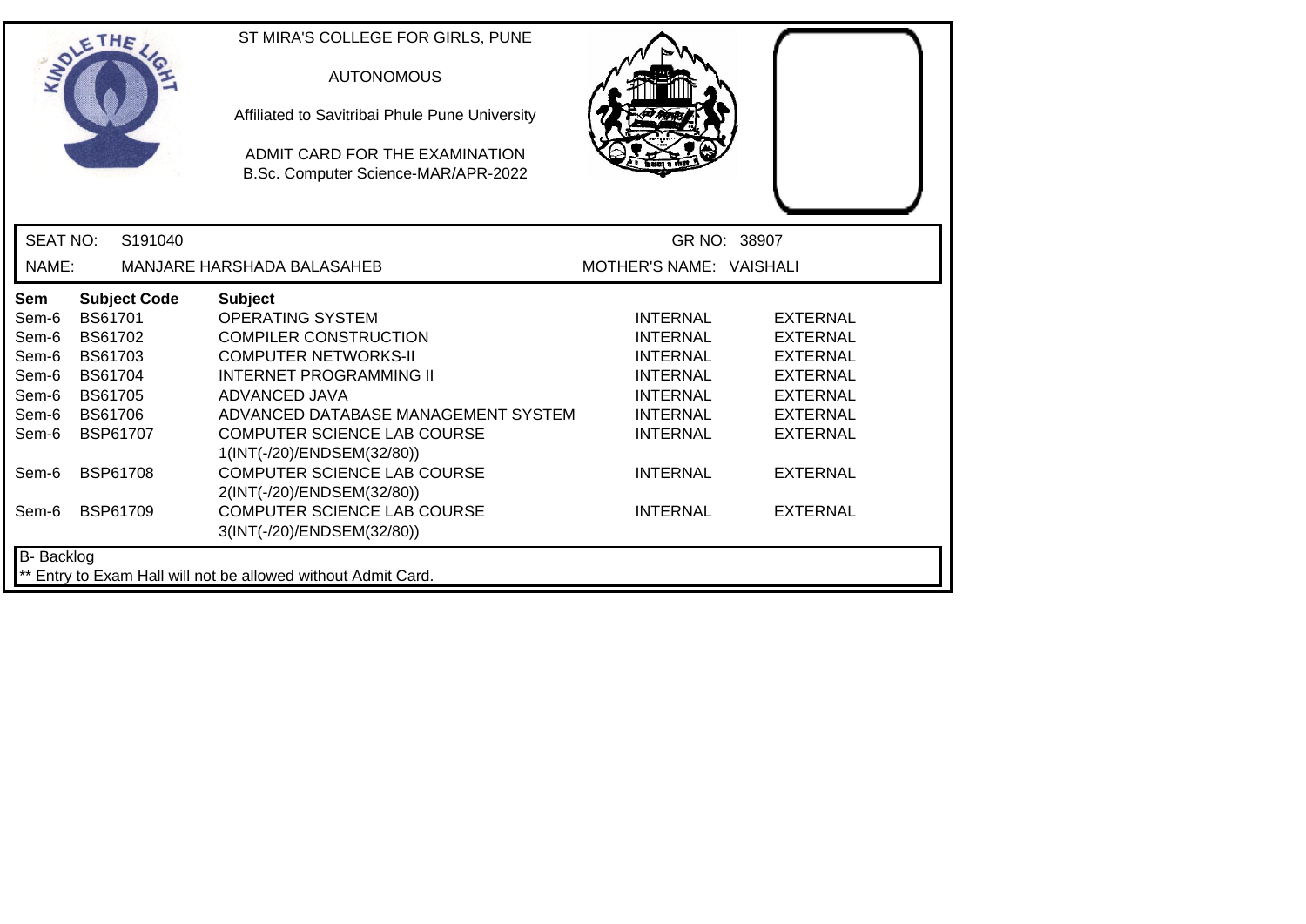ST MIRA'S COLLEGE FOR GIRLS, PUNE

AUTONOMOUS

Affiliated to Savitribai Phule Pune University

ADMIT CARD FOR THE EXAMINATION
B.Sc. Computer Science-MAR/APR-2022

SEAT NO: S191040 GR NO: 38907

NAME: MANJARE HARSHADA BALASAHEB MOTHER'S NAME: VAISHALI

| Sem | Subject Code | Subject | | |
|---|---|---|---|---|
| Sem-6 | BS61701 | OPERATING SYSTEM | INTERNAL | EXTERNAL |
| Sem-6 | BS61702 | COMPILER CONSTRUCTION | INTERNAL | EXTERNAL |
| Sem-6 | BS61703 | COMPUTER NETWORKS-II | INTERNAL | EXTERNAL |
| Sem-6 | BS61704 | INTERNET PROGRAMMING II | INTERNAL | EXTERNAL |
| Sem-6 | BS61705 | ADVANCED JAVA | INTERNAL | EXTERNAL |
| Sem-6 | BS61706 | ADVANCED DATABASE MANAGEMENT SYSTEM | INTERNAL | EXTERNAL |
| Sem-6 | BSP61707 | COMPUTER SCIENCE LAB COURSE 1(INT(-/20)/ENDSEM(32/80)) | INTERNAL | EXTERNAL |
| Sem-6 | BSP61708 | COMPUTER SCIENCE LAB COURSE 2(INT(-/20)/ENDSEM(32/80)) | INTERNAL | EXTERNAL |
| Sem-6 | BSP61709 | COMPUTER SCIENCE LAB COURSE 3(INT(-/20)/ENDSEM(32/80)) | INTERNAL | EXTERNAL |

B- Backlog

** Entry to Exam Hall will not be allowed without Admit Card.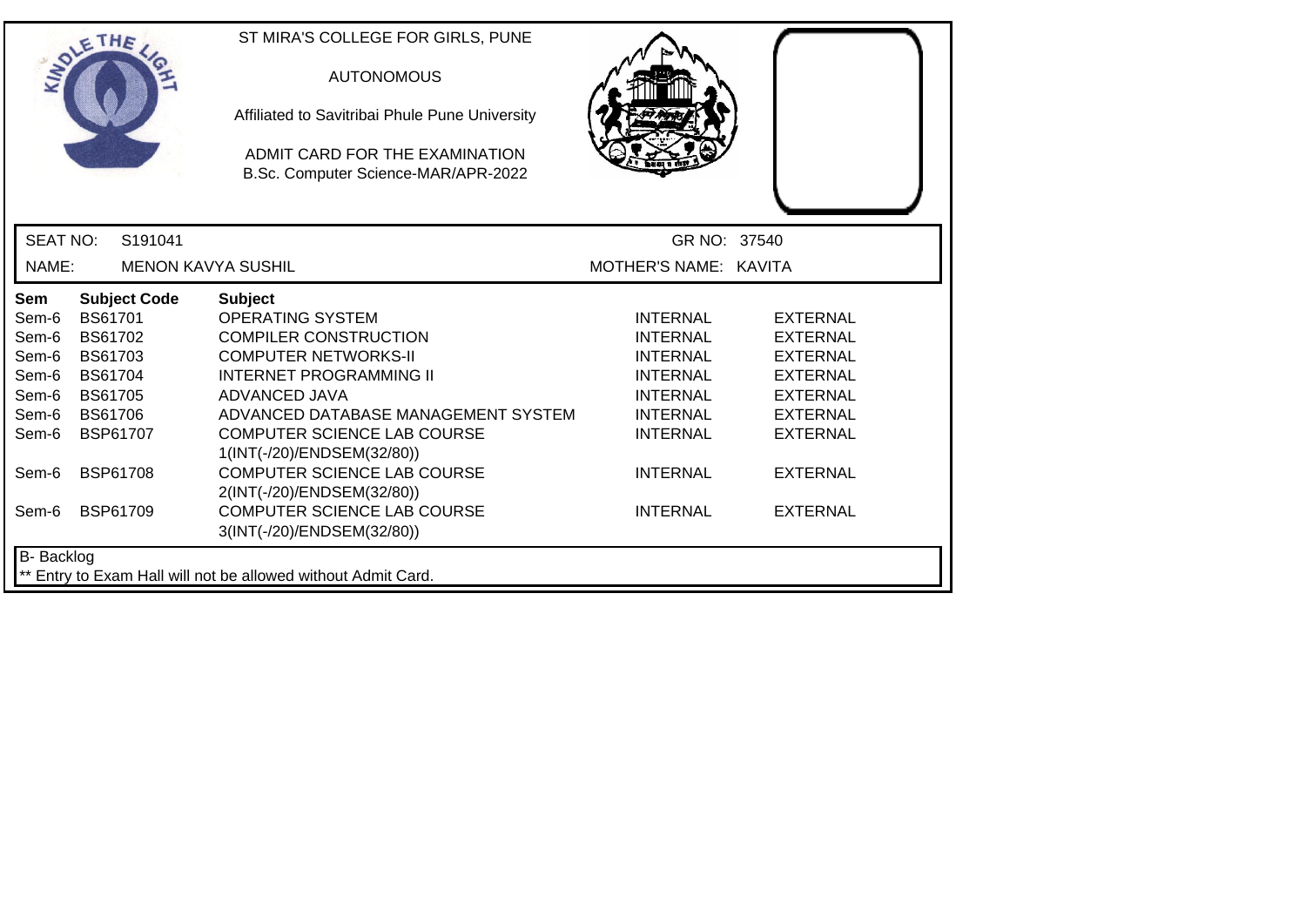ST MIRA'S COLLEGE FOR GIRLS, PUNE

AUTONOMOUS

Affiliated to Savitribai Phule Pune University

ADMIT CARD FOR THE EXAMINATION
B.Sc. Computer Science-MAR/APR-2022

SEAT NO: S191041 GR NO: 37540

NAME: MENON KAVYA SUSHIL MOTHER'S NAME: KAVITA

| Sem | Subject Code | Subject | | |
|---|---|---|---|---|
| Sem-6 | BS61701 | OPERATING SYSTEM | INTERNAL | EXTERNAL |
| Sem-6 | BS61702 | COMPILER CONSTRUCTION | INTERNAL | EXTERNAL |
| Sem-6 | BS61703 | COMPUTER NETWORKS-II | INTERNAL | EXTERNAL |
| Sem-6 | BS61704 | INTERNET PROGRAMMING II | INTERNAL | EXTERNAL |
| Sem-6 | BS61705 | ADVANCED JAVA | INTERNAL | EXTERNAL |
| Sem-6 | BS61706 | ADVANCED DATABASE MANAGEMENT SYSTEM | INTERNAL | EXTERNAL |
| Sem-6 | BSP61707 | COMPUTER SCIENCE LAB COURSE 1(INT(-/20)/ENDSEM(32/80)) | INTERNAL | EXTERNAL |
| Sem-6 | BSP61708 | COMPUTER SCIENCE LAB COURSE 2(INT(-/20)/ENDSEM(32/80)) | INTERNAL | EXTERNAL |
| Sem-6 | BSP61709 | COMPUTER SCIENCE LAB COURSE 3(INT(-/20)/ENDSEM(32/80)) | INTERNAL | EXTERNAL |

B- Backlog

** Entry to Exam Hall will not be allowed without Admit Card.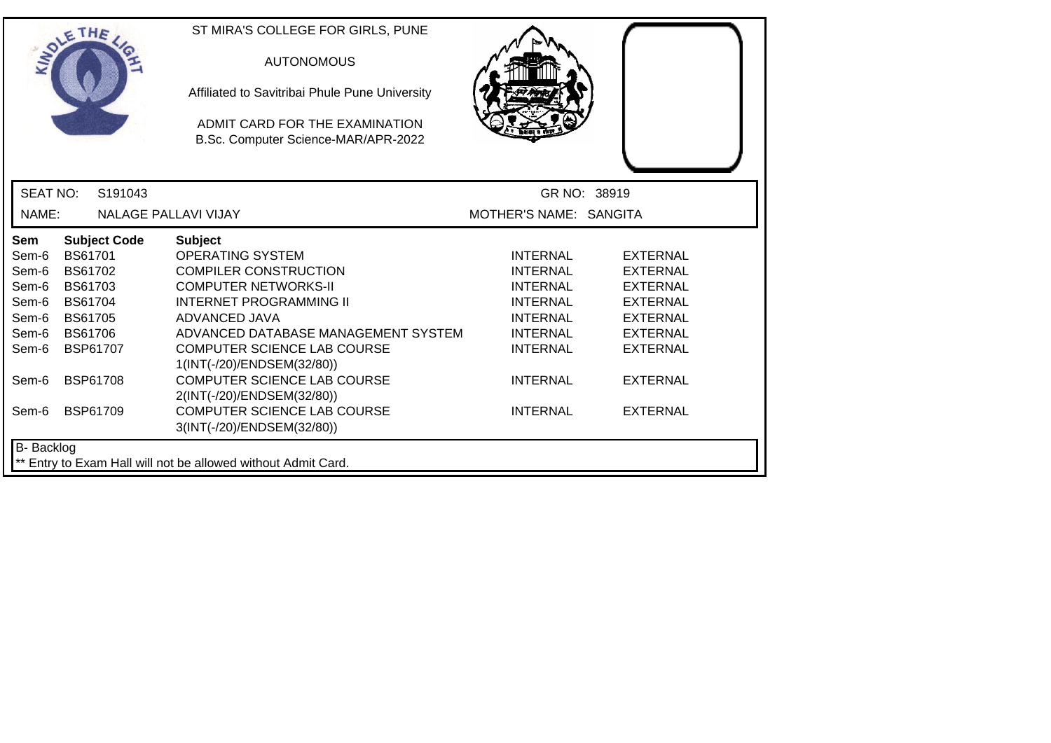ST MIRA'S COLLEGE FOR GIRLS, PUNE

AUTONOMOUS

Affiliated to Savitribai Phule Pune University

ADMIT CARD FOR THE EXAMINATION
B.Sc. Computer Science-MAR/APR-2022

SEAT NO: S191043 GR NO: 38919

NAME: NALAGE PALLAVI VIJAY MOTHER'S NAME: SANGITA

| Sem | Subject Code | Subject | | |
|---|---|---|---|---|
| Sem-6 | BS61701 | OPERATING SYSTEM | INTERNAL | EXTERNAL |
| Sem-6 | BS61702 | COMPILER CONSTRUCTION | INTERNAL | EXTERNAL |
| Sem-6 | BS61703 | COMPUTER NETWORKS-II | INTERNAL | EXTERNAL |
| Sem-6 | BS61704 | INTERNET PROGRAMMING II | INTERNAL | EXTERNAL |
| Sem-6 | BS61705 | ADVANCED JAVA | INTERNAL | EXTERNAL |
| Sem-6 | BS61706 | ADVANCED DATABASE MANAGEMENT SYSTEM | INTERNAL | EXTERNAL |
| Sem-6 | BSP61707 | COMPUTER SCIENCE LAB COURSE 1(INT(-/20)/ENDSEM(32/80)) | INTERNAL | EXTERNAL |
| Sem-6 | BSP61708 | COMPUTER SCIENCE LAB COURSE 2(INT(-/20)/ENDSEM(32/80)) | INTERNAL | EXTERNAL |
| Sem-6 | BSP61709 | COMPUTER SCIENCE LAB COURSE 3(INT(-/20)/ENDSEM(32/80)) | INTERNAL | EXTERNAL |

B- Backlog

** Entry to Exam Hall will not be allowed without Admit Card.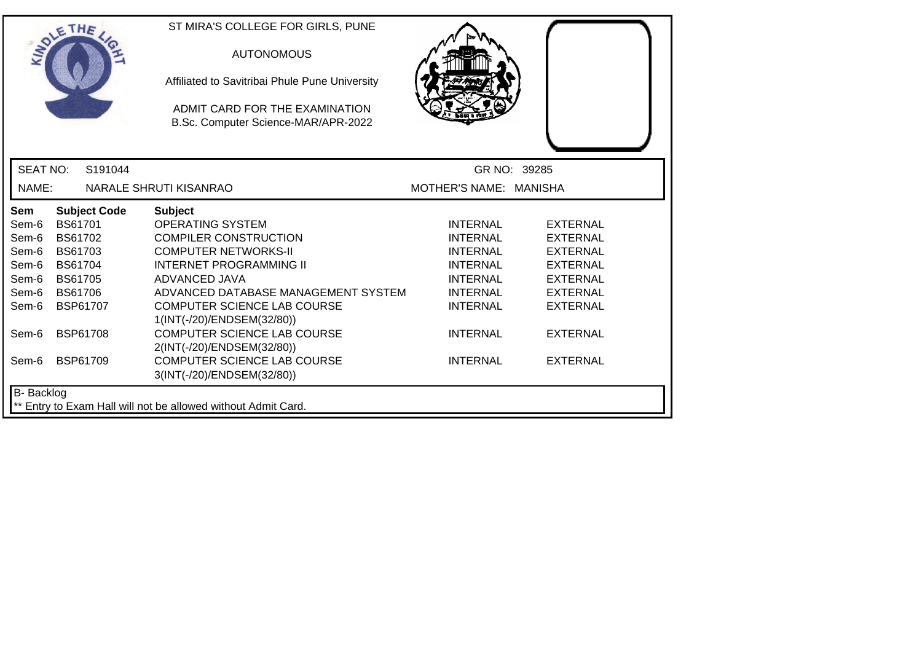ST MIRA'S COLLEGE FOR GIRLS, PUNE

AUTONOMOUS

Affiliated to Savitribai Phule Pune University

ADMIT CARD FOR THE EXAMINATION
B.Sc. Computer Science-MAR/APR-2022

SEAT NO: S191044 GR NO: 39285

NAME: NARALE SHRUTI KISANRAO MOTHER'S NAME: MANISHA

| Sem | Subject Code | Subject | | |
|---|---|---|---|---|
| Sem-6 | BS61701 | OPERATING SYSTEM | INTERNAL | EXTERNAL |
| Sem-6 | BS61702 | COMPILER CONSTRUCTION | INTERNAL | EXTERNAL |
| Sem-6 | BS61703 | COMPUTER NETWORKS-II | INTERNAL | EXTERNAL |
| Sem-6 | BS61704 | INTERNET PROGRAMMING II | INTERNAL | EXTERNAL |
| Sem-6 | BS61705 | ADVANCED JAVA | INTERNAL | EXTERNAL |
| Sem-6 | BS61706 | ADVANCED DATABASE MANAGEMENT SYSTEM | INTERNAL | EXTERNAL |
| Sem-6 | BSP61707 | COMPUTER SCIENCE LAB COURSE 1(INT(-/20)/ENDSEM(32/80)) | INTERNAL | EXTERNAL |
| Sem-6 | BSP61708 | COMPUTER SCIENCE LAB COURSE 2(INT(-/20)/ENDSEM(32/80)) | INTERNAL | EXTERNAL |
| Sem-6 | BSP61709 | COMPUTER SCIENCE LAB COURSE 3(INT(-/20)/ENDSEM(32/80)) | INTERNAL | EXTERNAL |

B- Backlog

** Entry to Exam Hall will not be allowed without Admit Card.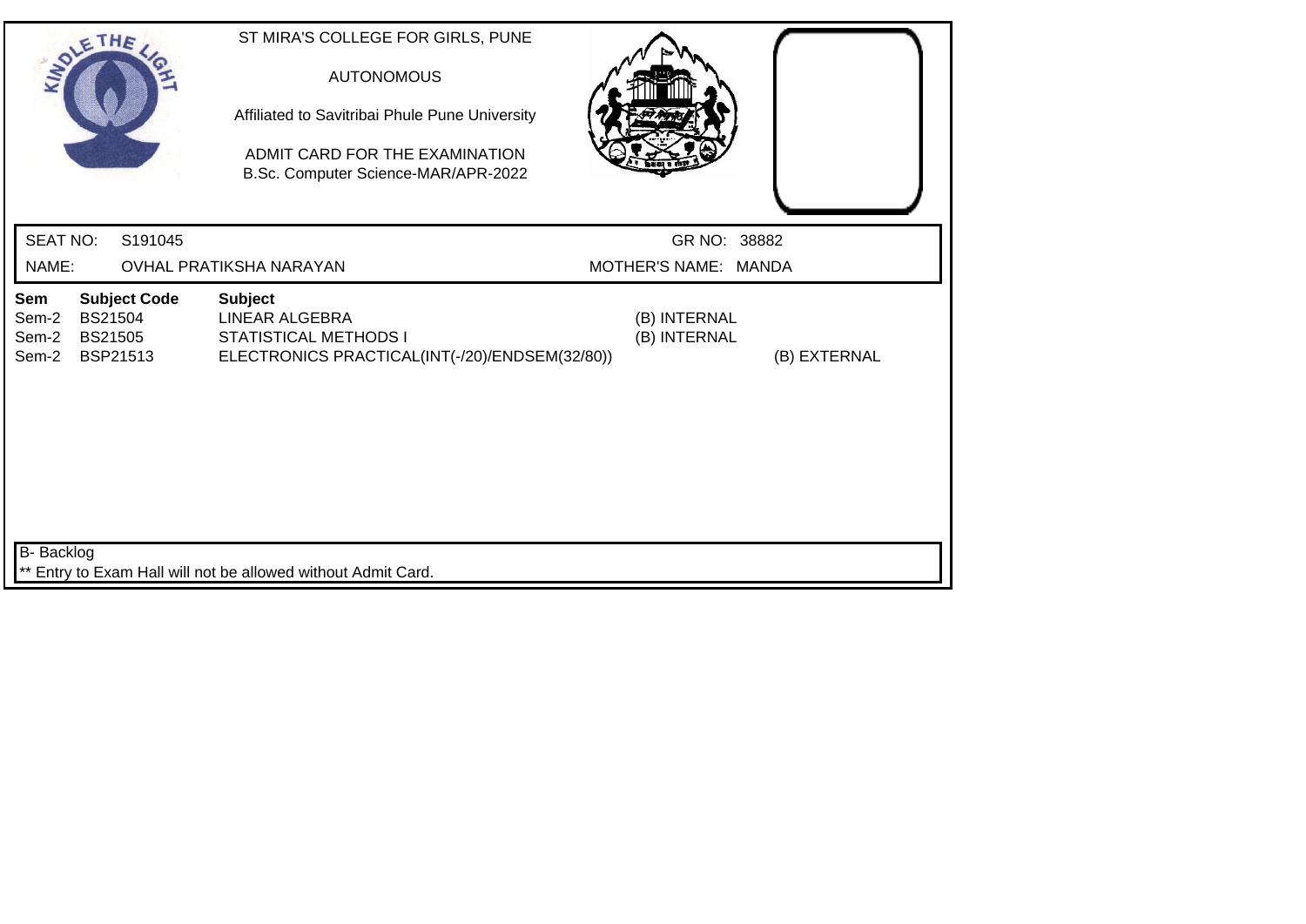ST MIRA'S COLLEGE FOR GIRLS, PUNE

AUTONOMOUS

Affiliated to Savitribai Phule Pune University

ADMIT CARD FOR THE EXAMINATION
B.Sc. Computer Science-MAR/APR-2022

SEAT NO: S191045 GR NO: 38882

NAME: OVHAL PRATIKSHA NARAYAN MOTHER'S NAME: MANDA

| Sem | Subject Code | Subject | | |
|---|---|---|---|---|
| Sem-2 | BS21504 | LINEAR ALGEBRA | (B) INTERNAL | |
| Sem-2 | BS21505 | STATISTICAL METHODS I | (B) INTERNAL | |
| Sem-2 | BSP21513 | ELECTRONICS PRACTICAL(INT(-/20)/ENDSEM(32/80)) | | (B) EXTERNAL |

B- Backlog

** Entry to Exam Hall will not be allowed without Admit Card.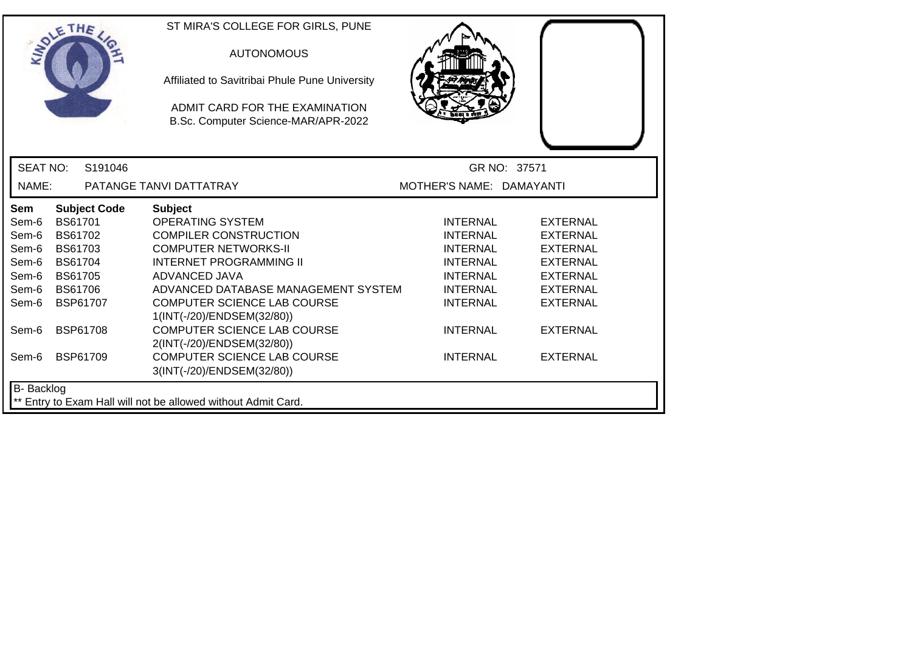ST MIRA'S COLLEGE FOR GIRLS, PUNE

AUTONOMOUS

Affiliated to Savitribai Phule Pune University

ADMIT CARD FOR THE EXAMINATION
B.Sc. Computer Science-MAR/APR-2022

SEAT NO: S191046 GR NO: 37571

NAME: PATANGE TANVI DATTATRAY MOTHER'S NAME: DAMAYANTI

| Sem | Subject Code | Subject | | |
|---|---|---|---|---|
| Sem-6 | BS61701 | OPERATING SYSTEM | INTERNAL | EXTERNAL |
| Sem-6 | BS61702 | COMPILER CONSTRUCTION | INTERNAL | EXTERNAL |
| Sem-6 | BS61703 | COMPUTER NETWORKS-II | INTERNAL | EXTERNAL |
| Sem-6 | BS61704 | INTERNET PROGRAMMING II | INTERNAL | EXTERNAL |
| Sem-6 | BS61705 | ADVANCED JAVA | INTERNAL | EXTERNAL |
| Sem-6 | BS61706 | ADVANCED DATABASE MANAGEMENT SYSTEM | INTERNAL | EXTERNAL |
| Sem-6 | BSP61707 | COMPUTER SCIENCE LAB COURSE 1(INT(-/20)/ENDSEM(32/80)) | INTERNAL | EXTERNAL |
| Sem-6 | BSP61708 | COMPUTER SCIENCE LAB COURSE 2(INT(-/20)/ENDSEM(32/80)) | INTERNAL | EXTERNAL |
| Sem-6 | BSP61709 | COMPUTER SCIENCE LAB COURSE 3(INT(-/20)/ENDSEM(32/80)) | INTERNAL | EXTERNAL |

B- Backlog

** Entry to Exam Hall will not be allowed without Admit Card.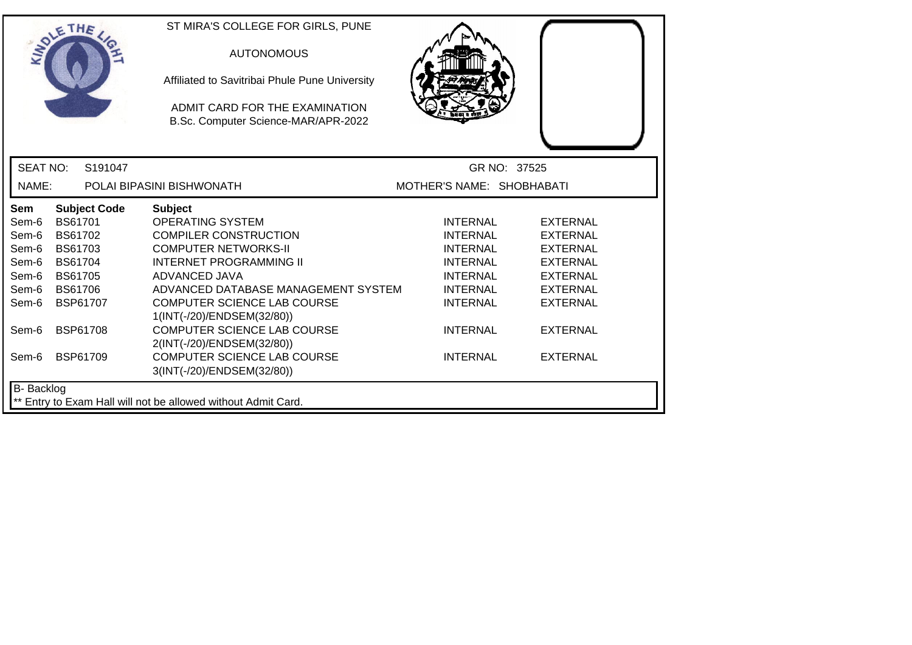ST MIRA'S COLLEGE FOR GIRLS, PUNE

AUTONOMOUS

Affiliated to Savitribai Phule Pune University

ADMIT CARD FOR THE EXAMINATION
B.Sc. Computer Science-MAR/APR-2022

SEAT NO: S191047 GR NO: 37525

NAME: POLAI BIPASINI BISHWONATH MOTHER'S NAME: SHOBHABATI

| Sem | Subject Code | Subject | | |
|---|---|---|---|---|
| Sem-6 | BS61701 | OPERATING SYSTEM | INTERNAL | EXTERNAL |
| Sem-6 | BS61702 | COMPILER CONSTRUCTION | INTERNAL | EXTERNAL |
| Sem-6 | BS61703 | COMPUTER NETWORKS-II | INTERNAL | EXTERNAL |
| Sem-6 | BS61704 | INTERNET PROGRAMMING II | INTERNAL | EXTERNAL |
| Sem-6 | BS61705 | ADVANCED JAVA | INTERNAL | EXTERNAL |
| Sem-6 | BS61706 | ADVANCED DATABASE MANAGEMENT SYSTEM | INTERNAL | EXTERNAL |
| Sem-6 | BSP61707 | COMPUTER SCIENCE LAB COURSE 1(INT(-/20)/ENDSEM(32/80)) | INTERNAL | EXTERNAL |
| Sem-6 | BSP61708 | COMPUTER SCIENCE LAB COURSE 2(INT(-/20)/ENDSEM(32/80)) | INTERNAL | EXTERNAL |
| Sem-6 | BSP61709 | COMPUTER SCIENCE LAB COURSE 3(INT(-/20)/ENDSEM(32/80)) | INTERNAL | EXTERNAL |

B- Backlog

** Entry to Exam Hall will not be allowed without Admit Card.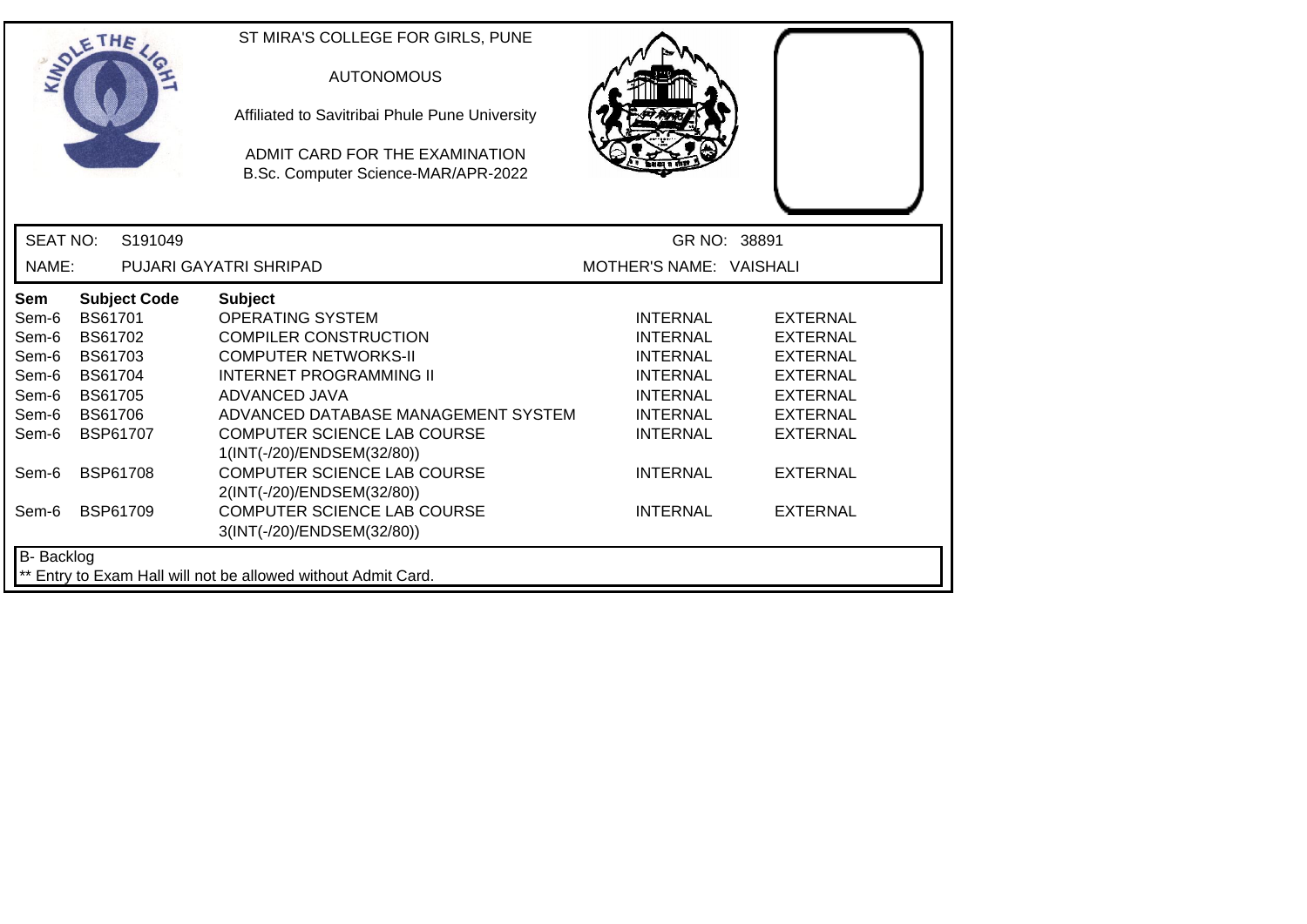ST MIRA'S COLLEGE FOR GIRLS, PUNE

AUTONOMOUS

Affiliated to Savitribai Phule Pune University

ADMIT CARD FOR THE EXAMINATION
B.Sc. Computer Science-MAR/APR-2022

SEAT NO: S191049 GR NO: 38891

NAME: PUJARI GAYATRI SHRIPAD MOTHER'S NAME: VAISHALI

| Sem | Subject Code | Subject | | |
|---|---|---|---|---|
| Sem-6 | BS61701 | OPERATING SYSTEM | INTERNAL | EXTERNAL |
| Sem-6 | BS61702 | COMPILER CONSTRUCTION | INTERNAL | EXTERNAL |
| Sem-6 | BS61703 | COMPUTER NETWORKS-II | INTERNAL | EXTERNAL |
| Sem-6 | BS61704 | INTERNET PROGRAMMING II | INTERNAL | EXTERNAL |
| Sem-6 | BS61705 | ADVANCED JAVA | INTERNAL | EXTERNAL |
| Sem-6 | BS61706 | ADVANCED DATABASE MANAGEMENT SYSTEM | INTERNAL | EXTERNAL |
| Sem-6 | BSP61707 | COMPUTER SCIENCE LAB COURSE 1(INT(-/20)/ENDSEM(32/80)) | INTERNAL | EXTERNAL |
| Sem-6 | BSP61708 | COMPUTER SCIENCE LAB COURSE 2(INT(-/20)/ENDSEM(32/80)) | INTERNAL | EXTERNAL |
| Sem-6 | BSP61709 | COMPUTER SCIENCE LAB COURSE 3(INT(-/20)/ENDSEM(32/80)) | INTERNAL | EXTERNAL |

B- Backlog

** Entry to Exam Hall will not be allowed without Admit Card.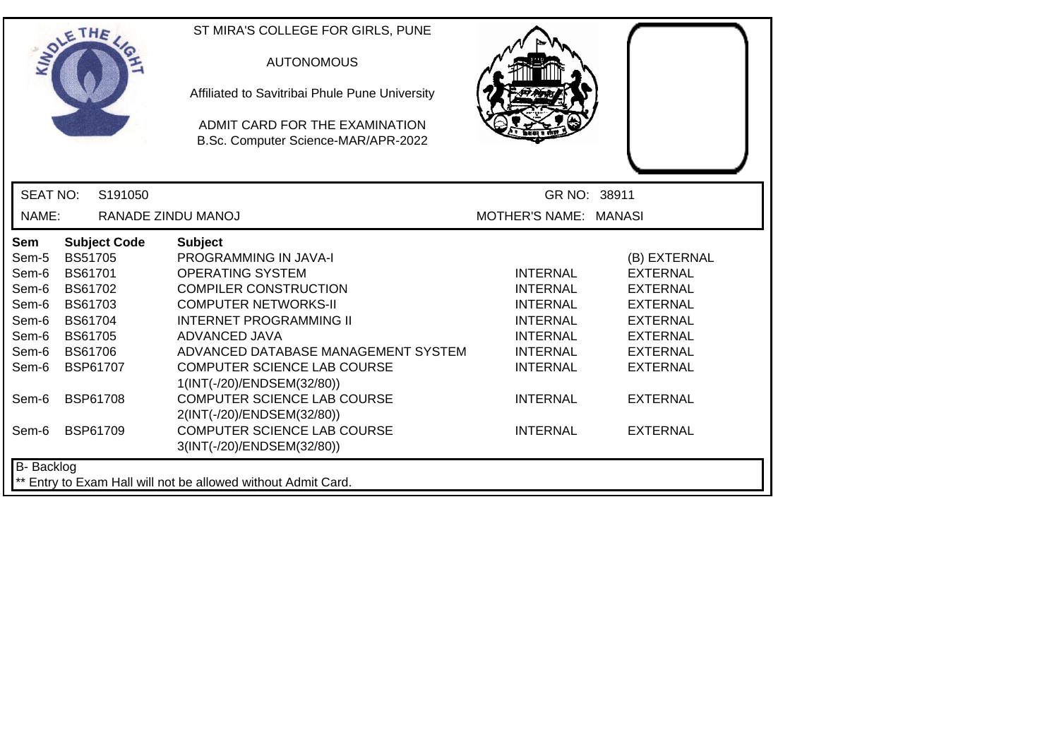ST MIRA'S COLLEGE FOR GIRLS, PUNE

AUTONOMOUS

Affiliated to Savitribai Phule Pune University

ADMIT CARD FOR THE EXAMINATION
B.Sc. Computer Science-MAR/APR-2022

SEAT NO: S191050 GR NO: 38911

NAME: RANADE ZINDU MANOJ MOTHER'S NAME: MANASI

| Sem | Subject Code | Subject | | |
|---|---|---|---|---|
| Sem-5 | BS51705 | PROGRAMMING IN JAVA-I | | (B) EXTERNAL |
| Sem-6 | BS61701 | OPERATING SYSTEM | INTERNAL | EXTERNAL |
| Sem-6 | BS61702 | COMPILER CONSTRUCTION | INTERNAL | EXTERNAL |
| Sem-6 | BS61703 | COMPUTER NETWORKS-II | INTERNAL | EXTERNAL |
| Sem-6 | BS61704 | INTERNET PROGRAMMING II | INTERNAL | EXTERNAL |
| Sem-6 | BS61705 | ADVANCED JAVA | INTERNAL | EXTERNAL |
| Sem-6 | BS61706 | ADVANCED DATABASE MANAGEMENT SYSTEM | INTERNAL | EXTERNAL |
| Sem-6 | BSP61707 | COMPUTER SCIENCE LAB COURSE 1(INT(-/20)/ENDSEM(32/80)) | INTERNAL | EXTERNAL |
| Sem-6 | BSP61708 | COMPUTER SCIENCE LAB COURSE 2(INT(-/20)/ENDSEM(32/80)) | INTERNAL | EXTERNAL |
| Sem-6 | BSP61709 | COMPUTER SCIENCE LAB COURSE 3(INT(-/20)/ENDSEM(32/80)) | INTERNAL | EXTERNAL |

B- Backlog

** Entry to Exam Hall will not be allowed without Admit Card.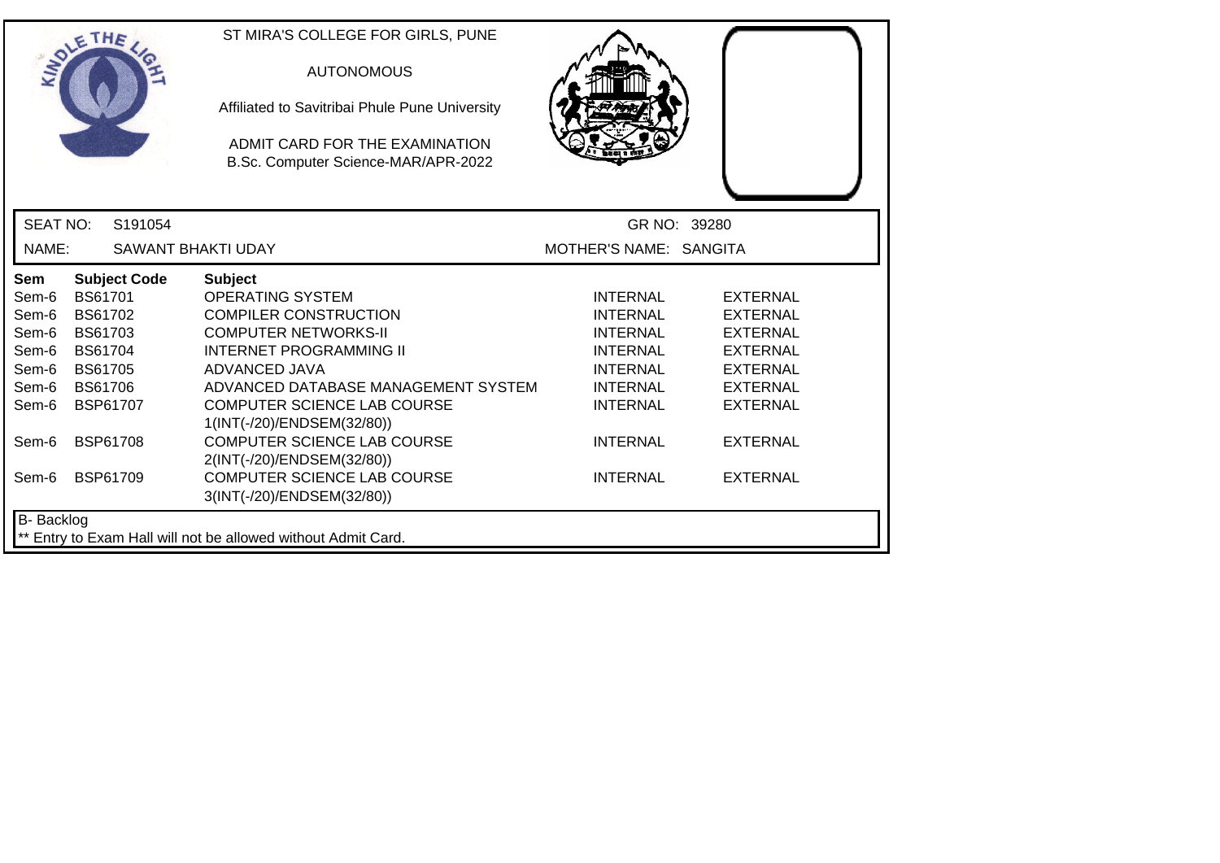ST MIRA'S COLLEGE FOR GIRLS, PUNE

AUTONOMOUS

Affiliated to Savitribai Phule Pune University

ADMIT CARD FOR THE EXAMINATION
B.Sc. Computer Science-MAR/APR-2022

SEAT NO: S191054 GR NO: 39280

NAME: SAWANT BHAKTI UDAY MOTHER'S NAME: SANGITA

| Sem | Subject Code | Subject | | |
|---|---|---|---|---|
| Sem-6 | BS61701 | OPERATING SYSTEM | INTERNAL | EXTERNAL |
| Sem-6 | BS61702 | COMPILER CONSTRUCTION | INTERNAL | EXTERNAL |
| Sem-6 | BS61703 | COMPUTER NETWORKS-II | INTERNAL | EXTERNAL |
| Sem-6 | BS61704 | INTERNET PROGRAMMING II | INTERNAL | EXTERNAL |
| Sem-6 | BS61705 | ADVANCED JAVA | INTERNAL | EXTERNAL |
| Sem-6 | BS61706 | ADVANCED DATABASE MANAGEMENT SYSTEM | INTERNAL | EXTERNAL |
| Sem-6 | BSP61707 | COMPUTER SCIENCE LAB COURSE 1(INT(-/20)/ENDSEM(32/80)) | INTERNAL | EXTERNAL |
| Sem-6 | BSP61708 | COMPUTER SCIENCE LAB COURSE 2(INT(-/20)/ENDSEM(32/80)) | INTERNAL | EXTERNAL |
| Sem-6 | BSP61709 | COMPUTER SCIENCE LAB COURSE 3(INT(-/20)/ENDSEM(32/80)) | INTERNAL | EXTERNAL |

B- Backlog

** Entry to Exam Hall will not be allowed without Admit Card.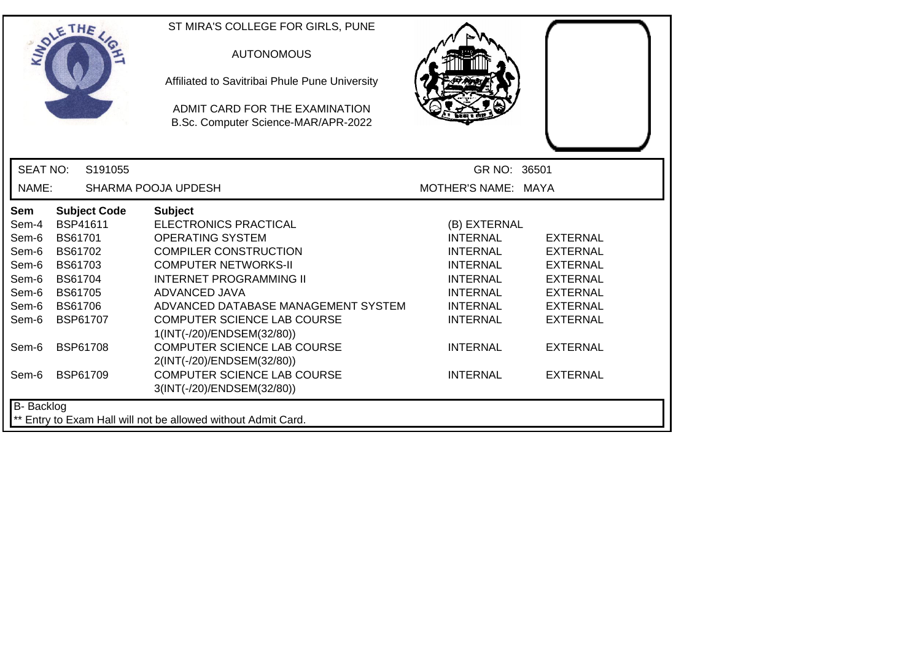ST MIRA'S COLLEGE FOR GIRLS, PUNE

AUTONOMOUS

Affiliated to Savitribai Phule Pune University

ADMIT CARD FOR THE EXAMINATION
B.Sc. Computer Science-MAR/APR-2022

SEAT NO: S191055 | GR NO: 36501

NAME: SHARMA POOJA UPDESH | MOTHER'S NAME: MAYA

| Sem | Subject Code | Subject | | |
|---|---|---|---|---|
| Sem-4 | BSP41611 | ELECTRONICS PRACTICAL | (B) EXTERNAL | |
| Sem-6 | BS61701 | OPERATING SYSTEM | INTERNAL | EXTERNAL |
| Sem-6 | BS61702 | COMPILER CONSTRUCTION | INTERNAL | EXTERNAL |
| Sem-6 | BS61703 | COMPUTER NETWORKS-II | INTERNAL | EXTERNAL |
| Sem-6 | BS61704 | INTERNET PROGRAMMING II | INTERNAL | EXTERNAL |
| Sem-6 | BS61705 | ADVANCED JAVA | INTERNAL | EXTERNAL |
| Sem-6 | BS61706 | ADVANCED DATABASE MANAGEMENT SYSTEM | INTERNAL | EXTERNAL |
| Sem-6 | BSP61707 | COMPUTER SCIENCE LAB COURSE 1(INT(-/20)/ENDSEM(32/80)) | INTERNAL | EXTERNAL |
| Sem-6 | BSP61708 | COMPUTER SCIENCE LAB COURSE 2(INT(-/20)/ENDSEM(32/80)) | INTERNAL | EXTERNAL |
| Sem-6 | BSP61709 | COMPUTER SCIENCE LAB COURSE 3(INT(-/20)/ENDSEM(32/80)) | INTERNAL | EXTERNAL |

B- Backlog

** Entry to Exam Hall will not be allowed without Admit Card.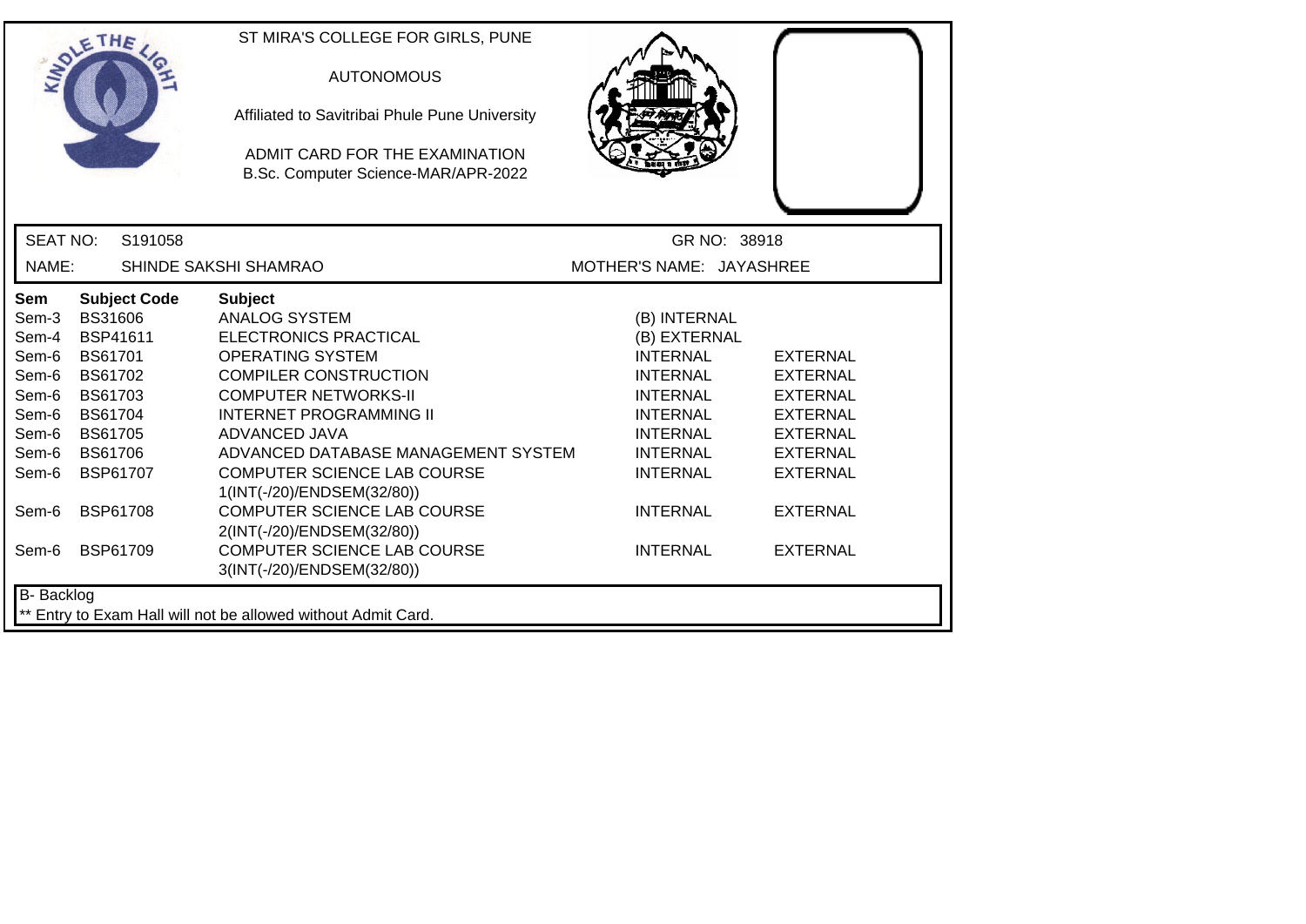ST MIRA'S COLLEGE FOR GIRLS, PUNE

AUTONOMOUS

Affiliated to Savitribai Phule Pune University

ADMIT CARD FOR THE EXAMINATION
B.Sc. Computer Science-MAR/APR-2022

SEAT NO: S191058 GR NO: 38918

NAME: SHINDE SAKSHI SHAMRAO MOTHER'S NAME: JAYASHREE

| Sem | Subject Code | Subject | | |
|---|---|---|---|---|
| Sem-3 | BS31606 | ANALOG SYSTEM | (B) INTERNAL | |
| Sem-4 | BSP41611 | ELECTRONICS PRACTICAL | (B) EXTERNAL | |
| Sem-6 | BS61701 | OPERATING SYSTEM | INTERNAL | EXTERNAL |
| Sem-6 | BS61702 | COMPILER CONSTRUCTION | INTERNAL | EXTERNAL |
| Sem-6 | BS61703 | COMPUTER NETWORKS-II | INTERNAL | EXTERNAL |
| Sem-6 | BS61704 | INTERNET PROGRAMMING II | INTERNAL | EXTERNAL |
| Sem-6 | BS61705 | ADVANCED JAVA | INTERNAL | EXTERNAL |
| Sem-6 | BS61706 | ADVANCED DATABASE MANAGEMENT SYSTEM | INTERNAL | EXTERNAL |
| Sem-6 | BSP61707 | COMPUTER SCIENCE LAB COURSE 1(INT(-/20)/ENDSEM(32/80)) | INTERNAL | EXTERNAL |
| Sem-6 | BSP61708 | COMPUTER SCIENCE LAB COURSE 2(INT(-/20)/ENDSEM(32/80)) | INTERNAL | EXTERNAL |
| Sem-6 | BSP61709 | COMPUTER SCIENCE LAB COURSE 3(INT(-/20)/ENDSEM(32/80)) | INTERNAL | EXTERNAL |

B- Backlog

** Entry to Exam Hall will not be allowed without Admit Card.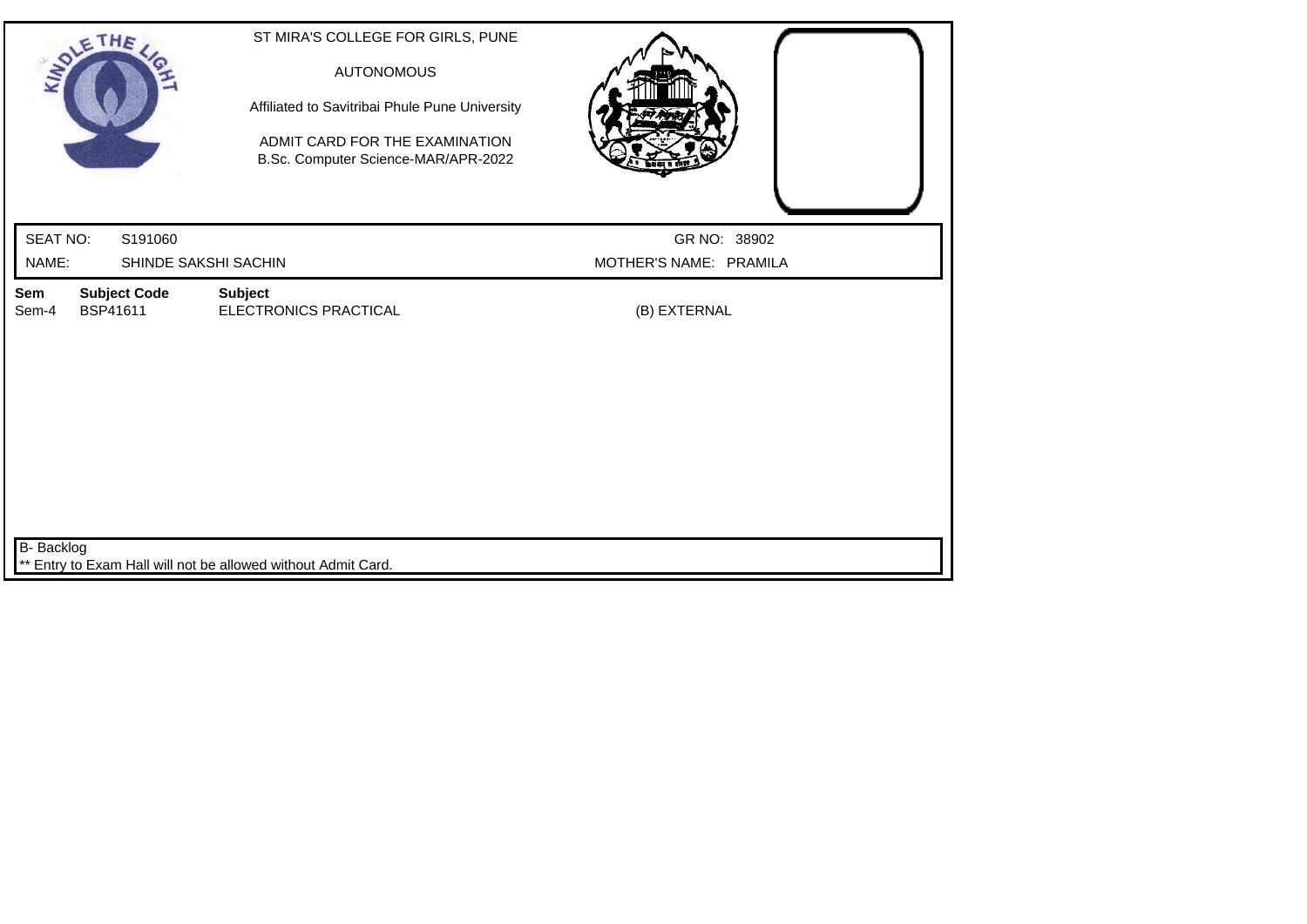ST MIRA'S COLLEGE FOR GIRLS, PUNE

AUTONOMOUS

Affiliated to Savitribai Phule Pune University

ADMIT CARD FOR THE EXAMINATION
B.Sc. Computer Science-MAR/APR-2022

SEAT NO: S191060 GR NO: 38902

NAME: SHINDE SAKSHI SACHIN MOTHER'S NAME: PRAMILA

| Sem | Subject Code | Subject | |
|---|---|---|---|
| Sem-4 | BSP41611 | ELECTRONICS PRACTICAL | (B) EXTERNAL |

B- Backlog

** Entry to Exam Hall will not be allowed without Admit Card.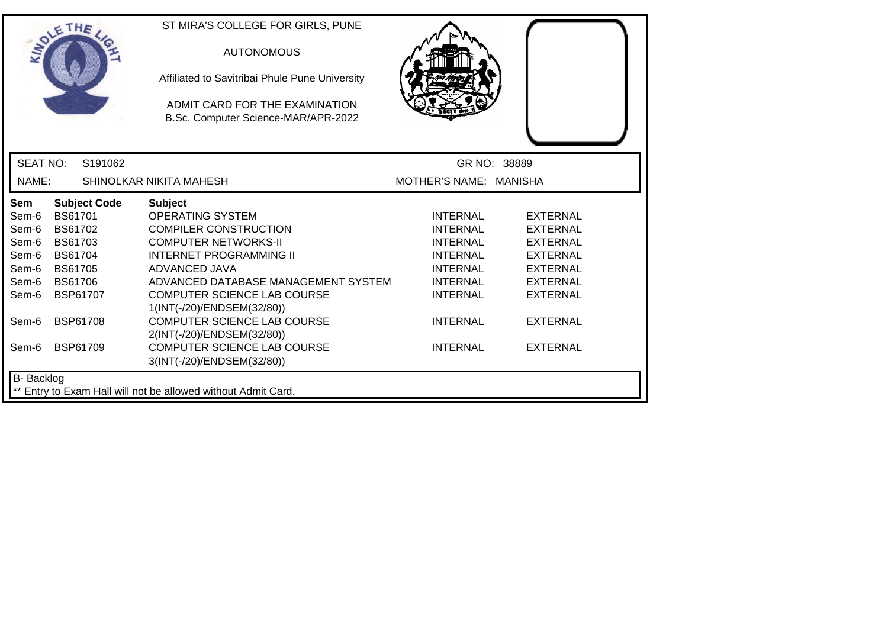ST MIRA'S COLLEGE FOR GIRLS, PUNE

AUTONOMOUS

Affiliated to Savitribai Phule Pune University

ADMIT CARD FOR THE EXAMINATION
B.Sc. Computer Science-MAR/APR-2022

SEAT NO: S191062 GR NO: 38889

NAME: SHINOLKAR NIKITA MAHESH MOTHER'S NAME: MANISHA

| Sem | Subject Code | Subject | | |
|---|---|---|---|---|
| Sem-6 | BS61701 | OPERATING SYSTEM | INTERNAL | EXTERNAL |
| Sem-6 | BS61702 | COMPILER CONSTRUCTION | INTERNAL | EXTERNAL |
| Sem-6 | BS61703 | COMPUTER NETWORKS-II | INTERNAL | EXTERNAL |
| Sem-6 | BS61704 | INTERNET PROGRAMMING II | INTERNAL | EXTERNAL |
| Sem-6 | BS61705 | ADVANCED JAVA | INTERNAL | EXTERNAL |
| Sem-6 | BS61706 | ADVANCED DATABASE MANAGEMENT SYSTEM | INTERNAL | EXTERNAL |
| Sem-6 | BSP61707 | COMPUTER SCIENCE LAB COURSE 1(INT(-/20)/ENDSEM(32/80)) | INTERNAL | EXTERNAL |
| Sem-6 | BSP61708 | COMPUTER SCIENCE LAB COURSE 2(INT(-/20)/ENDSEM(32/80)) | INTERNAL | EXTERNAL |
| Sem-6 | BSP61709 | COMPUTER SCIENCE LAB COURSE 3(INT(-/20)/ENDSEM(32/80)) | INTERNAL | EXTERNAL |

B- Backlog

** Entry to Exam Hall will not be allowed without Admit Card.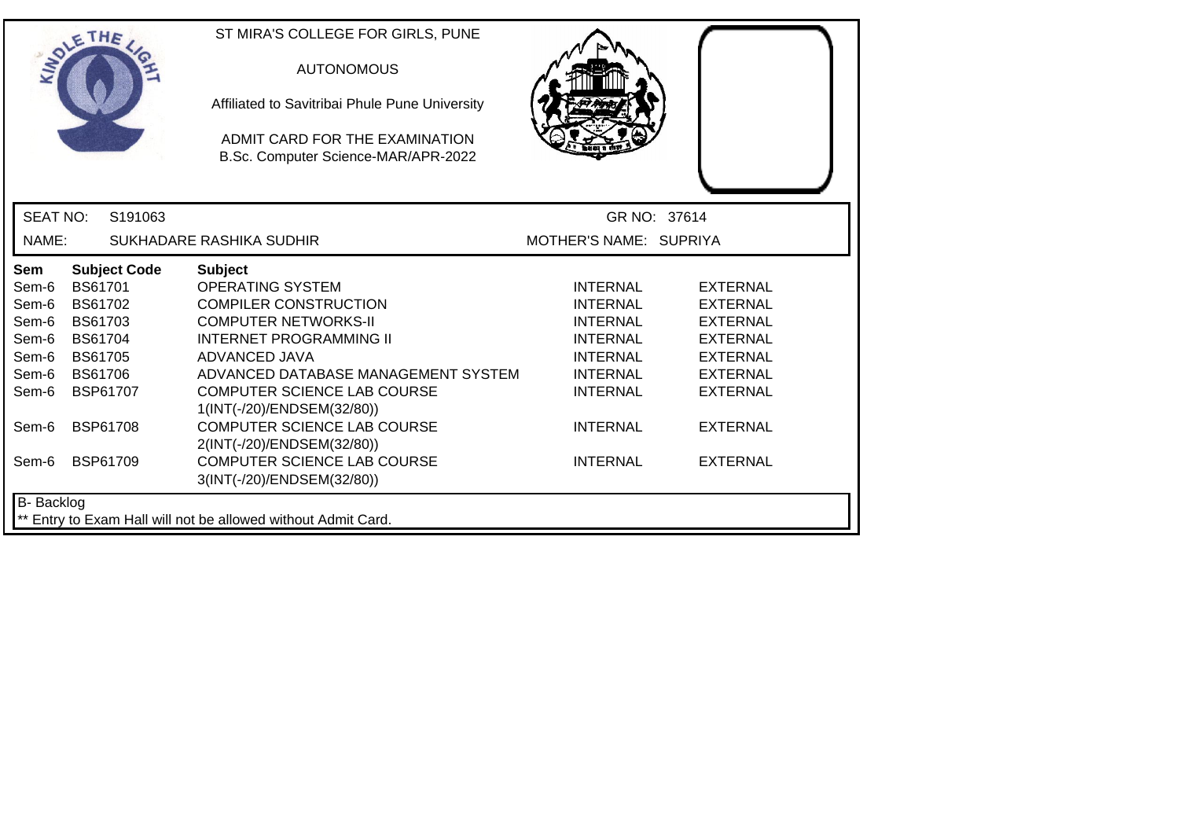ST MIRA'S COLLEGE FOR GIRLS, PUNE

AUTONOMOUS

Affiliated to Savitribai Phule Pune University

ADMIT CARD FOR THE EXAMINATION
B.Sc. Computer Science-MAR/APR-2022

SEAT NO: S191063 GR NO: 37614

NAME: SUKHADARE RASHIKA SUDHIR MOTHER'S NAME: SUPRIYA

| Sem | Subject Code | Subject | | |
|---|---|---|---|---|
| Sem-6 | BS61701 | OPERATING SYSTEM | INTERNAL | EXTERNAL |
| Sem-6 | BS61702 | COMPILER CONSTRUCTION | INTERNAL | EXTERNAL |
| Sem-6 | BS61703 | COMPUTER NETWORKS-II | INTERNAL | EXTERNAL |
| Sem-6 | BS61704 | INTERNET PROGRAMMING II | INTERNAL | EXTERNAL |
| Sem-6 | BS61705 | ADVANCED JAVA | INTERNAL | EXTERNAL |
| Sem-6 | BS61706 | ADVANCED DATABASE MANAGEMENT SYSTEM | INTERNAL | EXTERNAL |
| Sem-6 | BSP61707 | COMPUTER SCIENCE LAB COURSE 1(INT(-/20)/ENDSEM(32/80)) | INTERNAL | EXTERNAL |
| Sem-6 | BSP61708 | COMPUTER SCIENCE LAB COURSE 2(INT(-/20)/ENDSEM(32/80)) | INTERNAL | EXTERNAL |
| Sem-6 | BSP61709 | COMPUTER SCIENCE LAB COURSE 3(INT(-/20)/ENDSEM(32/80)) | INTERNAL | EXTERNAL |

B- Backlog

** Entry to Exam Hall will not be allowed without Admit Card.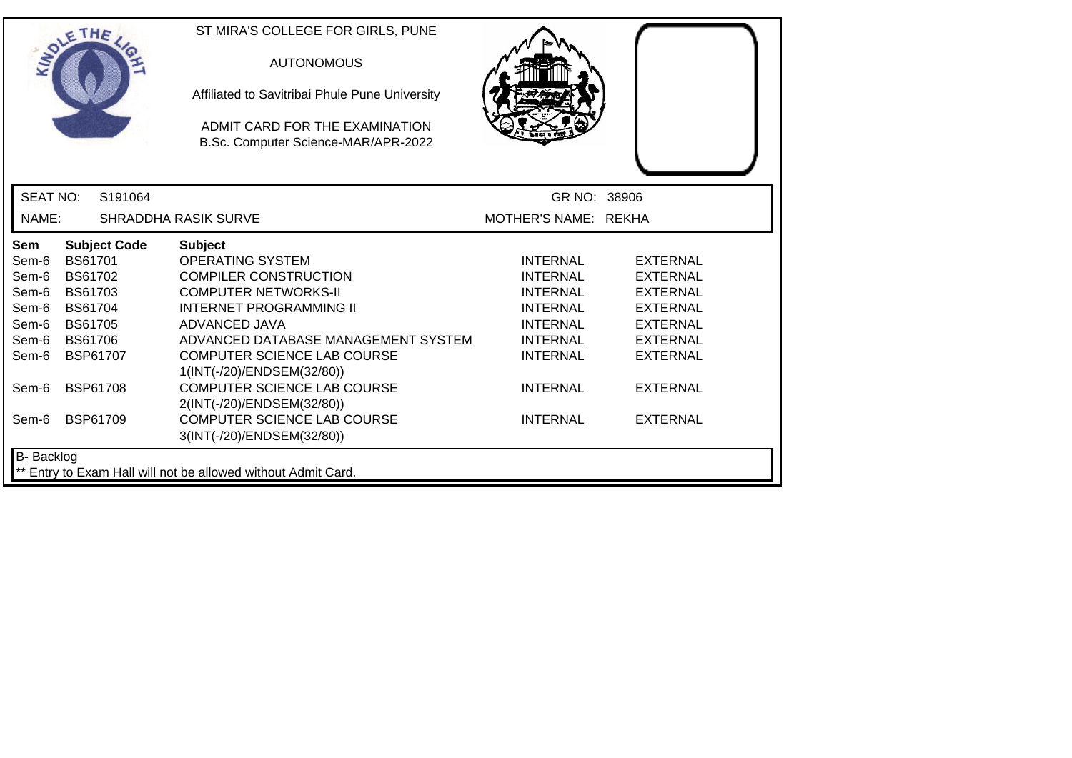ST MIRA'S COLLEGE FOR GIRLS, PUNE

AUTONOMOUS

Affiliated to Savitribai Phule Pune University

ADMIT CARD FOR THE EXAMINATION
B.Sc. Computer Science-MAR/APR-2022

| SEAT NO: | S191064 | GR NO: | 38906 |
|---|---|---|---|
| NAME: | SHRADDHA RASIK SURVE | MOTHER'S NAME: | REKHA |

| Sem | Subject Code | Subject | | |
|---|---|---|---|---|
| Sem-6 | BS61701 | OPERATING SYSTEM | INTERNAL | EXTERNAL |
| Sem-6 | BS61702 | COMPILER CONSTRUCTION | INTERNAL | EXTERNAL |
| Sem-6 | BS61703 | COMPUTER NETWORKS-II | INTERNAL | EXTERNAL |
| Sem-6 | BS61704 | INTERNET PROGRAMMING II | INTERNAL | EXTERNAL |
| Sem-6 | BS61705 | ADVANCED JAVA | INTERNAL | EXTERNAL |
| Sem-6 | BS61706 | ADVANCED DATABASE MANAGEMENT SYSTEM | INTERNAL | EXTERNAL |
| Sem-6 | BSP61707 | COMPUTER SCIENCE LAB COURSE 1(INT(-/20)/ENDSEM(32/80)) | INTERNAL | EXTERNAL |
| Sem-6 | BSP61708 | COMPUTER SCIENCE LAB COURSE 2(INT(-/20)/ENDSEM(32/80)) | INTERNAL | EXTERNAL |
| Sem-6 | BSP61709 | COMPUTER SCIENCE LAB COURSE 3(INT(-/20)/ENDSEM(32/80)) | INTERNAL | EXTERNAL |

B- Backlog

** Entry to Exam Hall will not be allowed without Admit Card.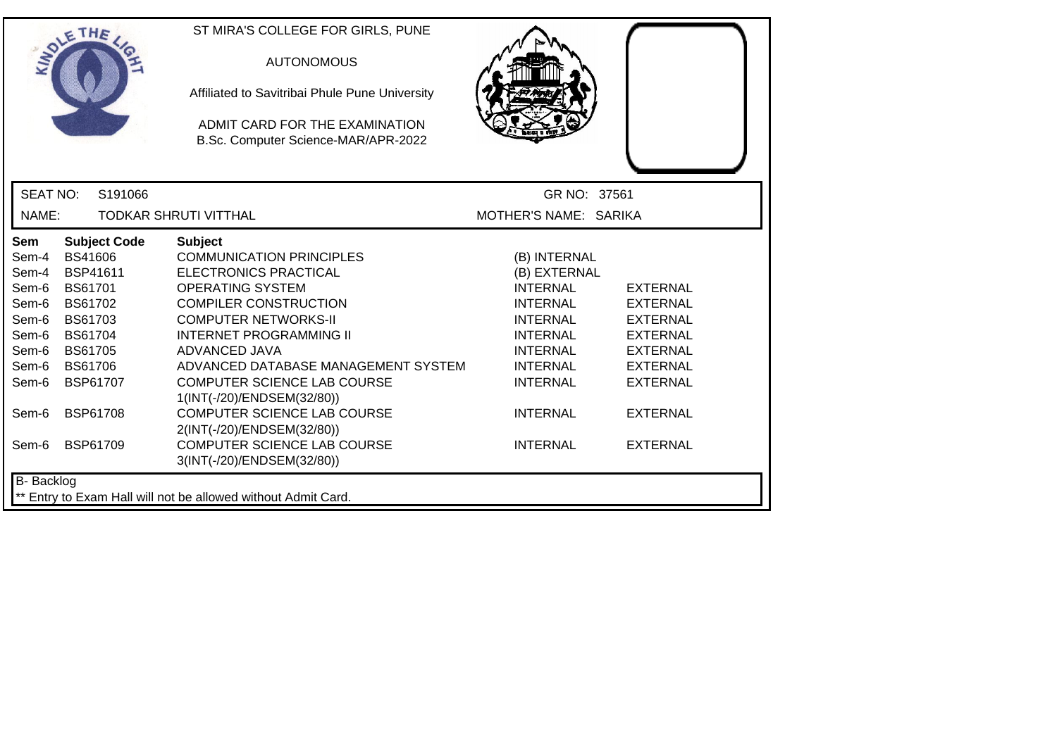ST MIRA'S COLLEGE FOR GIRLS, PUNE

AUTONOMOUS

Affiliated to Savitribai Phule Pune University

ADMIT CARD FOR THE EXAMINATION
B.Sc. Computer Science-MAR/APR-2022

SEAT NO: S191066 GR NO: 37561

NAME: TODKAR SHRUTI VITTHAL MOTHER'S NAME: SARIKA

| Sem | Subject Code | Subject | | |
|---|---|---|---|---|
| Sem-4 | BS41606 | COMMUNICATION PRINCIPLES | (B) INTERNAL | |
| Sem-4 | BSP41611 | ELECTRONICS PRACTICAL | (B) EXTERNAL | |
| Sem-6 | BS61701 | OPERATING SYSTEM | INTERNAL | EXTERNAL |
| Sem-6 | BS61702 | COMPILER CONSTRUCTION | INTERNAL | EXTERNAL |
| Sem-6 | BS61703 | COMPUTER NETWORKS-II | INTERNAL | EXTERNAL |
| Sem-6 | BS61704 | INTERNET PROGRAMMING II | INTERNAL | EXTERNAL |
| Sem-6 | BS61705 | ADVANCED JAVA | INTERNAL | EXTERNAL |
| Sem-6 | BS61706 | ADVANCED DATABASE MANAGEMENT SYSTEM | INTERNAL | EXTERNAL |
| Sem-6 | BSP61707 | COMPUTER SCIENCE LAB COURSE 1(INT(-/20)/ENDSEM(32/80)) | INTERNAL | EXTERNAL |
| Sem-6 | BSP61708 | COMPUTER SCIENCE LAB COURSE 2(INT(-/20)/ENDSEM(32/80)) | INTERNAL | EXTERNAL |
| Sem-6 | BSP61709 | COMPUTER SCIENCE LAB COURSE 3(INT(-/20)/ENDSEM(32/80)) | INTERNAL | EXTERNAL |

B- Backlog

** Entry to Exam Hall will not be allowed without Admit Card.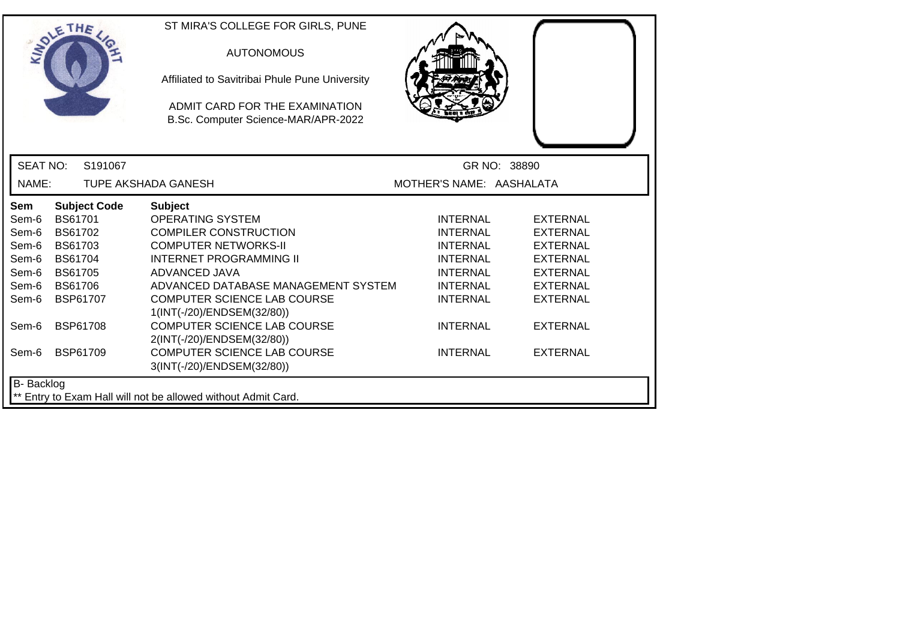ST MIRA'S COLLEGE FOR GIRLS, PUNE

AUTONOMOUS

Affiliated to Savitribai Phule Pune University

ADMIT CARD FOR THE EXAMINATION
B.Sc. Computer Science-MAR/APR-2022

SEAT NO: S191067 GR NO: 38890

NAME: TUPE AKSHADA GANESH MOTHER'S NAME: AASHALATA

| Sem | Subject Code | Subject | | |
|---|---|---|---|---|
| Sem-6 | BS61701 | OPERATING SYSTEM | INTERNAL | EXTERNAL |
| Sem-6 | BS61702 | COMPILER CONSTRUCTION | INTERNAL | EXTERNAL |
| Sem-6 | BS61703 | COMPUTER NETWORKS-II | INTERNAL | EXTERNAL |
| Sem-6 | BS61704 | INTERNET PROGRAMMING II | INTERNAL | EXTERNAL |
| Sem-6 | BS61705 | ADVANCED JAVA | INTERNAL | EXTERNAL |
| Sem-6 | BS61706 | ADVANCED DATABASE MANAGEMENT SYSTEM | INTERNAL | EXTERNAL |
| Sem-6 | BSP61707 | COMPUTER SCIENCE LAB COURSE 1(INT(-/20)/ENDSEM(32/80)) | INTERNAL | EXTERNAL |
| Sem-6 | BSP61708 | COMPUTER SCIENCE LAB COURSE 2(INT(-/20)/ENDSEM(32/80)) | INTERNAL | EXTERNAL |
| Sem-6 | BSP61709 | COMPUTER SCIENCE LAB COURSE 3(INT(-/20)/ENDSEM(32/80)) | INTERNAL | EXTERNAL |

B- Backlog

** Entry to Exam Hall will not be allowed without Admit Card.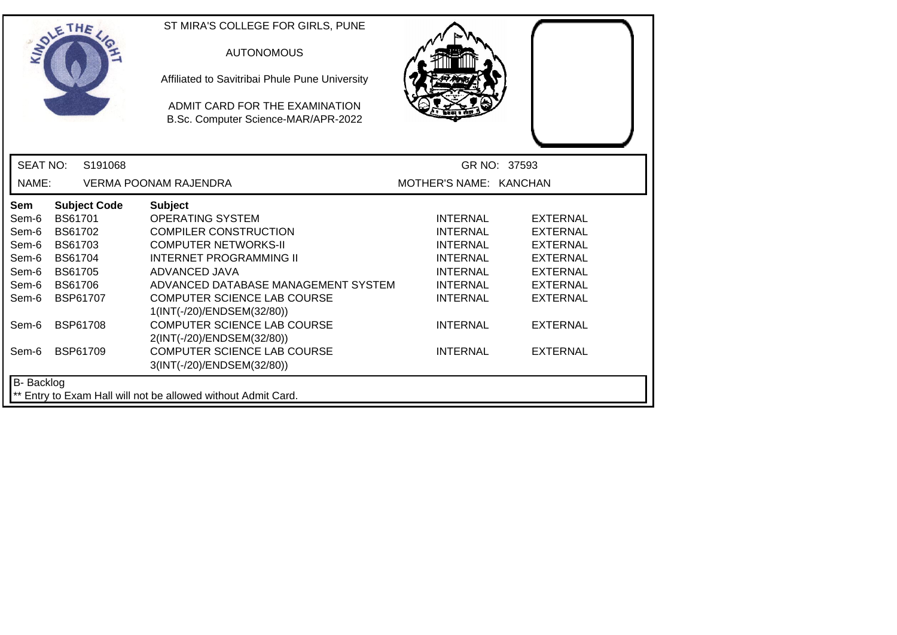ST MIRA'S COLLEGE FOR GIRLS, PUNE

AUTONOMOUS

Affiliated to Savitribai Phule Pune University

ADMIT CARD FOR THE EXAMINATION
B.Sc. Computer Science-MAR/APR-2022

SEAT NO: S191068 GR NO: 37593

NAME: VERMA POONAM RAJENDRA MOTHER'S NAME: KANCHAN

| Sem | Subject Code | Subject | | |
|---|---|---|---|---|
| Sem-6 | BS61701 | OPERATING SYSTEM | INTERNAL | EXTERNAL |
| Sem-6 | BS61702 | COMPILER CONSTRUCTION | INTERNAL | EXTERNAL |
| Sem-6 | BS61703 | COMPUTER NETWORKS-II | INTERNAL | EXTERNAL |
| Sem-6 | BS61704 | INTERNET PROGRAMMING II | INTERNAL | EXTERNAL |
| Sem-6 | BS61705 | ADVANCED JAVA | INTERNAL | EXTERNAL |
| Sem-6 | BS61706 | ADVANCED DATABASE MANAGEMENT SYSTEM | INTERNAL | EXTERNAL |
| Sem-6 | BSP61707 | COMPUTER SCIENCE LAB COURSE 1(INT(-/20)/ENDSEM(32/80)) | INTERNAL | EXTERNAL |
| Sem-6 | BSP61708 | COMPUTER SCIENCE LAB COURSE 2(INT(-/20)/ENDSEM(32/80)) | INTERNAL | EXTERNAL |
| Sem-6 | BSP61709 | COMPUTER SCIENCE LAB COURSE 3(INT(-/20)/ENDSEM(32/80)) | INTERNAL | EXTERNAL |

B- Backlog

** Entry to Exam Hall will not be allowed without Admit Card.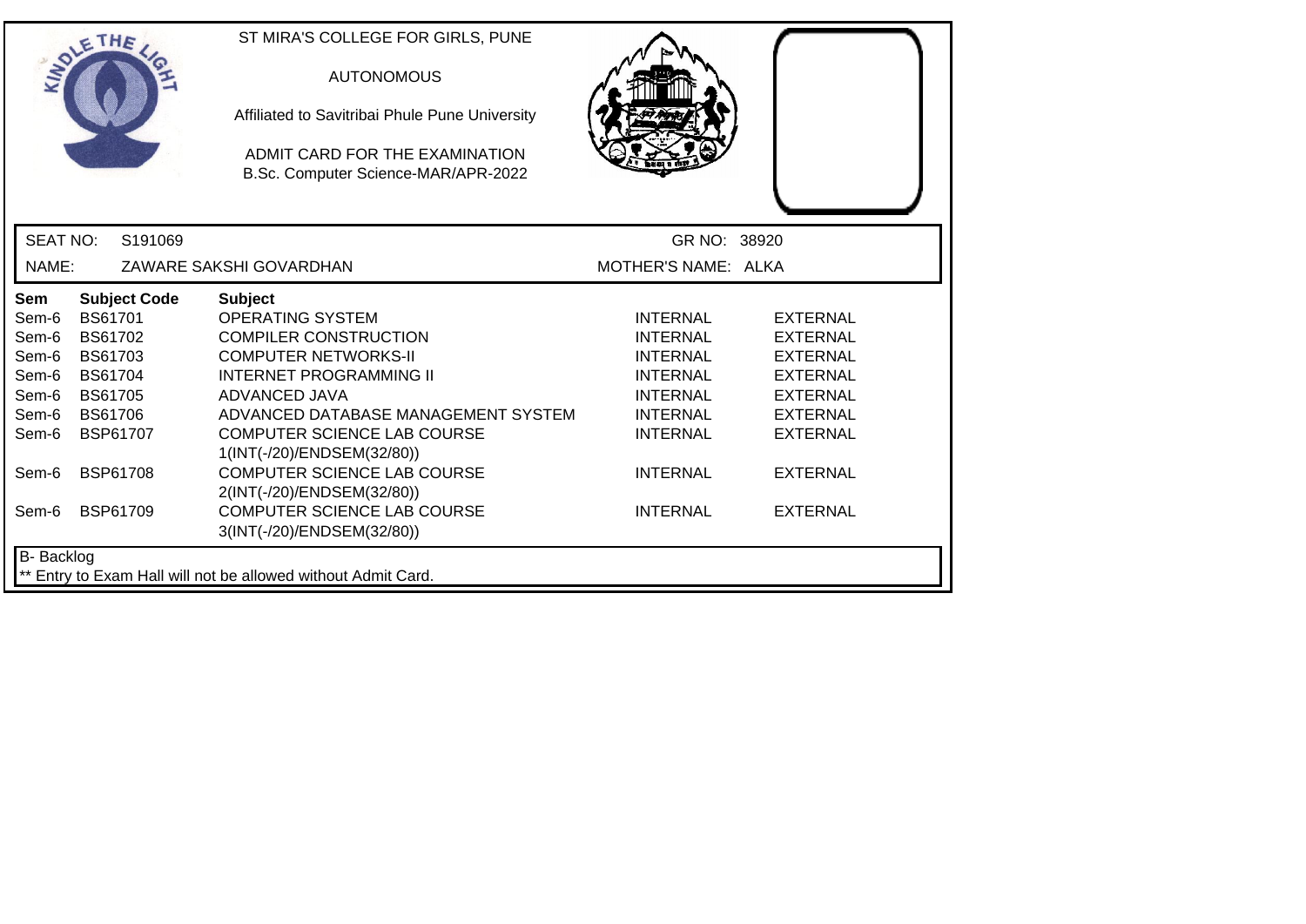ST MIRA'S COLLEGE FOR GIRLS, PUNE

AUTONOMOUS

Affiliated to Savitribai Phule Pune University

ADMIT CARD FOR THE EXAMINATION
B.Sc. Computer Science-MAR/APR-2022

SEAT NO: S191069 GR NO: 38920

NAME: ZAWARE SAKSHI GOVARDHAN MOTHER'S NAME: ALKA

| Sem | Subject Code | Subject | | |
|---|---|---|---|---|
| Sem-6 | BS61701 | OPERATING SYSTEM | INTERNAL | EXTERNAL |
| Sem-6 | BS61702 | COMPILER CONSTRUCTION | INTERNAL | EXTERNAL |
| Sem-6 | BS61703 | COMPUTER NETWORKS-II | INTERNAL | EXTERNAL |
| Sem-6 | BS61704 | INTERNET PROGRAMMING II | INTERNAL | EXTERNAL |
| Sem-6 | BS61705 | ADVANCED JAVA | INTERNAL | EXTERNAL |
| Sem-6 | BS61706 | ADVANCED DATABASE MANAGEMENT SYSTEM | INTERNAL | EXTERNAL |
| Sem-6 | BSP61707 | COMPUTER SCIENCE LAB COURSE 1(INT(-/20)/ENDSEM(32/80)) | INTERNAL | EXTERNAL |
| Sem-6 | BSP61708 | COMPUTER SCIENCE LAB COURSE 2(INT(-/20)/ENDSEM(32/80)) | INTERNAL | EXTERNAL |
| Sem-6 | BSP61709 | COMPUTER SCIENCE LAB COURSE 3(INT(-/20)/ENDSEM(32/80)) | INTERNAL | EXTERNAL |

B- Backlog

** Entry to Exam Hall will not be allowed without Admit Card.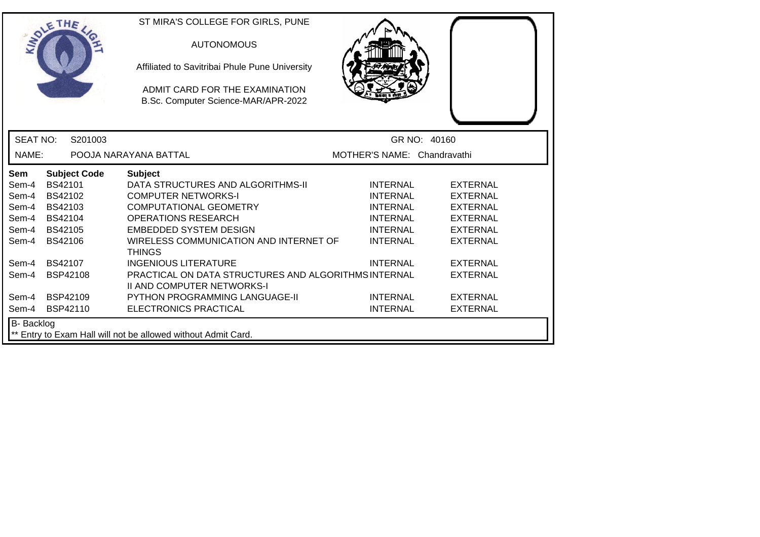ST MIRA'S COLLEGE FOR GIRLS, PUNE

AUTONOMOUS

Affiliated to Savitribai Phule Pune University

ADMIT CARD FOR THE EXAMINATION
B.Sc. Computer Science-MAR/APR-2022

SEAT NO: S201003 GR NO: 40160

NAME: POOJA NARAYANA BATTAL MOTHER'S NAME: Chandravathi

| Sem | Subject Code | Subject | | |
|---|---|---|---|---|
| Sem-4 | BS42101 | DATA STRUCTURES AND ALGORITHMS-II | INTERNAL | EXTERNAL |
| Sem-4 | BS42102 | COMPUTER NETWORKS-I | INTERNAL | EXTERNAL |
| Sem-4 | BS42103 | COMPUTATIONAL GEOMETRY | INTERNAL | EXTERNAL |
| Sem-4 | BS42104 | OPERATIONS RESEARCH | INTERNAL | EXTERNAL |
| Sem-4 | BS42105 | EMBEDDED SYSTEM DESIGN | INTERNAL | EXTERNAL |
| Sem-4 | BS42106 | WIRELESS COMMUNICATION AND INTERNET OF THINGS | INTERNAL | EXTERNAL |
| Sem-4 | BS42107 | INGENIOUS LITERATURE | INTERNAL | EXTERNAL |
| Sem-4 | BSP42108 | PRACTICAL ON DATA STRUCTURES AND ALGORITHMS II AND COMPUTER NETWORKS-I | INTERNAL | EXTERNAL |
| Sem-4 | BSP42109 | PYTHON PROGRAMMING LANGUAGE-II | INTERNAL | EXTERNAL |
| Sem-4 | BSP42110 | ELECTRONICS PRACTICAL | INTERNAL | EXTERNAL |

B- Backlog

** Entry to Exam Hall will not be allowed without Admit Card.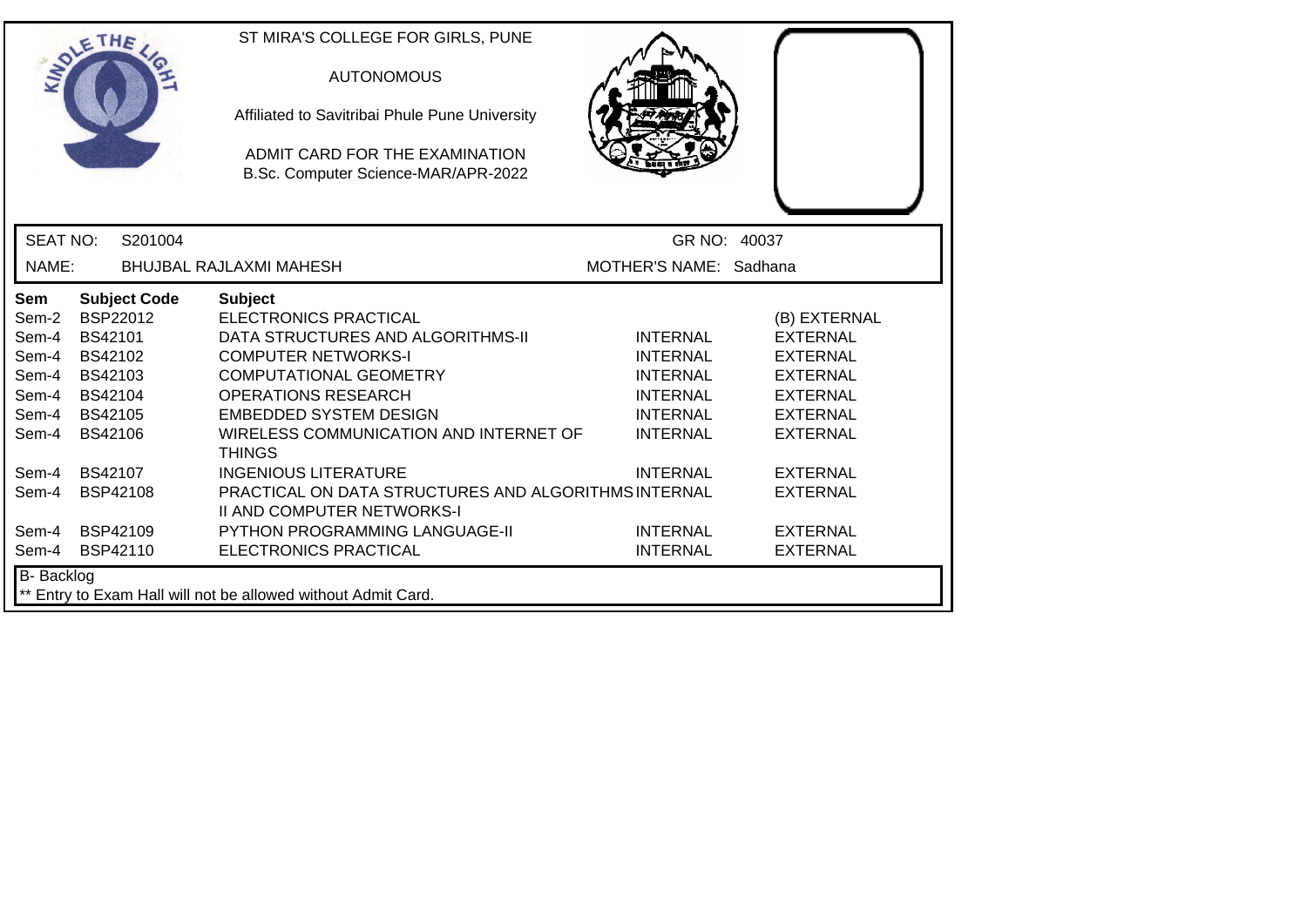ST MIRA'S COLLEGE FOR GIRLS, PUNE

AUTONOMOUS

Affiliated to Savitribai Phule Pune University

ADMIT CARD FOR THE EXAMINATION
B.Sc. Computer Science-MAR/APR-2022

| SEAT NO: | S201004 | GR NO: | 40037 |
|---|---|---|---|
| NAME: | BHUJBAL RAJLAXMI MAHESH | MOTHER'S NAME: | Sadhana |

| Sem | Subject Code | Subject | | |
|---|---|---|---|---|
| Sem-2 | BSP22012 | ELECTRONICS PRACTICAL | | (B) EXTERNAL |
| Sem-4 | BS42101 | DATA STRUCTURES AND ALGORITHMS-II | INTERNAL | EXTERNAL |
| Sem-4 | BS42102 | COMPUTER NETWORKS-I | INTERNAL | EXTERNAL |
| Sem-4 | BS42103 | COMPUTATIONAL GEOMETRY | INTERNAL | EXTERNAL |
| Sem-4 | BS42104 | OPERATIONS RESEARCH | INTERNAL | EXTERNAL |
| Sem-4 | BS42105 | EMBEDDED SYSTEM DESIGN | INTERNAL | EXTERNAL |
| Sem-4 | BS42106 | WIRELESS COMMUNICATION AND INTERNET OF THINGS | INTERNAL | EXTERNAL |
| Sem-4 | BS42107 | INGENIOUS LITERATURE | INTERNAL | EXTERNAL |
| Sem-4 | BSP42108 | PRACTICAL ON DATA STRUCTURES AND ALGORITHMS II AND COMPUTER NETWORKS-I | INTERNAL | EXTERNAL |
| Sem-4 | BSP42109 | PYTHON PROGRAMMING LANGUAGE-II | INTERNAL | EXTERNAL |
| Sem-4 | BSP42110 | ELECTRONICS PRACTICAL | INTERNAL | EXTERNAL |

B- Backlog

** Entry to Exam Hall will not be allowed without Admit Card.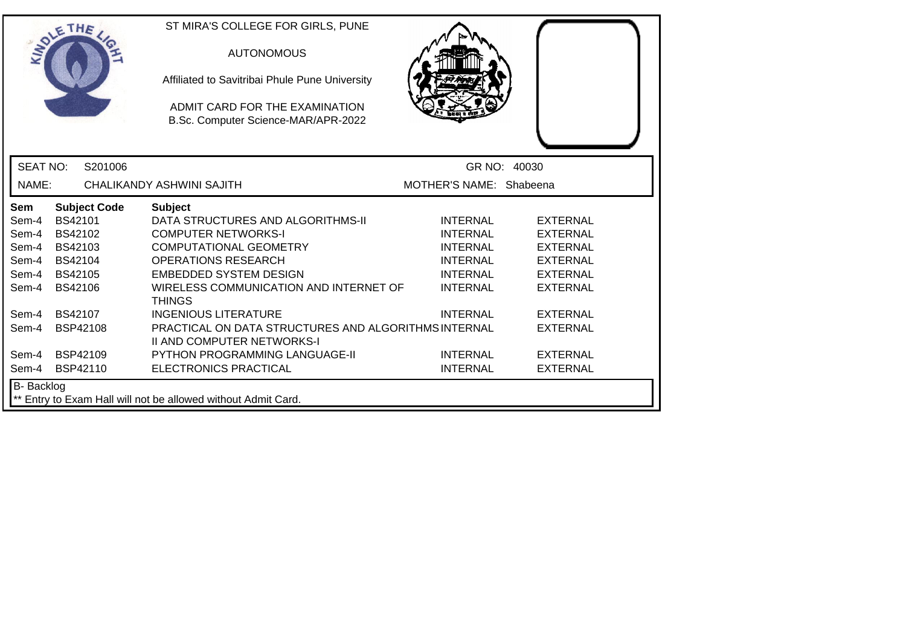ST MIRA'S COLLEGE FOR GIRLS, PUNE

AUTONOMOUS

Affiliated to Savitribai Phule Pune University

ADMIT CARD FOR THE EXAMINATION
B.Sc. Computer Science-MAR/APR-2022

SEAT NO: S201006 GR NO: 40030

NAME: CHALIKANDY ASHWINI SAJITH MOTHER'S NAME: Shabeena

| Sem | Subject Code | Subject | | |
|---|---|---|---|---|
| Sem-4 | BS42101 | DATA STRUCTURES AND ALGORITHMS-II | INTERNAL | EXTERNAL |
| Sem-4 | BS42102 | COMPUTER NETWORKS-I | INTERNAL | EXTERNAL |
| Sem-4 | BS42103 | COMPUTATIONAL GEOMETRY | INTERNAL | EXTERNAL |
| Sem-4 | BS42104 | OPERATIONS RESEARCH | INTERNAL | EXTERNAL |
| Sem-4 | BS42105 | EMBEDDED SYSTEM DESIGN | INTERNAL | EXTERNAL |
| Sem-4 | BS42106 | WIRELESS COMMUNICATION AND INTERNET OF THINGS | INTERNAL | EXTERNAL |
| Sem-4 | BS42107 | INGENIOUS LITERATURE | INTERNAL | EXTERNAL |
| Sem-4 | BSP42108 | PRACTICAL ON DATA STRUCTURES AND ALGORITHMS II AND COMPUTER NETWORKS-I | INTERNAL | EXTERNAL |
| Sem-4 | BSP42109 | PYTHON PROGRAMMING LANGUAGE-II | INTERNAL | EXTERNAL |
| Sem-4 | BSP42110 | ELECTRONICS PRACTICAL | INTERNAL | EXTERNAL |

B- Backlog

** Entry to Exam Hall will not be allowed without Admit Card.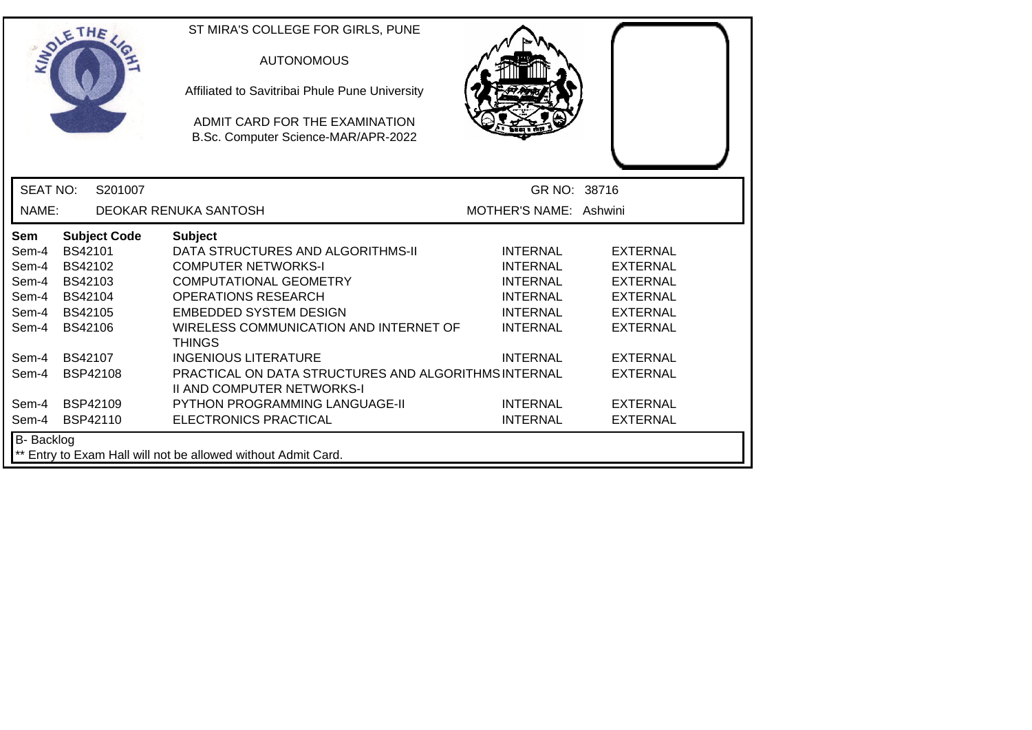ST MIRA'S COLLEGE FOR GIRLS, PUNE

AUTONOMOUS

Affiliated to Savitribai Phule Pune University

ADMIT CARD FOR THE EXAMINATION

B.Sc. Computer Science-MAR/APR-2022

SEAT NO: S201007 | GR NO: 38716

NAME: DEOKAR RENUKA SANTOSH | MOTHER'S NAME: Ashwini

| Sem | Subject Code | Subject | | |
|---|---|---|---|---|
| Sem-4 | BS42101 | DATA STRUCTURES AND ALGORITHMS-II | INTERNAL | EXTERNAL |
| Sem-4 | BS42102 | COMPUTER NETWORKS-I | INTERNAL | EXTERNAL |
| Sem-4 | BS42103 | COMPUTATIONAL GEOMETRY | INTERNAL | EXTERNAL |
| Sem-4 | BS42104 | OPERATIONS RESEARCH | INTERNAL | EXTERNAL |
| Sem-4 | BS42105 | EMBEDDED SYSTEM DESIGN | INTERNAL | EXTERNAL |
| Sem-4 | BS42106 | WIRELESS COMMUNICATION AND INTERNET OF THINGS | INTERNAL | EXTERNAL |
| Sem-4 | BS42107 | INGENIOUS LITERATURE | INTERNAL | EXTERNAL |
| Sem-4 | BSP42108 | PRACTICAL ON DATA STRUCTURES AND ALGORITHMS II AND COMPUTER NETWORKS-I | INTERNAL | EXTERNAL |
| Sem-4 | BSP42109 | PYTHON PROGRAMMING LANGUAGE-II | INTERNAL | EXTERNAL |
| Sem-4 | BSP42110 | ELECTRONICS PRACTICAL | INTERNAL | EXTERNAL |

B- Backlog

** Entry to Exam Hall will not be allowed without Admit Card.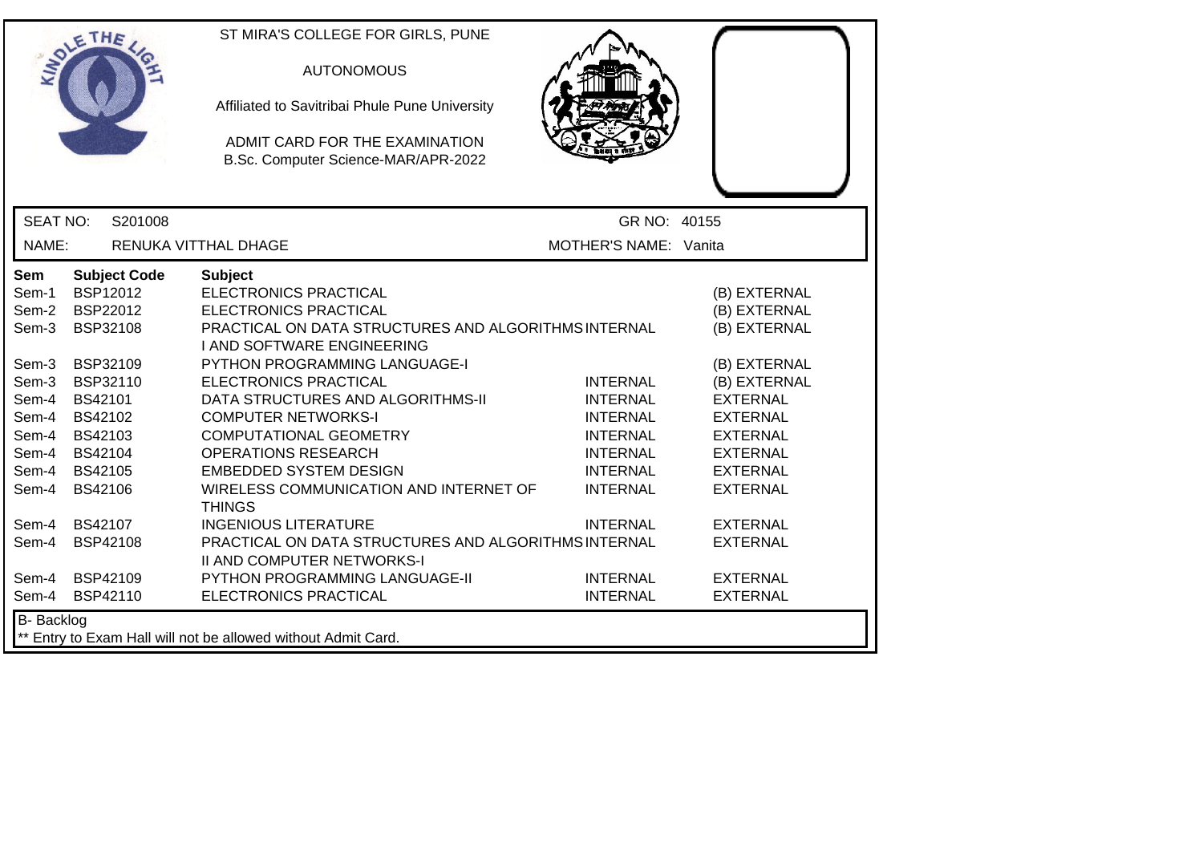ST MIRA'S COLLEGE FOR GIRLS, PUNE

AUTONOMOUS

Affiliated to Savitribai Phule Pune University

ADMIT CARD FOR THE EXAMINATION
B.Sc. Computer Science-MAR/APR-2022

SEAT NO: S201008 GR NO: 40155

NAME: RENUKA VITTHAL DHAGE MOTHER'S NAME: Vanita

| Sem | Subject Code | Subject | | |
|---|---|---|---|---|
| Sem-1 | BSP12012 | ELECTRONICS PRACTICAL | | (B) EXTERNAL |
| Sem-2 | BSP22012 | ELECTRONICS PRACTICAL | | (B) EXTERNAL |
| Sem-3 | BSP32108 | PRACTICAL ON DATA STRUCTURES AND ALGORITHMS I AND SOFTWARE ENGINEERING | INTERNAL | (B) EXTERNAL |
| Sem-3 | BSP32109 | PYTHON PROGRAMMING LANGUAGE-I | | (B) EXTERNAL |
| Sem-3 | BSP32110 | ELECTRONICS PRACTICAL | INTERNAL | (B) EXTERNAL |
| Sem-4 | BS42101 | DATA STRUCTURES AND ALGORITHMS-II | INTERNAL | EXTERNAL |
| Sem-4 | BS42102 | COMPUTER NETWORKS-I | INTERNAL | EXTERNAL |
| Sem-4 | BS42103 | COMPUTATIONAL GEOMETRY | INTERNAL | EXTERNAL |
| Sem-4 | BS42104 | OPERATIONS RESEARCH | INTERNAL | EXTERNAL |
| Sem-4 | BS42105 | EMBEDDED SYSTEM DESIGN | INTERNAL | EXTERNAL |
| Sem-4 | BS42106 | WIRELESS COMMUNICATION AND INTERNET OF THINGS | INTERNAL | EXTERNAL |
| Sem-4 | BS42107 | INGENIOUS LITERATURE | INTERNAL | EXTERNAL |
| Sem-4 | BSP42108 | PRACTICAL ON DATA STRUCTURES AND ALGORITHMS II AND COMPUTER NETWORKS-I | INTERNAL | EXTERNAL |
| Sem-4 | BSP42109 | PYTHON PROGRAMMING LANGUAGE-II | INTERNAL | EXTERNAL |
| Sem-4 | BSP42110 | ELECTRONICS PRACTICAL | INTERNAL | EXTERNAL |

B- Backlog

** Entry to Exam Hall will not be allowed without Admit Card.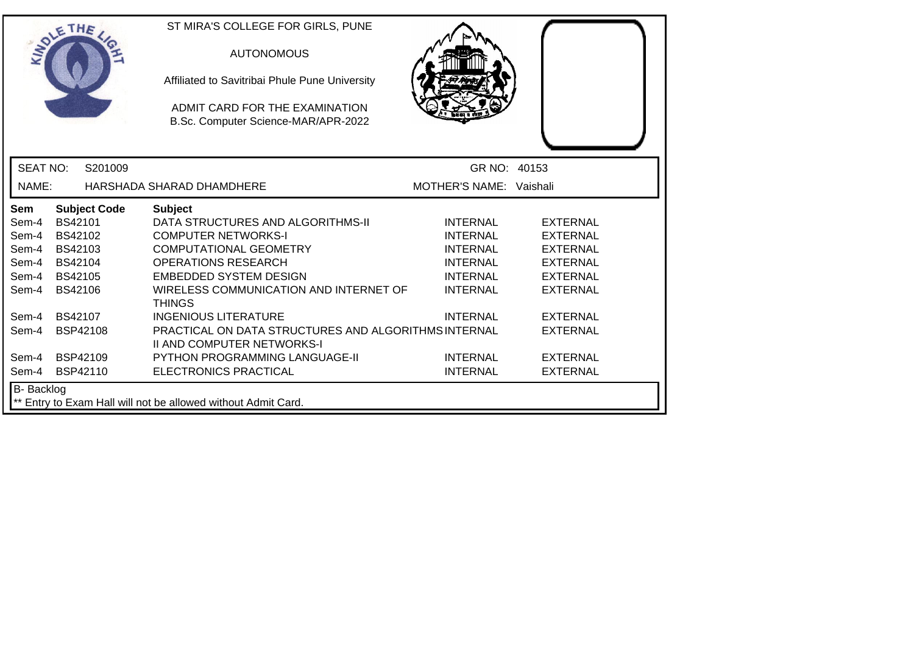ST MIRA'S COLLEGE FOR GIRLS, PUNE

AUTONOMOUS

Affiliated to Savitribai Phule Pune University

ADMIT CARD FOR THE EXAMINATION
B.Sc. Computer Science-MAR/APR-2022

SEAT NO: S201009 GR NO: 40153

NAME: HARSHADA SHARAD DHAMDHERE MOTHER'S NAME: Vaishali

| Sem | Subject Code | Subject | | |
|---|---|---|---|---|
| Sem-4 | BS42101 | DATA STRUCTURES AND ALGORITHMS-II | INTERNAL | EXTERNAL |
| Sem-4 | BS42102 | COMPUTER NETWORKS-I | INTERNAL | EXTERNAL |
| Sem-4 | BS42103 | COMPUTATIONAL GEOMETRY | INTERNAL | EXTERNAL |
| Sem-4 | BS42104 | OPERATIONS RESEARCH | INTERNAL | EXTERNAL |
| Sem-4 | BS42105 | EMBEDDED SYSTEM DESIGN | INTERNAL | EXTERNAL |
| Sem-4 | BS42106 | WIRELESS COMMUNICATION AND INTERNET OF THINGS | INTERNAL | EXTERNAL |
| Sem-4 | BS42107 | INGENIOUS LITERATURE | INTERNAL | EXTERNAL |
| Sem-4 | BSP42108 | PRACTICAL ON DATA STRUCTURES AND ALGORITHMS II AND COMPUTER NETWORKS-I | INTERNAL | EXTERNAL |
| Sem-4 | BSP42109 | PYTHON PROGRAMMING LANGUAGE-II | INTERNAL | EXTERNAL |
| Sem-4 | BSP42110 | ELECTRONICS PRACTICAL | INTERNAL | EXTERNAL |

B- Backlog

** Entry to Exam Hall will not be allowed without Admit Card.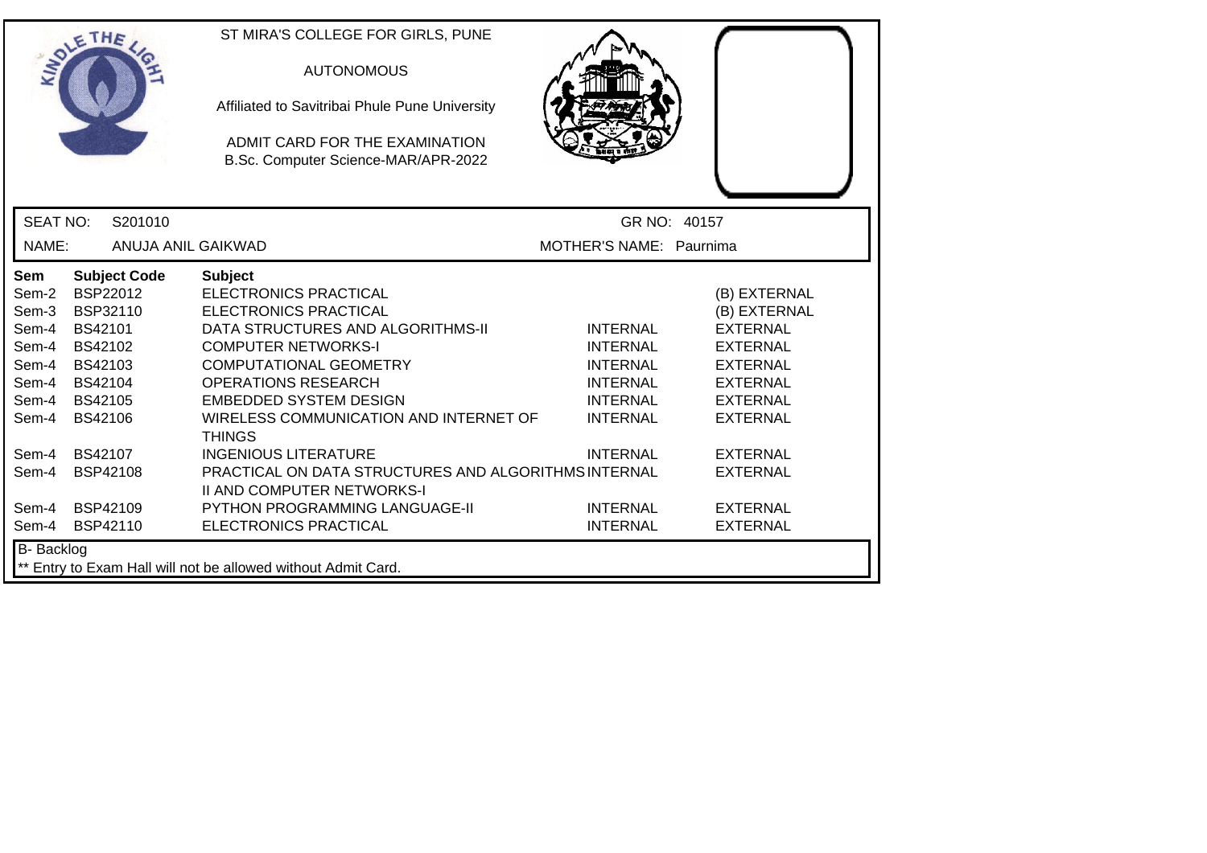ST MIRA'S COLLEGE FOR GIRLS, PUNE

AUTONOMOUS

Affiliated to Savitribai Phule Pune University

ADMIT CARD FOR THE EXAMINATION
B.Sc. Computer Science-MAR/APR-2022

SEAT NO: S201010 GR NO: 40157

NAME: ANUJA ANIL GAIKWAD MOTHER'S NAME: Paurnima

| Sem | Subject Code | Subject | | |
|---|---|---|---|---|
| Sem-2 | BSP22012 | ELECTRONICS PRACTICAL | | (B) EXTERNAL |
| Sem-3 | BSP32110 | ELECTRONICS PRACTICAL | | (B) EXTERNAL |
| Sem-4 | BS42101 | DATA STRUCTURES AND ALGORITHMS-II | INTERNAL | EXTERNAL |
| Sem-4 | BS42102 | COMPUTER NETWORKS-I | INTERNAL | EXTERNAL |
| Sem-4 | BS42103 | COMPUTATIONAL GEOMETRY | INTERNAL | EXTERNAL |
| Sem-4 | BS42104 | OPERATIONS RESEARCH | INTERNAL | EXTERNAL |
| Sem-4 | BS42105 | EMBEDDED SYSTEM DESIGN | INTERNAL | EXTERNAL |
| Sem-4 | BS42106 | WIRELESS COMMUNICATION AND INTERNET OF THINGS | INTERNAL | EXTERNAL |
| Sem-4 | BS42107 | INGENIOUS LITERATURE | INTERNAL | EXTERNAL |
| Sem-4 | BSP42108 | PRACTICAL ON DATA STRUCTURES AND ALGORITHMS II AND COMPUTER NETWORKS-I | INTERNAL | EXTERNAL |
| Sem-4 | BSP42109 | PYTHON PROGRAMMING LANGUAGE-II | INTERNAL | EXTERNAL |
| Sem-4 | BSP42110 | ELECTRONICS PRACTICAL | INTERNAL | EXTERNAL |

B- Backlog

** Entry to Exam Hall will not be allowed without Admit Card.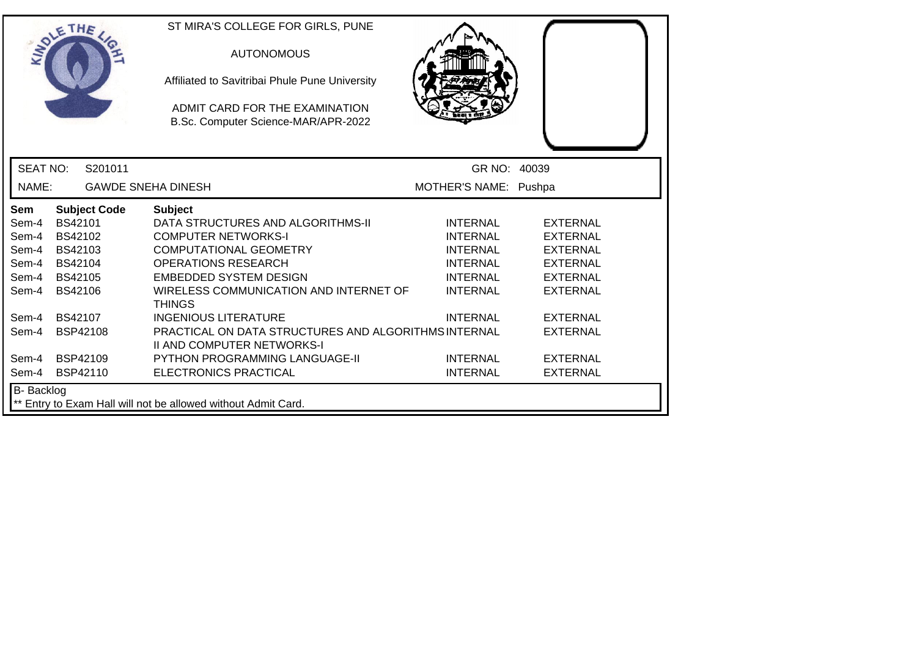ST MIRA'S COLLEGE FOR GIRLS, PUNE

AUTONOMOUS

Affiliated to Savitribai Phule Pune University

ADMIT CARD FOR THE EXAMINATION
B.Sc. Computer Science-MAR/APR-2022

| | | | |
|---|---|---|---|
| SEAT NO: | S201011 | GR NO: | 40039 |
| NAME: | GAWDE SNEHA DINESH | MOTHER'S NAME: | Pushpa |

| Sem | Subject Code | Subject | | |
|---|---|---|---|---|
| Sem-4 | BS42101 | DATA STRUCTURES AND ALGORITHMS-II | INTERNAL | EXTERNAL |
| Sem-4 | BS42102 | COMPUTER NETWORKS-I | INTERNAL | EXTERNAL |
| Sem-4 | BS42103 | COMPUTATIONAL GEOMETRY | INTERNAL | EXTERNAL |
| Sem-4 | BS42104 | OPERATIONS RESEARCH | INTERNAL | EXTERNAL |
| Sem-4 | BS42105 | EMBEDDED SYSTEM DESIGN | INTERNAL | EXTERNAL |
| Sem-4 | BS42106 | WIRELESS COMMUNICATION AND INTERNET OF THINGS | INTERNAL | EXTERNAL |
| Sem-4 | BS42107 | INGENIOUS LITERATURE | INTERNAL | EXTERNAL |
| Sem-4 | BSP42108 | PRACTICAL ON DATA STRUCTURES AND ALGORITHMS II AND COMPUTER NETWORKS-I | INTERNAL | EXTERNAL |
| Sem-4 | BSP42109 | PYTHON PROGRAMMING LANGUAGE-II | INTERNAL | EXTERNAL |
| Sem-4 | BSP42110 | ELECTRONICS PRACTICAL | INTERNAL | EXTERNAL |

B- Backlog

** Entry to Exam Hall will not be allowed without Admit Card.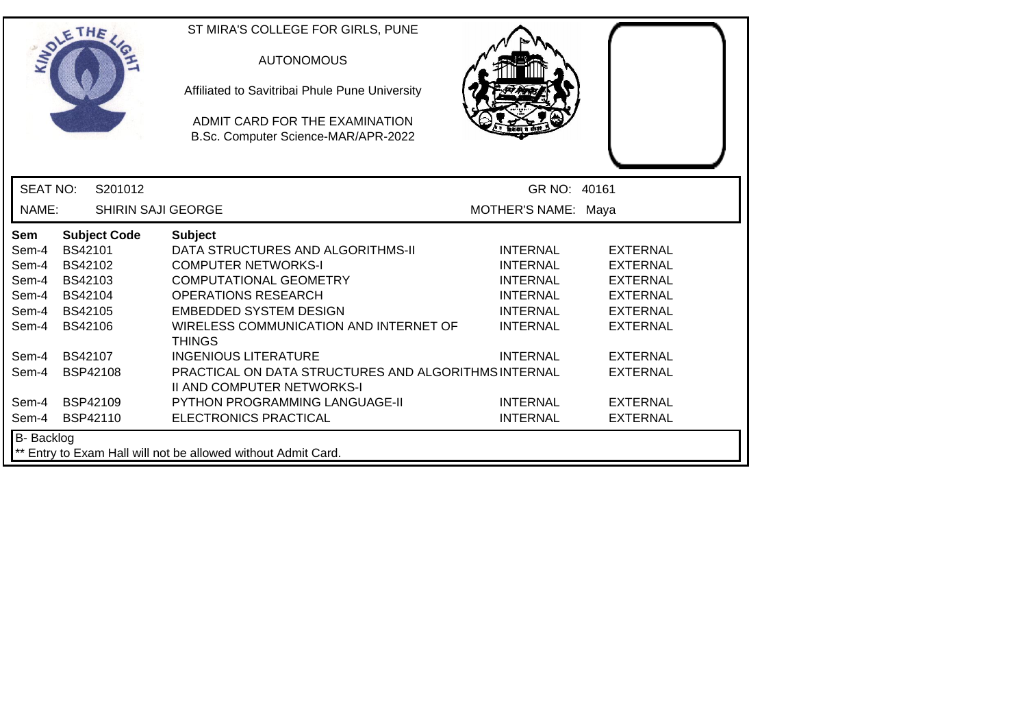ST MIRA'S COLLEGE FOR GIRLS, PUNE

AUTONOMOUS

Affiliated to Savitribai Phule Pune University

ADMIT CARD FOR THE EXAMINATION
B.Sc. Computer Science-MAR/APR-2022

SEAT NO: S201012 | GR NO: 40161

NAME: SHIRIN SAJI GEORGE | MOTHER'S NAME: Maya

| Sem | Subject Code | Subject | | |
|---|---|---|---|---|
| Sem-4 | BS42101 | DATA STRUCTURES AND ALGORITHMS-II | INTERNAL | EXTERNAL |
| Sem-4 | BS42102 | COMPUTER NETWORKS-I | INTERNAL | EXTERNAL |
| Sem-4 | BS42103 | COMPUTATIONAL GEOMETRY | INTERNAL | EXTERNAL |
| Sem-4 | BS42104 | OPERATIONS RESEARCH | INTERNAL | EXTERNAL |
| Sem-4 | BS42105 | EMBEDDED SYSTEM DESIGN | INTERNAL | EXTERNAL |
| Sem-4 | BS42106 | WIRELESS COMMUNICATION AND INTERNET OF THINGS | INTERNAL | EXTERNAL |
| Sem-4 | BS42107 | INGENIOUS LITERATURE | INTERNAL | EXTERNAL |
| Sem-4 | BSP42108 | PRACTICAL ON DATA STRUCTURES AND ALGORITHMS II AND COMPUTER NETWORKS-I | INTERNAL | EXTERNAL |
| Sem-4 | BSP42109 | PYTHON PROGRAMMING LANGUAGE-II | INTERNAL | EXTERNAL |
| Sem-4 | BSP42110 | ELECTRONICS PRACTICAL | INTERNAL | EXTERNAL |

B- Backlog

** Entry to Exam Hall will not be allowed without Admit Card.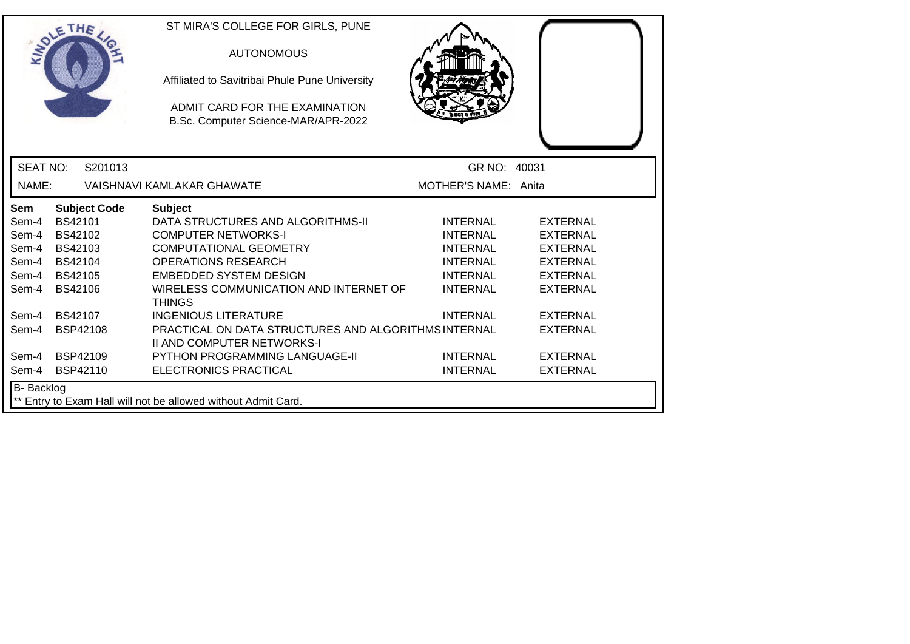ST MIRA'S COLLEGE FOR GIRLS, PUNE

AUTONOMOUS

Affiliated to Savitribai Phule Pune University

ADMIT CARD FOR THE EXAMINATION
B.Sc. Computer Science-MAR/APR-2022

SEAT NO: S201013 GR NO: 40031

NAME: VAISHNAVI KAMLAKAR GHAWATE MOTHER'S NAME: Anita

| Sem | Subject Code | Subject | | |
|---|---|---|---|---|
| Sem-4 | BS42101 | DATA STRUCTURES AND ALGORITHMS-II | INTERNAL | EXTERNAL |
| Sem-4 | BS42102 | COMPUTER NETWORKS-I | INTERNAL | EXTERNAL |
| Sem-4 | BS42103 | COMPUTATIONAL GEOMETRY | INTERNAL | EXTERNAL |
| Sem-4 | BS42104 | OPERATIONS RESEARCH | INTERNAL | EXTERNAL |
| Sem-4 | BS42105 | EMBEDDED SYSTEM DESIGN | INTERNAL | EXTERNAL |
| Sem-4 | BS42106 | WIRELESS COMMUNICATION AND INTERNET OF THINGS | INTERNAL | EXTERNAL |
| Sem-4 | BS42107 | INGENIOUS LITERATURE | INTERNAL | EXTERNAL |
| Sem-4 | BSP42108 | PRACTICAL ON DATA STRUCTURES AND ALGORITHMS II AND COMPUTER NETWORKS-I | INTERNAL | EXTERNAL |
| Sem-4 | BSP42109 | PYTHON PROGRAMMING LANGUAGE-II | INTERNAL | EXTERNAL |
| Sem-4 | BSP42110 | ELECTRONICS PRACTICAL | INTERNAL | EXTERNAL |

B- Backlog

** Entry to Exam Hall will not be allowed without Admit Card.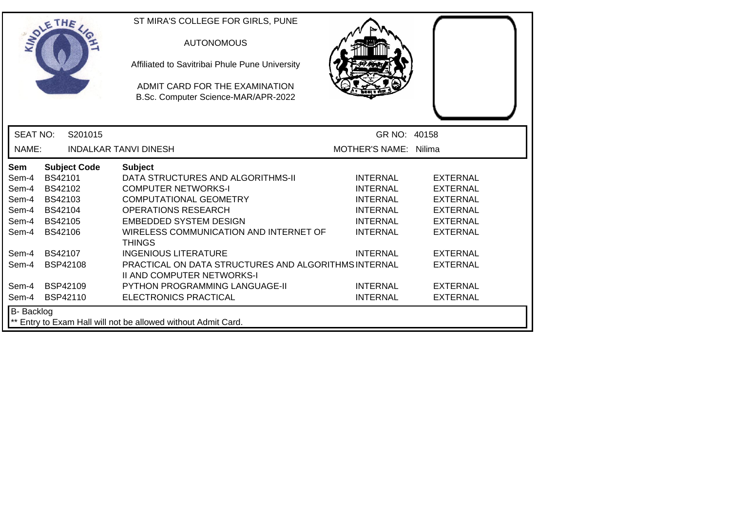ST MIRA'S COLLEGE FOR GIRLS, PUNE

AUTONOMOUS

Affiliated to Savitribai Phule Pune University

ADMIT CARD FOR THE EXAMINATION
B.Sc. Computer Science-MAR/APR-2022

SEAT NO: S201015 GR NO: 40158

NAME: INDALKAR TANVI DINESH MOTHER'S NAME: Nilima

| Sem | Subject Code | Subject | | |
|---|---|---|---|---|
| Sem-4 | BS42101 | DATA STRUCTURES AND ALGORITHMS-II | INTERNAL | EXTERNAL |
| Sem-4 | BS42102 | COMPUTER NETWORKS-I | INTERNAL | EXTERNAL |
| Sem-4 | BS42103 | COMPUTATIONAL GEOMETRY | INTERNAL | EXTERNAL |
| Sem-4 | BS42104 | OPERATIONS RESEARCH | INTERNAL | EXTERNAL |
| Sem-4 | BS42105 | EMBEDDED SYSTEM DESIGN | INTERNAL | EXTERNAL |
| Sem-4 | BS42106 | WIRELESS COMMUNICATION AND INTERNET OF THINGS | INTERNAL | EXTERNAL |
| Sem-4 | BS42107 | INGENIOUS LITERATURE | INTERNAL | EXTERNAL |
| Sem-4 | BSP42108 | PRACTICAL ON DATA STRUCTURES AND ALGORITHMS II AND COMPUTER NETWORKS-I | INTERNAL | EXTERNAL |
| Sem-4 | BSP42109 | PYTHON PROGRAMMING LANGUAGE-II | INTERNAL | EXTERNAL |
| Sem-4 | BSP42110 | ELECTRONICS PRACTICAL | INTERNAL | EXTERNAL |

B- Backlog

** Entry to Exam Hall will not be allowed without Admit Card.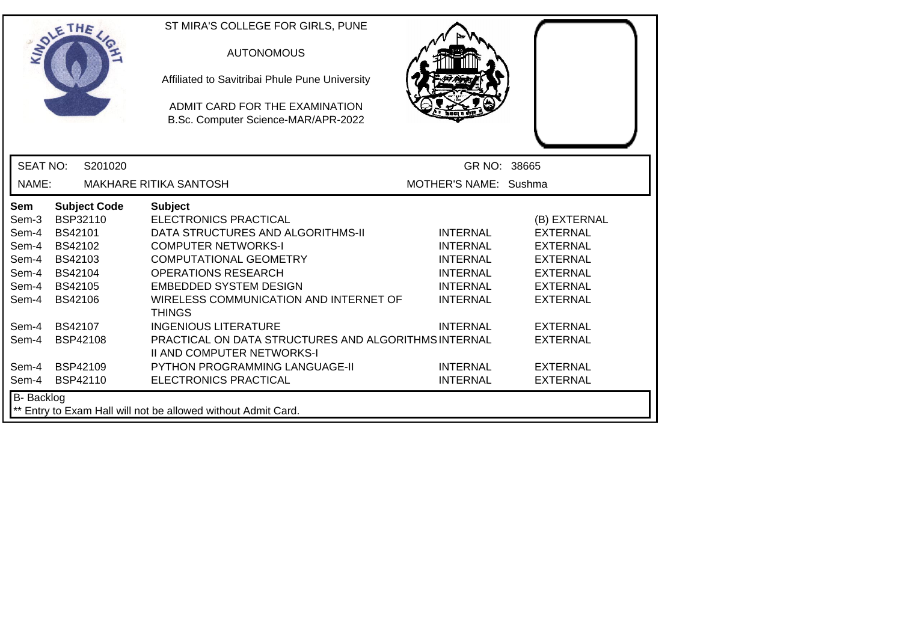ST MIRA'S COLLEGE FOR GIRLS, PUNE

AUTONOMOUS

Affiliated to Savitribai Phule Pune University

ADMIT CARD FOR THE EXAMINATION
B.Sc. Computer Science-MAR/APR-2022

SEAT NO: S201020 GR NO: 38665

NAME: MAKHARE RITIKA SANTOSH MOTHER'S NAME: Sushma

| Sem | Subject Code | Subject | | |
|---|---|---|---|---|
| Sem-3 | BSP32110 | ELECTRONICS PRACTICAL | | (B) EXTERNAL |
| Sem-4 | BS42101 | DATA STRUCTURES AND ALGORITHMS-II | INTERNAL | EXTERNAL |
| Sem-4 | BS42102 | COMPUTER NETWORKS-I | INTERNAL | EXTERNAL |
| Sem-4 | BS42103 | COMPUTATIONAL GEOMETRY | INTERNAL | EXTERNAL |
| Sem-4 | BS42104 | OPERATIONS RESEARCH | INTERNAL | EXTERNAL |
| Sem-4 | BS42105 | EMBEDDED SYSTEM DESIGN | INTERNAL | EXTERNAL |
| Sem-4 | BS42106 | WIRELESS COMMUNICATION AND INTERNET OF THINGS | INTERNAL | EXTERNAL |
| Sem-4 | BS42107 | INGENIOUS LITERATURE | INTERNAL | EXTERNAL |
| Sem-4 | BSP42108 | PRACTICAL ON DATA STRUCTURES AND ALGORITHMS II AND COMPUTER NETWORKS-I | INTERNAL | EXTERNAL |
| Sem-4 | BSP42109 | PYTHON PROGRAMMING LANGUAGE-II | INTERNAL | EXTERNAL |
| Sem-4 | BSP42110 | ELECTRONICS PRACTICAL | INTERNAL | EXTERNAL |

B- Backlog

** Entry to Exam Hall will not be allowed without Admit Card.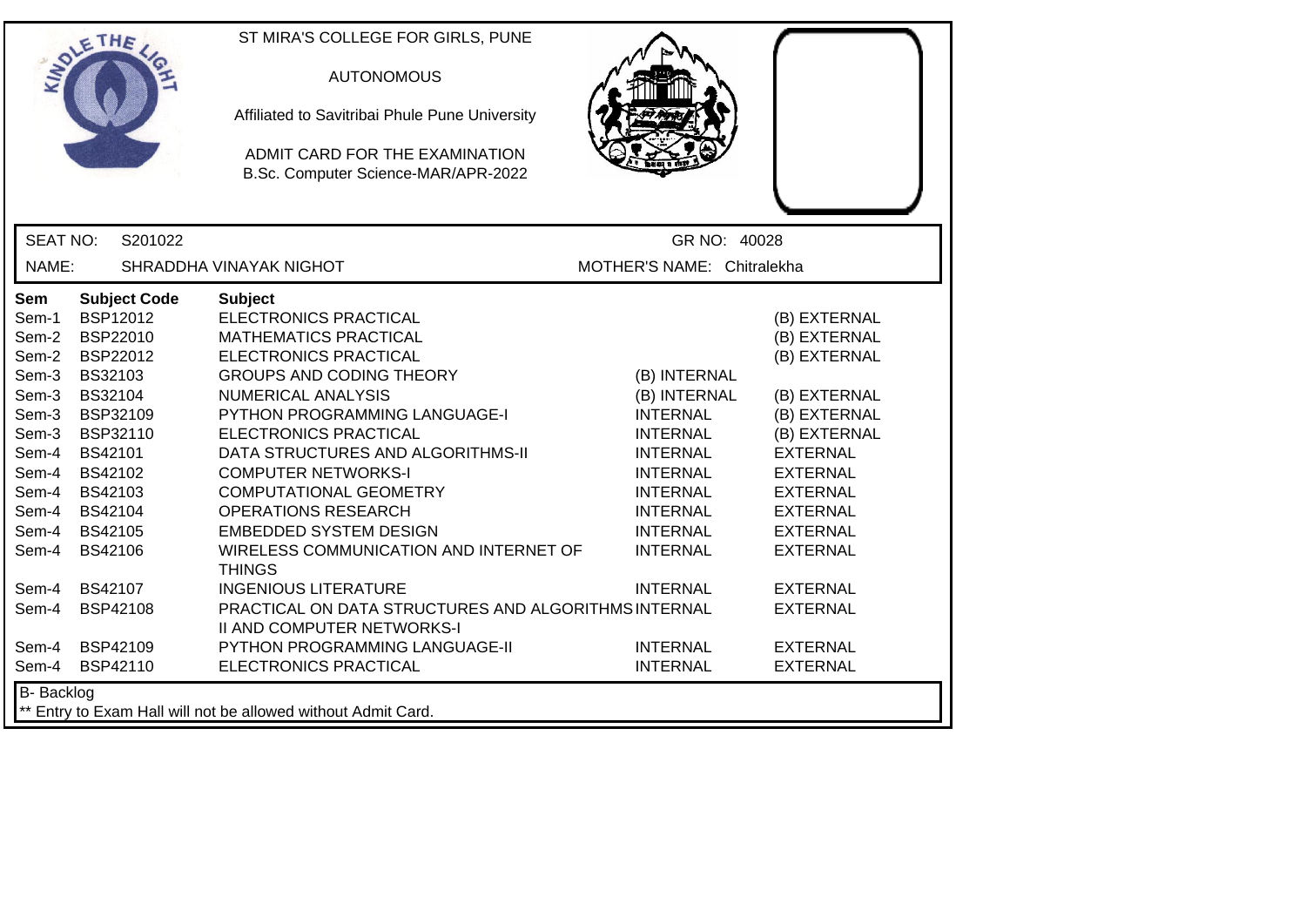ST MIRA'S COLLEGE FOR GIRLS, PUNE

AUTONOMOUS

Affiliated to Savitribai Phule Pune University

ADMIT CARD FOR THE EXAMINATION
B.Sc. Computer Science-MAR/APR-2022

SEAT NO: S201022 GR NO: 40028

NAME: SHRADDHA VINAYAK NIGHOT MOTHER'S NAME: Chitralekha

| Sem | Subject Code | Subject | | |
|---|---|---|---|---|
| Sem-1 | BSP12012 | ELECTRONICS PRACTICAL | | (B) EXTERNAL |
| Sem-2 | BSP22010 | MATHEMATICS PRACTICAL | | (B) EXTERNAL |
| Sem-2 | BSP22012 | ELECTRONICS PRACTICAL | | (B) EXTERNAL |
| Sem-3 | BS32103 | GROUPS AND CODING THEORY | (B) INTERNAL | |
| Sem-3 | BS32104 | NUMERICAL ANALYSIS | (B) INTERNAL | (B) EXTERNAL |
| Sem-3 | BSP32109 | PYTHON PROGRAMMING LANGUAGE-I | INTERNAL | (B) EXTERNAL |
| Sem-3 | BSP32110 | ELECTRONICS PRACTICAL | INTERNAL | (B) EXTERNAL |
| Sem-4 | BS42101 | DATA STRUCTURES AND ALGORITHMS-II | INTERNAL | EXTERNAL |
| Sem-4 | BS42102 | COMPUTER NETWORKS-I | INTERNAL | EXTERNAL |
| Sem-4 | BS42103 | COMPUTATIONAL GEOMETRY | INTERNAL | EXTERNAL |
| Sem-4 | BS42104 | OPERATIONS RESEARCH | INTERNAL | EXTERNAL |
| Sem-4 | BS42105 | EMBEDDED SYSTEM DESIGN | INTERNAL | EXTERNAL |
| Sem-4 | BS42106 | WIRELESS COMMUNICATION AND INTERNET OF THINGS | INTERNAL | EXTERNAL |
| Sem-4 | BS42107 | INGENIOUS LITERATURE | INTERNAL | EXTERNAL |
| Sem-4 | BSP42108 | PRACTICAL ON DATA STRUCTURES AND ALGORITHMS II AND COMPUTER NETWORKS-I | INTERNAL | EXTERNAL |
| Sem-4 | BSP42109 | PYTHON PROGRAMMING LANGUAGE-II | INTERNAL | EXTERNAL |
| Sem-4 | BSP42110 | ELECTRONICS PRACTICAL | INTERNAL | EXTERNAL |

B- Backlog

** Entry to Exam Hall will not be allowed without Admit Card.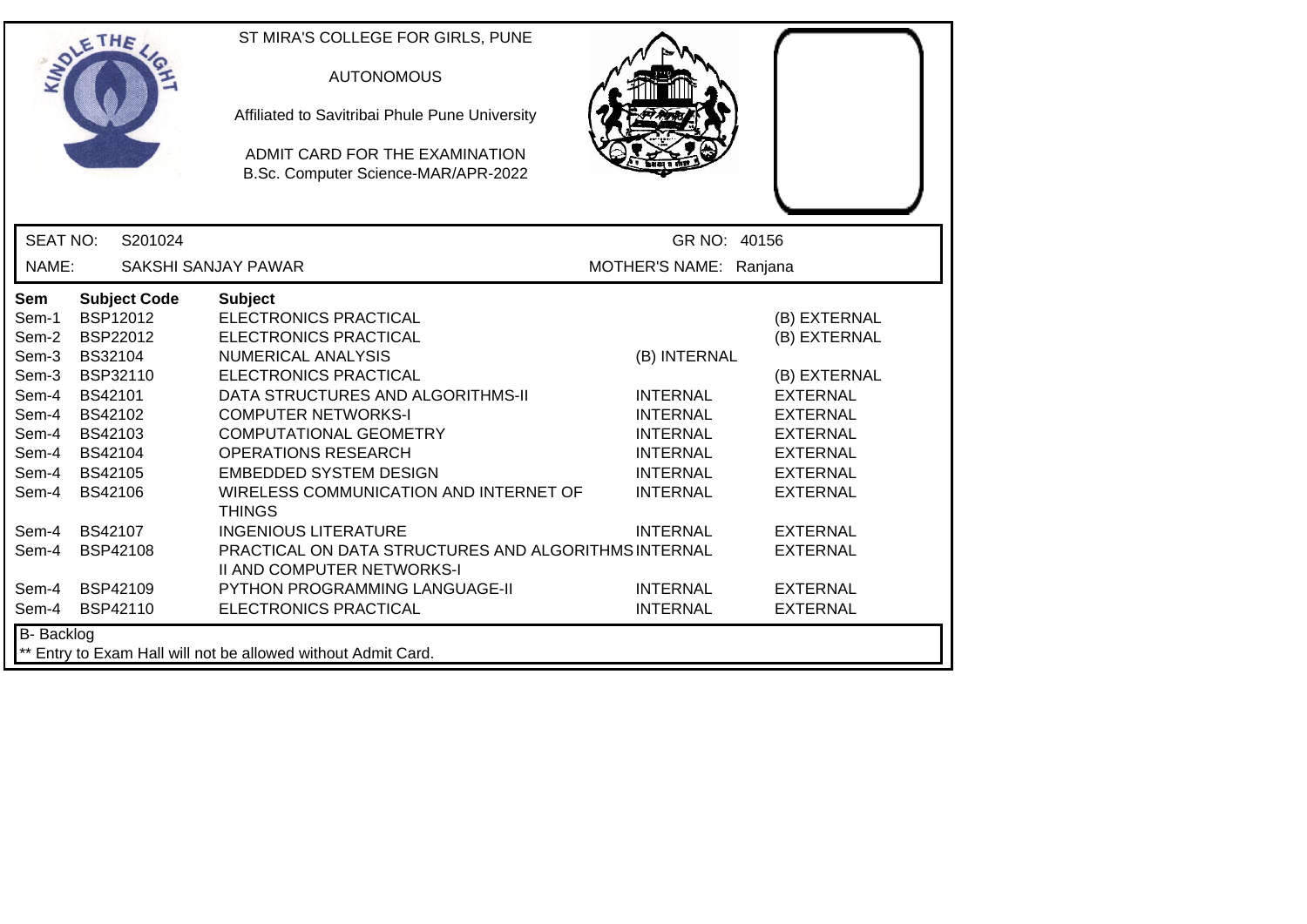ST MIRA'S COLLEGE FOR GIRLS, PUNE

AUTONOMOUS

Affiliated to Savitribai Phule Pune University

ADMIT CARD FOR THE EXAMINATION
B.Sc. Computer Science-MAR/APR-2022

SEAT NO: S201024 GR NO: 40156

NAME: SAKSHI SANJAY PAWAR MOTHER'S NAME: Ranjana

| Sem | Subject Code | Subject | | |
|---|---|---|---|---|
| Sem-1 | BSP12012 | ELECTRONICS PRACTICAL | | (B) EXTERNAL |
| Sem-2 | BSP22012 | ELECTRONICS PRACTICAL | | (B) EXTERNAL |
| Sem-3 | BS32104 | NUMERICAL ANALYSIS | (B) INTERNAL | |
| Sem-3 | BSP32110 | ELECTRONICS PRACTICAL | | (B) EXTERNAL |
| Sem-4 | BS42101 | DATA STRUCTURES AND ALGORITHMS-II | INTERNAL | EXTERNAL |
| Sem-4 | BS42102 | COMPUTER NETWORKS-I | INTERNAL | EXTERNAL |
| Sem-4 | BS42103 | COMPUTATIONAL GEOMETRY | INTERNAL | EXTERNAL |
| Sem-4 | BS42104 | OPERATIONS RESEARCH | INTERNAL | EXTERNAL |
| Sem-4 | BS42105 | EMBEDDED SYSTEM DESIGN | INTERNAL | EXTERNAL |
| Sem-4 | BS42106 | WIRELESS COMMUNICATION AND INTERNET OF THINGS | INTERNAL | EXTERNAL |
| Sem-4 | BS42107 | INGENIOUS LITERATURE | INTERNAL | EXTERNAL |
| Sem-4 | BSP42108 | PRACTICAL ON DATA STRUCTURES AND ALGORITHMS II AND COMPUTER NETWORKS-I | INTERNAL | EXTERNAL |
| Sem-4 | BSP42109 | PYTHON PROGRAMMING LANGUAGE-II | INTERNAL | EXTERNAL |
| Sem-4 | BSP42110 | ELECTRONICS PRACTICAL | INTERNAL | EXTERNAL |

B- Backlog
** Entry to Exam Hall will not be allowed without Admit Card.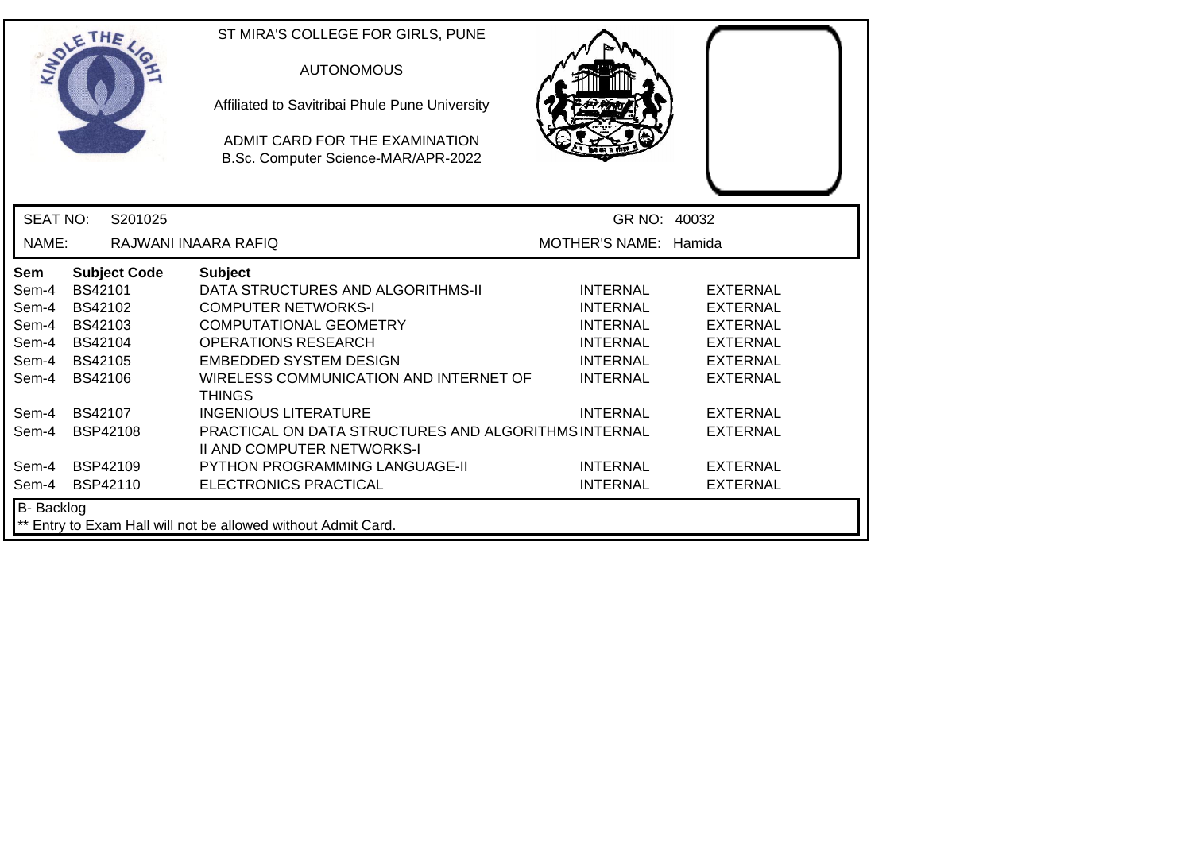ST MIRA'S COLLEGE FOR GIRLS, PUNE

AUTONOMOUS

Affiliated to Savitribai Phule Pune University

ADMIT CARD FOR THE EXAMINATION
B.Sc. Computer Science-MAR/APR-2022

| SEAT NO: | S201025 | GR NO: | 40032 |
|---|---|---|---|
| NAME: | RAJWANI INAARA RAFIQ | MOTHER'S NAME: | Hamida |

| Sem | Subject Code | Subject | | |
|---|---|---|---|---|
| Sem-4 | BS42101 | DATA STRUCTURES AND ALGORITHMS-II | INTERNAL | EXTERNAL |
| Sem-4 | BS42102 | COMPUTER NETWORKS-I | INTERNAL | EXTERNAL |
| Sem-4 | BS42103 | COMPUTATIONAL GEOMETRY | INTERNAL | EXTERNAL |
| Sem-4 | BS42104 | OPERATIONS RESEARCH | INTERNAL | EXTERNAL |
| Sem-4 | BS42105 | EMBEDDED SYSTEM DESIGN | INTERNAL | EXTERNAL |
| Sem-4 | BS42106 | WIRELESS COMMUNICATION AND INTERNET OF THINGS | INTERNAL | EXTERNAL |
| Sem-4 | BS42107 | INGENIOUS LITERATURE | INTERNAL | EXTERNAL |
| Sem-4 | BSP42108 | PRACTICAL ON DATA STRUCTURES AND ALGORITHMS II AND COMPUTER NETWORKS-I | INTERNAL | EXTERNAL |
| Sem-4 | BSP42109 | PYTHON PROGRAMMING LANGUAGE-II | INTERNAL | EXTERNAL |
| Sem-4 | BSP42110 | ELECTRONICS PRACTICAL | INTERNAL | EXTERNAL |

B- Backlog

** Entry to Exam Hall will not be allowed without Admit Card.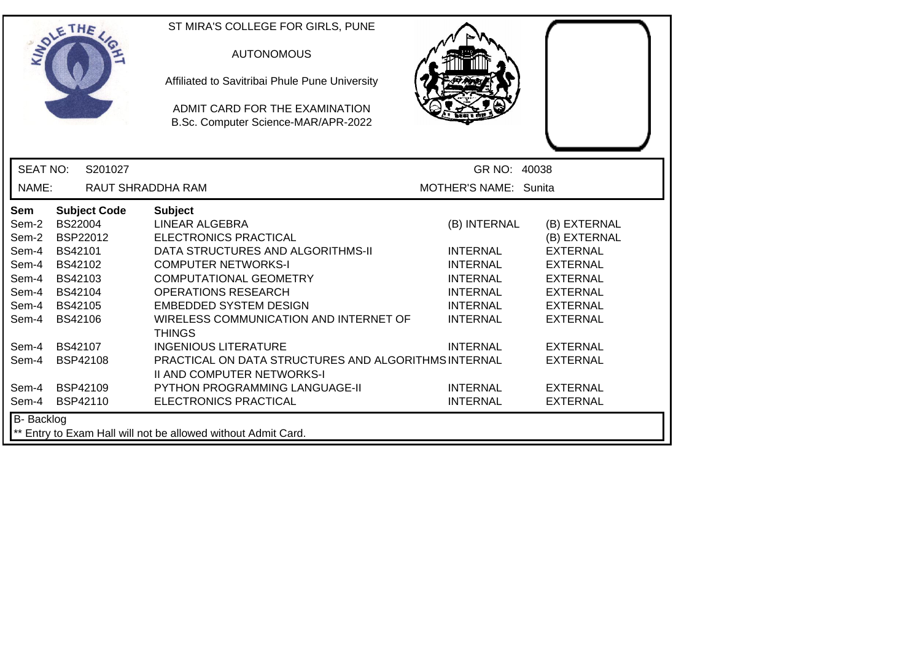ST MIRA'S COLLEGE FOR GIRLS, PUNE

AUTONOMOUS

Affiliated to Savitribai Phule Pune University

ADMIT CARD FOR THE EXAMINATION
B.Sc. Computer Science-MAR/APR-2022

SEAT NO: S201027 GR NO: 40038

NAME: RAUT SHRADDHA RAM MOTHER'S NAME: Sunita

| Sem | Subject Code | Subject | | |
|---|---|---|---|---|
| Sem-2 | BS22004 | LINEAR ALGEBRA | (B) INTERNAL | (B) EXTERNAL |
| Sem-2 | BSP22012 | ELECTRONICS PRACTICAL | | (B) EXTERNAL |
| Sem-4 | BS42101 | DATA STRUCTURES AND ALGORITHMS-II | INTERNAL | EXTERNAL |
| Sem-4 | BS42102 | COMPUTER NETWORKS-I | INTERNAL | EXTERNAL |
| Sem-4 | BS42103 | COMPUTATIONAL GEOMETRY | INTERNAL | EXTERNAL |
| Sem-4 | BS42104 | OPERATIONS RESEARCH | INTERNAL | EXTERNAL |
| Sem-4 | BS42105 | EMBEDDED SYSTEM DESIGN | INTERNAL | EXTERNAL |
| Sem-4 | BS42106 | WIRELESS COMMUNICATION AND INTERNET OF THINGS | INTERNAL | EXTERNAL |
| Sem-4 | BS42107 | INGENIOUS LITERATURE | INTERNAL | EXTERNAL |
| Sem-4 | BSP42108 | PRACTICAL ON DATA STRUCTURES AND ALGORITHMS II AND COMPUTER NETWORKS-I | INTERNAL | EXTERNAL |
| Sem-4 | BSP42109 | PYTHON PROGRAMMING LANGUAGE-II | INTERNAL | EXTERNAL |
| Sem-4 | BSP42110 | ELECTRONICS PRACTICAL | INTERNAL | EXTERNAL |

B- Backlog

** Entry to Exam Hall will not be allowed without Admit Card.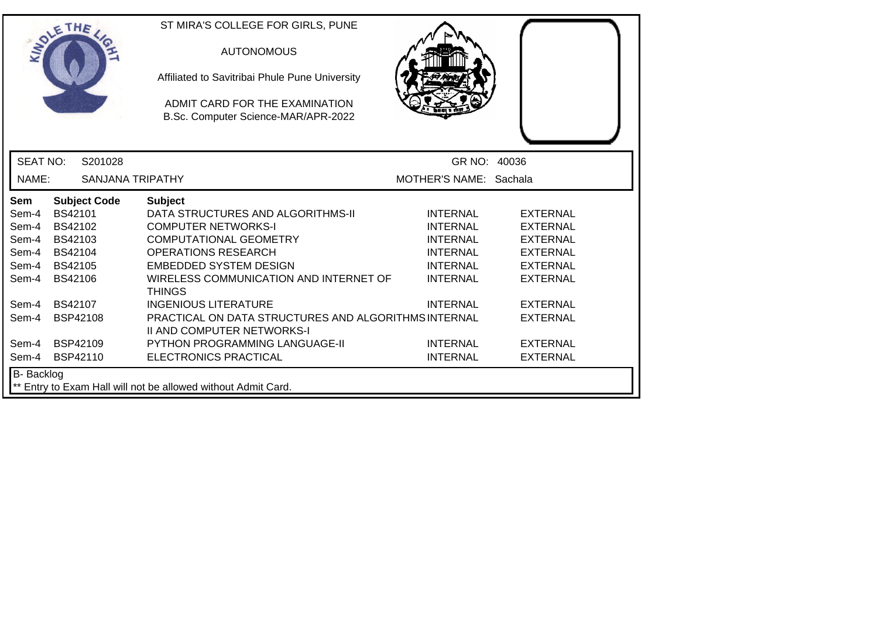ST MIRA'S COLLEGE FOR GIRLS, PUNE

AUTONOMOUS

Affiliated to Savitribai Phule Pune University

ADMIT CARD FOR THE EXAMINATION
B.Sc. Computer Science-MAR/APR-2022

SEAT NO: S201028 GR NO: 40036

NAME: SANJANA TRIPATHY MOTHER'S NAME: Sachala

| Sem | Subject Code | Subject | | |
|---|---|---|---|---|
| Sem-4 | BS42101 | DATA STRUCTURES AND ALGORITHMS-II | INTERNAL | EXTERNAL |
| Sem-4 | BS42102 | COMPUTER NETWORKS-I | INTERNAL | EXTERNAL |
| Sem-4 | BS42103 | COMPUTATIONAL GEOMETRY | INTERNAL | EXTERNAL |
| Sem-4 | BS42104 | OPERATIONS RESEARCH | INTERNAL | EXTERNAL |
| Sem-4 | BS42105 | EMBEDDED SYSTEM DESIGN | INTERNAL | EXTERNAL |
| Sem-4 | BS42106 | WIRELESS COMMUNICATION AND INTERNET OF THINGS | INTERNAL | EXTERNAL |
| Sem-4 | BS42107 | INGENIOUS LITERATURE | INTERNAL | EXTERNAL |
| Sem-4 | BSP42108 | PRACTICAL ON DATA STRUCTURES AND ALGORITHMS II AND COMPUTER NETWORKS-I | INTERNAL | EXTERNAL |
| Sem-4 | BSP42109 | PYTHON PROGRAMMING LANGUAGE-II | INTERNAL | EXTERNAL |
| Sem-4 | BSP42110 | ELECTRONICS PRACTICAL | INTERNAL | EXTERNAL |

B- Backlog

** Entry to Exam Hall will not be allowed without Admit Card.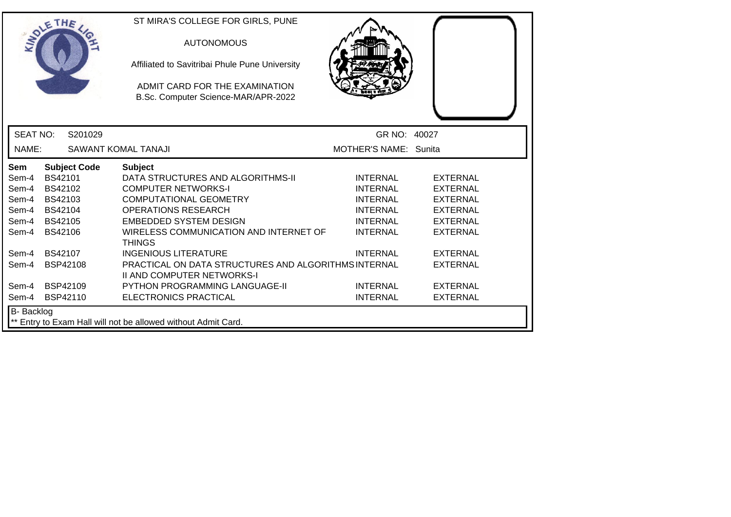ST MIRA'S COLLEGE FOR GIRLS, PUNE

AUTONOMOUS

Affiliated to Savitribai Phule Pune University

ADMIT CARD FOR THE EXAMINATION
B.Sc. Computer Science-MAR/APR-2022

SEAT NO: S201029 GR NO: 40027

NAME: SAWANT KOMAL TANAJI MOTHER'S NAME: Sunita

| Sem | Subject Code | Subject | | |
|---|---|---|---|---|
| Sem-4 | BS42101 | DATA STRUCTURES AND ALGORITHMS-II | INTERNAL | EXTERNAL |
| Sem-4 | BS42102 | COMPUTER NETWORKS-I | INTERNAL | EXTERNAL |
| Sem-4 | BS42103 | COMPUTATIONAL GEOMETRY | INTERNAL | EXTERNAL |
| Sem-4 | BS42104 | OPERATIONS RESEARCH | INTERNAL | EXTERNAL |
| Sem-4 | BS42105 | EMBEDDED SYSTEM DESIGN | INTERNAL | EXTERNAL |
| Sem-4 | BS42106 | WIRELESS COMMUNICATION AND INTERNET OF THINGS | INTERNAL | EXTERNAL |
| Sem-4 | BS42107 | INGENIOUS LITERATURE | INTERNAL | EXTERNAL |
| Sem-4 | BSP42108 | PRACTICAL ON DATA STRUCTURES AND ALGORITHMS II AND COMPUTER NETWORKS-I | INTERNAL | EXTERNAL |
| Sem-4 | BSP42109 | PYTHON PROGRAMMING LANGUAGE-II | INTERNAL | EXTERNAL |
| Sem-4 | BSP42110 | ELECTRONICS PRACTICAL | INTERNAL | EXTERNAL |

B- Backlog

** Entry to Exam Hall will not be allowed without Admit Card.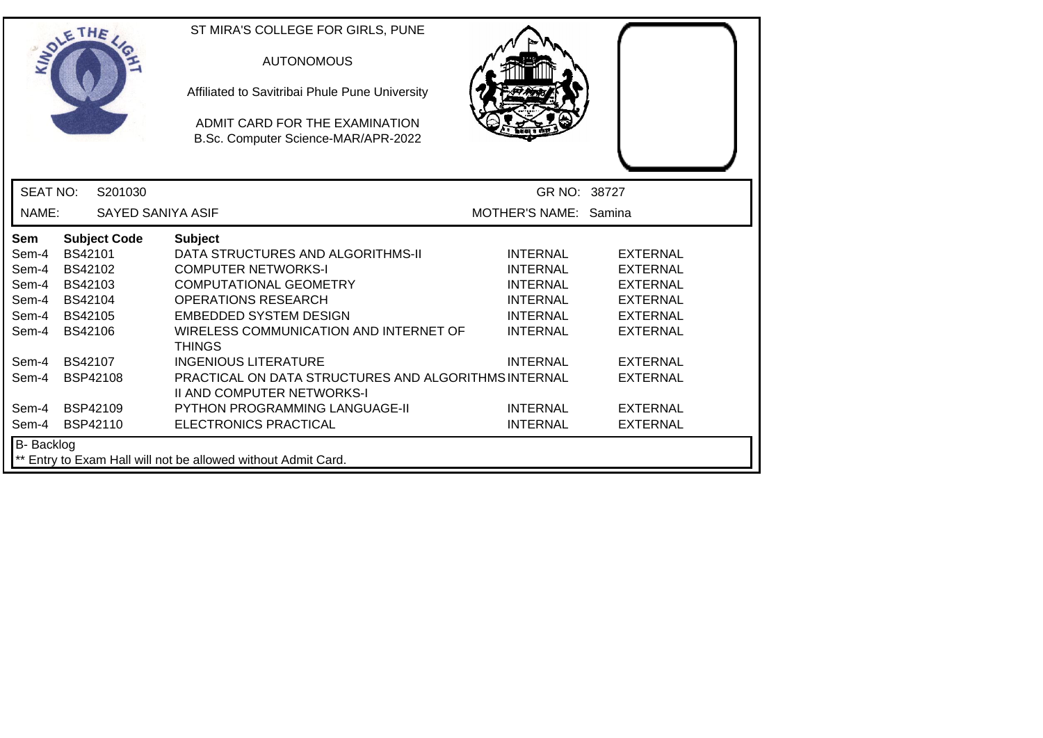ST MIRA'S COLLEGE FOR GIRLS, PUNE

AUTONOMOUS

Affiliated to Savitribai Phule Pune University

ADMIT CARD FOR THE EXAMINATION
B.Sc. Computer Science-MAR/APR-2022

SEAT NO: S201030 GR NO: 38727

NAME: SAYED SANIYA ASIF MOTHER'S NAME: Samina

| Sem | Subject Code | Subject | | |
|---|---|---|---|---|
| Sem-4 | BS42101 | DATA STRUCTURES AND ALGORITHMS-II | INTERNAL | EXTERNAL |
| Sem-4 | BS42102 | COMPUTER NETWORKS-I | INTERNAL | EXTERNAL |
| Sem-4 | BS42103 | COMPUTATIONAL GEOMETRY | INTERNAL | EXTERNAL |
| Sem-4 | BS42104 | OPERATIONS RESEARCH | INTERNAL | EXTERNAL |
| Sem-4 | BS42105 | EMBEDDED SYSTEM DESIGN | INTERNAL | EXTERNAL |
| Sem-4 | BS42106 | WIRELESS COMMUNICATION AND INTERNET OF THINGS | INTERNAL | EXTERNAL |
| Sem-4 | BS42107 | INGENIOUS LITERATURE | INTERNAL | EXTERNAL |
| Sem-4 | BSP42108 | PRACTICAL ON DATA STRUCTURES AND ALGORITHMS II AND COMPUTER NETWORKS-I | INTERNAL | EXTERNAL |
| Sem-4 | BSP42109 | PYTHON PROGRAMMING LANGUAGE-II | INTERNAL | EXTERNAL |
| Sem-4 | BSP42110 | ELECTRONICS PRACTICAL | INTERNAL | EXTERNAL |

B- Backlog

** Entry to Exam Hall will not be allowed without Admit Card.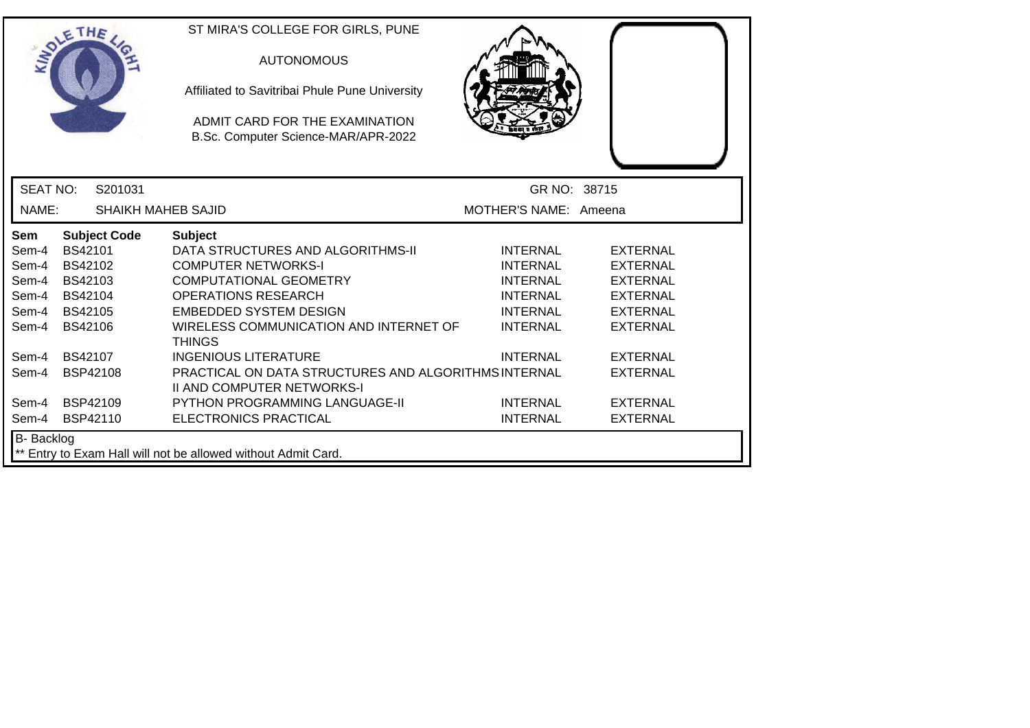ST MIRA'S COLLEGE FOR GIRLS, PUNE

AUTONOMOUS

Affiliated to Savitribai Phule Pune University

ADMIT CARD FOR THE EXAMINATION
B.Sc. Computer Science-MAR/APR-2022

SEAT NO: S201031 | GR NO: 38715

NAME: SHAIKH MAHEB SAJID | MOTHER'S NAME: Ameena

| Sem | Subject Code | Subject | | |
|---|---|---|---|---|
| Sem-4 | BS42101 | DATA STRUCTURES AND ALGORITHMS-II | INTERNAL | EXTERNAL |
| Sem-4 | BS42102 | COMPUTER NETWORKS-I | INTERNAL | EXTERNAL |
| Sem-4 | BS42103 | COMPUTATIONAL GEOMETRY | INTERNAL | EXTERNAL |
| Sem-4 | BS42104 | OPERATIONS RESEARCH | INTERNAL | EXTERNAL |
| Sem-4 | BS42105 | EMBEDDED SYSTEM DESIGN | INTERNAL | EXTERNAL |
| Sem-4 | BS42106 | WIRELESS COMMUNICATION AND INTERNET OF THINGS | INTERNAL | EXTERNAL |
| Sem-4 | BS42107 | INGENIOUS LITERATURE | INTERNAL | EXTERNAL |
| Sem-4 | BSP42108 | PRACTICAL ON DATA STRUCTURES AND ALGORITHMS II AND COMPUTER NETWORKS-I | INTERNAL | EXTERNAL |
| Sem-4 | BSP42109 | PYTHON PROGRAMMING LANGUAGE-II | INTERNAL | EXTERNAL |
| Sem-4 | BSP42110 | ELECTRONICS PRACTICAL | INTERNAL | EXTERNAL |

B- Backlog

** Entry to Exam Hall will not be allowed without Admit Card.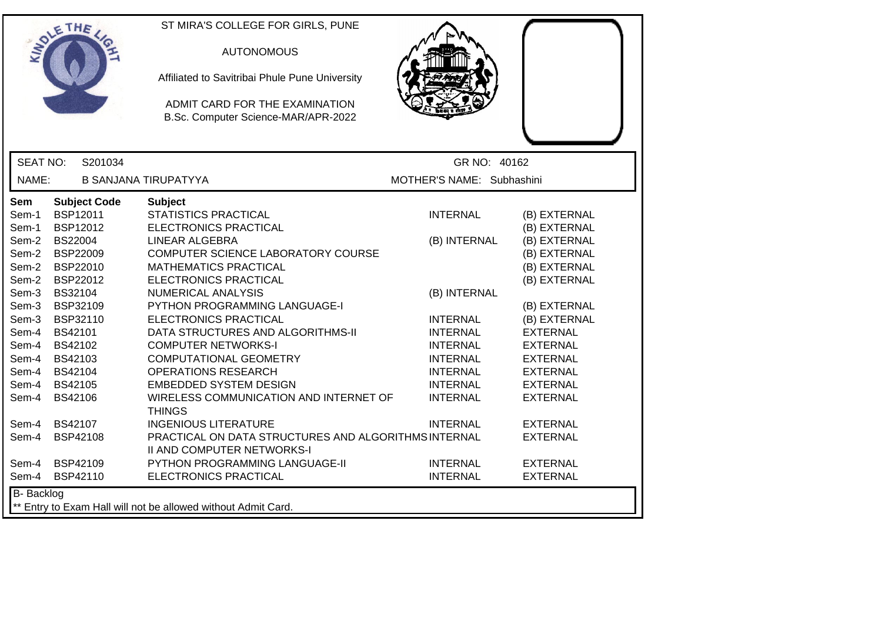ST MIRA'S COLLEGE FOR GIRLS, PUNE

AUTONOMOUS

Affiliated to Savitribai Phule Pune University

ADMIT CARD FOR THE EXAMINATION
B.Sc. Computer Science-MAR/APR-2022

SEAT NO: S201034 | GR NO: 40162

NAME: B SANJANA TIRUPATYYA | MOTHER'S NAME: Subhashini

| Sem | Subject Code | Subject | | |
|---|---|---|---|---|
| Sem-1 | BSP12011 | STATISTICS PRACTICAL | INTERNAL | (B) EXTERNAL |
| Sem-1 | BSP12012 | ELECTRONICS PRACTICAL | | (B) EXTERNAL |
| Sem-2 | BS22004 | LINEAR ALGEBRA | (B) INTERNAL | (B) EXTERNAL |
| Sem-2 | BSP22009 | COMPUTER SCIENCE LABORATORY COURSE | | (B) EXTERNAL |
| Sem-2 | BSP22010 | MATHEMATICS PRACTICAL | | (B) EXTERNAL |
| Sem-2 | BSP22012 | ELECTRONICS PRACTICAL | | (B) EXTERNAL |
| Sem-3 | BS32104 | NUMERICAL ANALYSIS | (B) INTERNAL | |
| Sem-3 | BSP32109 | PYTHON PROGRAMMING LANGUAGE-I | | (B) EXTERNAL |
| Sem-3 | BSP32110 | ELECTRONICS PRACTICAL | INTERNAL | (B) EXTERNAL |
| Sem-4 | BS42101 | DATA STRUCTURES AND ALGORITHMS-II | INTERNAL | EXTERNAL |
| Sem-4 | BS42102 | COMPUTER NETWORKS-I | INTERNAL | EXTERNAL |
| Sem-4 | BS42103 | COMPUTATIONAL GEOMETRY | INTERNAL | EXTERNAL |
| Sem-4 | BS42104 | OPERATIONS RESEARCH | INTERNAL | EXTERNAL |
| Sem-4 | BS42105 | EMBEDDED SYSTEM DESIGN | INTERNAL | EXTERNAL |
| Sem-4 | BS42106 | WIRELESS COMMUNICATION AND INTERNET OF THINGS | INTERNAL | EXTERNAL |
| Sem-4 | BS42107 | INGENIOUS LITERATURE | INTERNAL | EXTERNAL |
| Sem-4 | BSP42108 | PRACTICAL ON DATA STRUCTURES AND ALGORITHMS II AND COMPUTER NETWORKS-I | INTERNAL | EXTERNAL |
| Sem-4 | BSP42109 | PYTHON PROGRAMMING LANGUAGE-II | INTERNAL | EXTERNAL |
| Sem-4 | BSP42110 | ELECTRONICS PRACTICAL | INTERNAL | EXTERNAL |

B- Backlog

** Entry to Exam Hall will not be allowed without Admit Card.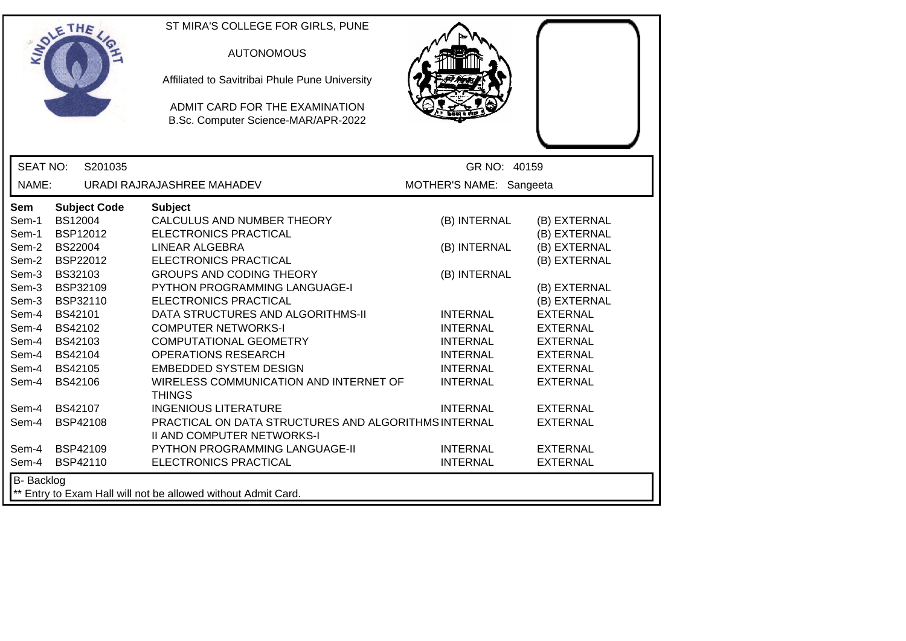ST MIRA'S COLLEGE FOR GIRLS, PUNE

AUTONOMOUS

Affiliated to Savitribai Phule Pune University

ADMIT CARD FOR THE EXAMINATION
B.Sc. Computer Science-MAR/APR-2022

SEAT NO: S201035 | GR NO: 40159

NAME: URADI RAJRAJASHREE MAHADEV | MOTHER'S NAME: Sangeeta

| Sem | Subject Code | Subject | | |
|---|---|---|---|---|
| Sem-1 | BS12004 | CALCULUS AND NUMBER THEORY | (B) INTERNAL | (B) EXTERNAL |
| Sem-1 | BSP12012 | ELECTRONICS PRACTICAL | | (B) EXTERNAL |
| Sem-2 | BS22004 | LINEAR ALGEBRA | (B) INTERNAL | (B) EXTERNAL |
| Sem-2 | BSP22012 | ELECTRONICS PRACTICAL | | (B) EXTERNAL |
| Sem-3 | BS32103 | GROUPS AND CODING THEORY | (B) INTERNAL | |
| Sem-3 | BSP32109 | PYTHON PROGRAMMING LANGUAGE-I | | (B) EXTERNAL |
| Sem-3 | BSP32110 | ELECTRONICS PRACTICAL | | (B) EXTERNAL |
| Sem-4 | BS42101 | DATA STRUCTURES AND ALGORITHMS-II | INTERNAL | EXTERNAL |
| Sem-4 | BS42102 | COMPUTER NETWORKS-I | INTERNAL | EXTERNAL |
| Sem-4 | BS42103 | COMPUTATIONAL GEOMETRY | INTERNAL | EXTERNAL |
| Sem-4 | BS42104 | OPERATIONS RESEARCH | INTERNAL | EXTERNAL |
| Sem-4 | BS42105 | EMBEDDED SYSTEM DESIGN | INTERNAL | EXTERNAL |
| Sem-4 | BS42106 | WIRELESS COMMUNICATION AND INTERNET OF THINGS | INTERNAL | EXTERNAL |
| Sem-4 | BS42107 | INGENIOUS LITERATURE | INTERNAL | EXTERNAL |
| Sem-4 | BSP42108 | PRACTICAL ON DATA STRUCTURES AND ALGORITHMS II AND COMPUTER NETWORKS-I | INTERNAL | EXTERNAL |
| Sem-4 | BSP42109 | PYTHON PROGRAMMING LANGUAGE-II | INTERNAL | EXTERNAL |
| Sem-4 | BSP42110 | ELECTRONICS PRACTICAL | INTERNAL | EXTERNAL |

B- Backlog

** Entry to Exam Hall will not be allowed without Admit Card.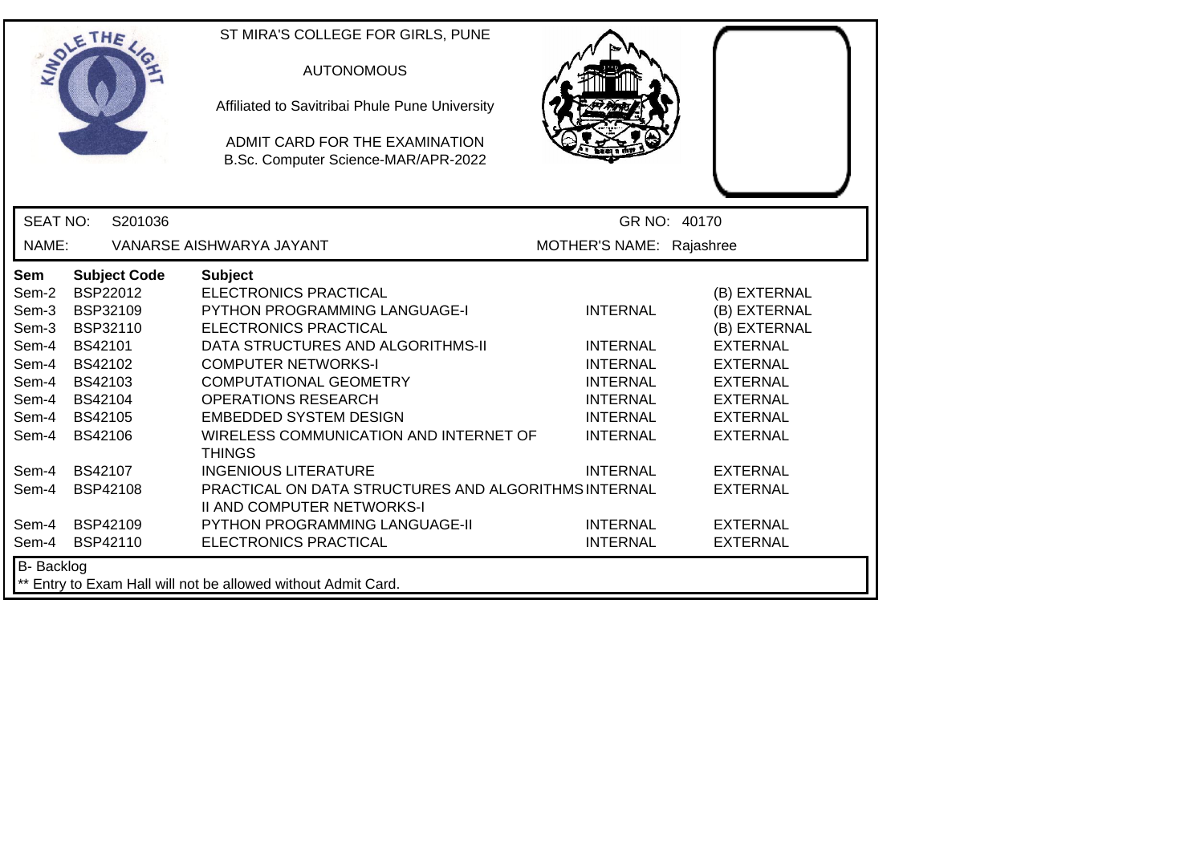ST MIRA'S COLLEGE FOR GIRLS, PUNE

AUTONOMOUS

Affiliated to Savitribai Phule Pune University

ADMIT CARD FOR THE EXAMINATION
B.Sc. Computer Science-MAR/APR-2022

SEAT NO: S201036 GR NO: 40170

NAME: VANARSE AISHWARYA JAYANT MOTHER'S NAME: Rajashree

| Sem | Subject Code | Subject | | |
|---|---|---|---|---|
| Sem-2 | BSP22012 | ELECTRONICS PRACTICAL | | (B) EXTERNAL |
| Sem-3 | BSP32109 | PYTHON PROGRAMMING LANGUAGE-I | INTERNAL | (B) EXTERNAL |
| Sem-3 | BSP32110 | ELECTRONICS PRACTICAL | | (B) EXTERNAL |
| Sem-4 | BS42101 | DATA STRUCTURES AND ALGORITHMS-II | INTERNAL | EXTERNAL |
| Sem-4 | BS42102 | COMPUTER NETWORKS-I | INTERNAL | EXTERNAL |
| Sem-4 | BS42103 | COMPUTATIONAL GEOMETRY | INTERNAL | EXTERNAL |
| Sem-4 | BS42104 | OPERATIONS RESEARCH | INTERNAL | EXTERNAL |
| Sem-4 | BS42105 | EMBEDDED SYSTEM DESIGN | INTERNAL | EXTERNAL |
| Sem-4 | BS42106 | WIRELESS COMMUNICATION AND INTERNET OF THINGS | INTERNAL | EXTERNAL |
| Sem-4 | BS42107 | INGENIOUS LITERATURE | INTERNAL | EXTERNAL |
| Sem-4 | BSP42108 | PRACTICAL ON DATA STRUCTURES AND ALGORITHMS II AND COMPUTER NETWORKS-I | INTERNAL | EXTERNAL |
| Sem-4 | BSP42109 | PYTHON PROGRAMMING LANGUAGE-II | INTERNAL | EXTERNAL |
| Sem-4 | BSP42110 | ELECTRONICS PRACTICAL | INTERNAL | EXTERNAL |

B- Backlog

** Entry to Exam Hall will not be allowed without Admit Card.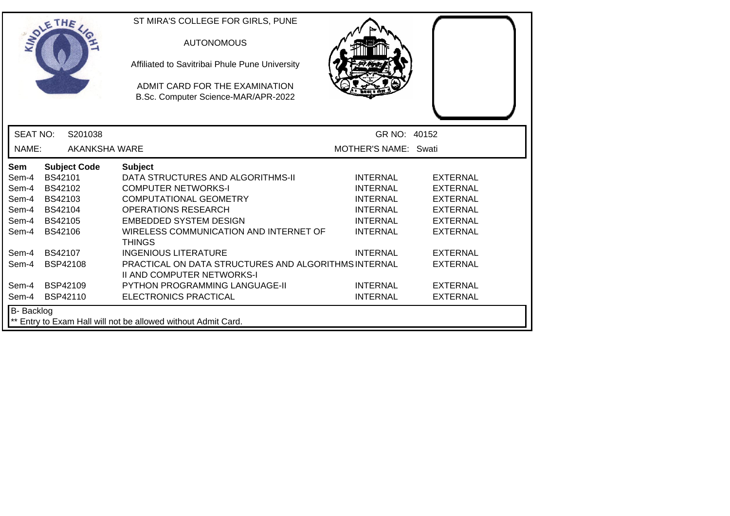ST MIRA'S COLLEGE FOR GIRLS, PUNE

AUTONOMOUS

Affiliated to Savitribai Phule Pune University

ADMIT CARD FOR THE EXAMINATION
B.Sc. Computer Science-MAR/APR-2022

SEAT NO: S201038 GR NO: 40152

NAME: AKANKSHA WARE MOTHER'S NAME: Swati

| Sem | Subject Code | Subject | | |
|---|---|---|---|---|
| Sem-4 | BS42101 | DATA STRUCTURES AND ALGORITHMS-II | INTERNAL | EXTERNAL |
| Sem-4 | BS42102 | COMPUTER NETWORKS-I | INTERNAL | EXTERNAL |
| Sem-4 | BS42103 | COMPUTATIONAL GEOMETRY | INTERNAL | EXTERNAL |
| Sem-4 | BS42104 | OPERATIONS RESEARCH | INTERNAL | EXTERNAL |
| Sem-4 | BS42105 | EMBEDDED SYSTEM DESIGN | INTERNAL | EXTERNAL |
| Sem-4 | BS42106 | WIRELESS COMMUNICATION AND INTERNET OF THINGS | INTERNAL | EXTERNAL |
| Sem-4 | BS42107 | INGENIOUS LITERATURE | INTERNAL | EXTERNAL |
| Sem-4 | BSP42108 | PRACTICAL ON DATA STRUCTURES AND ALGORITHMS II AND COMPUTER NETWORKS-I | INTERNAL | EXTERNAL |
| Sem-4 | BSP42109 | PYTHON PROGRAMMING LANGUAGE-II | INTERNAL | EXTERNAL |
| Sem-4 | BSP42110 | ELECTRONICS PRACTICAL | INTERNAL | EXTERNAL |

B- Backlog

** Entry to Exam Hall will not be allowed without Admit Card.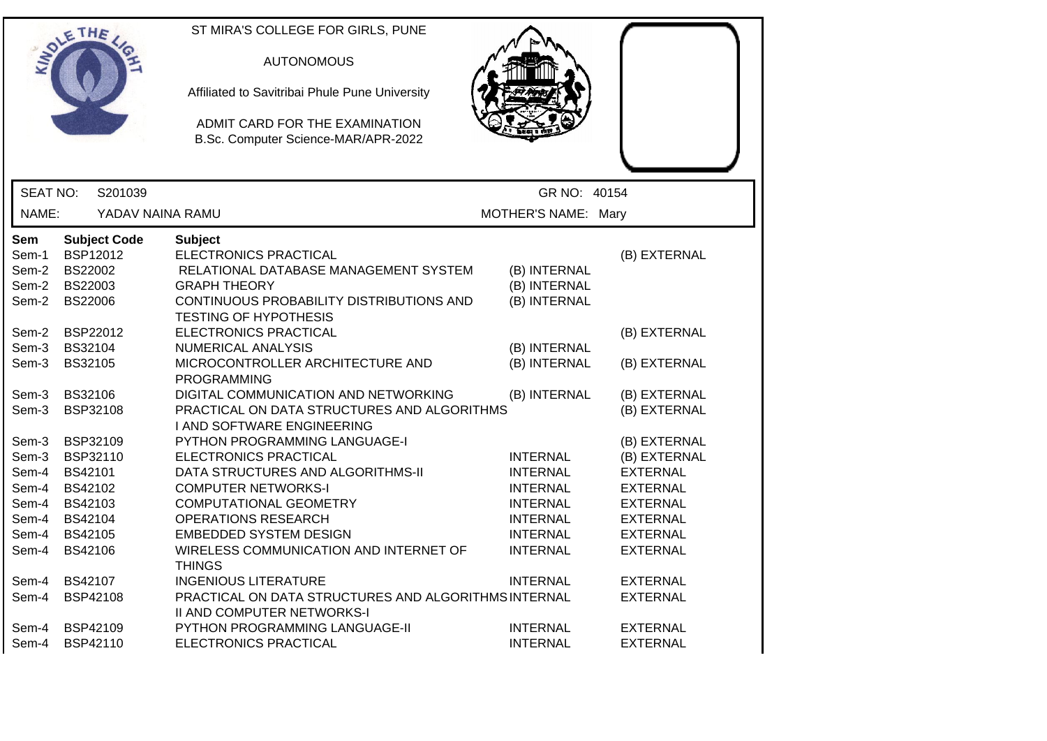ST MIRA'S COLLEGE FOR GIRLS, PUNE

AUTONOMOUS

Affiliated to Savitribai Phule Pune University

ADMIT CARD FOR THE EXAMINATION

B.Sc. Computer Science-MAR/APR-2022

SEAT NO: S201039 GR NO: 40154

NAME: YADAV NAINA RAMU MOTHER'S NAME: Mary

| Sem | Subject Code | Subject | | |
|---|---|---|---|---|
| Sem-1 | BSP12012 | ELECTRONICS PRACTICAL | | (B) EXTERNAL |
| Sem-2 | BS22002 | RELATIONAL DATABASE MANAGEMENT SYSTEM | (B) INTERNAL | |
| Sem-2 | BS22003 | GRAPH THEORY | (B) INTERNAL | |
| Sem-2 | BS22006 | CONTINUOUS PROBABILITY DISTRIBUTIONS AND TESTING OF HYPOTHESIS | (B) INTERNAL | |
| Sem-2 | BSP22012 | ELECTRONICS PRACTICAL | | (B) EXTERNAL |
| Sem-3 | BS32104 | NUMERICAL ANALYSIS | (B) INTERNAL | |
| Sem-3 | BS32105 | MICROCONTROLLER ARCHITECTURE AND PROGRAMMING | (B) INTERNAL | (B) EXTERNAL |
| Sem-3 | BS32106 | DIGITAL COMMUNICATION AND NETWORKING | (B) INTERNAL | (B) EXTERNAL |
| Sem-3 | BSP32108 | PRACTICAL ON DATA STRUCTURES AND ALGORITHMS I AND SOFTWARE ENGINEERING | | (B) EXTERNAL |
| Sem-3 | BSP32109 | PYTHON PROGRAMMING LANGUAGE-I | | (B) EXTERNAL |
| Sem-3 | BSP32110 | ELECTRONICS PRACTICAL | INTERNAL | (B) EXTERNAL |
| Sem-4 | BS42101 | DATA STRUCTURES AND ALGORITHMS-II | INTERNAL | EXTERNAL |
| Sem-4 | BS42102 | COMPUTER NETWORKS-I | INTERNAL | EXTERNAL |
| Sem-4 | BS42103 | COMPUTATIONAL GEOMETRY | INTERNAL | EXTERNAL |
| Sem-4 | BS42104 | OPERATIONS RESEARCH | INTERNAL | EXTERNAL |
| Sem-4 | BS42105 | EMBEDDED SYSTEM DESIGN | INTERNAL | EXTERNAL |
| Sem-4 | BS42106 | WIRELESS COMMUNICATION AND INTERNET OF THINGS | INTERNAL | EXTERNAL |
| Sem-4 | BS42107 | INGENIOUS LITERATURE | INTERNAL | EXTERNAL |
| Sem-4 | BSP42108 | PRACTICAL ON DATA STRUCTURES AND ALGORITHMS II AND COMPUTER NETWORKS-I | INTERNAL | EXTERNAL |
| Sem-4 | BSP42109 | PYTHON PROGRAMMING LANGUAGE-II | INTERNAL | EXTERNAL |
| Sem-4 | BSP42110 | ELECTRONICS PRACTICAL | INTERNAL | EXTERNAL |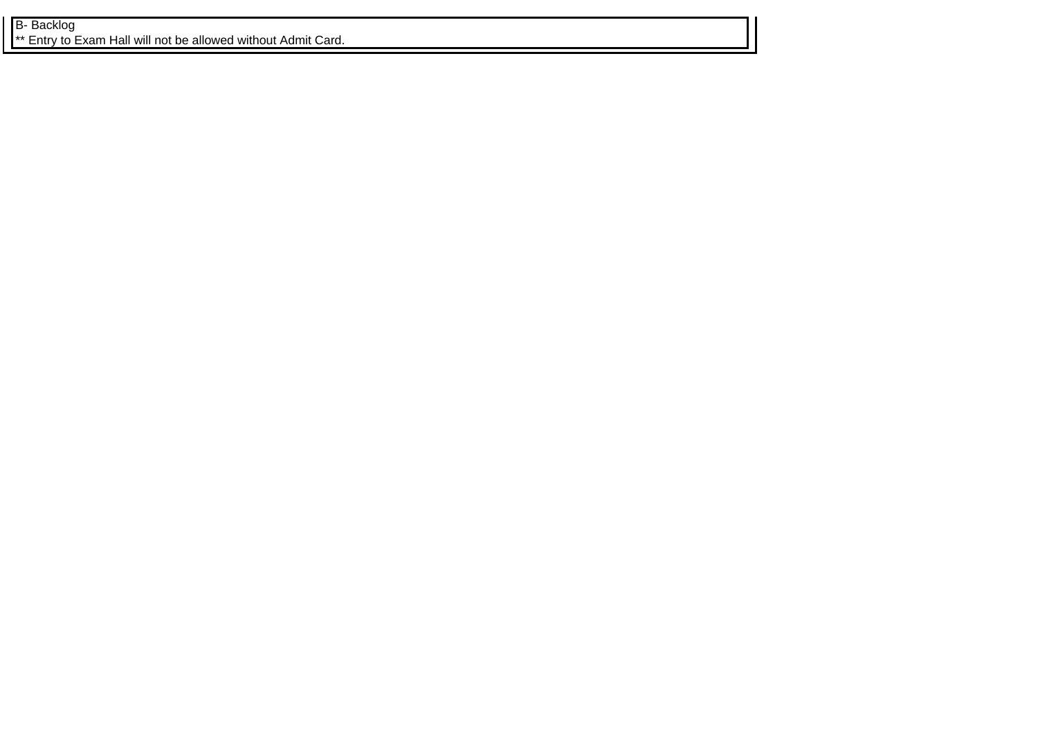B- Backlog

** Entry to Exam Hall will not be allowed without Admit Card.